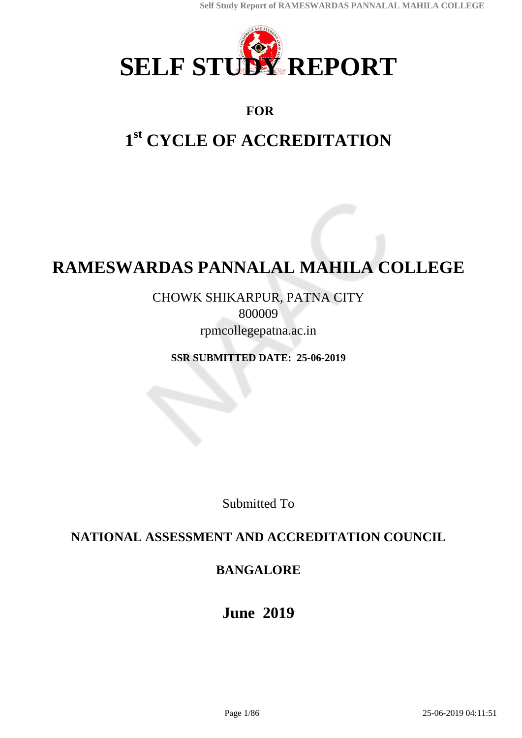# SELF STUDY REPORT

**FOR**

# 1st CYCLE OF ACCREDITATION

# RAMESWARDAS PANNALAL MAHILA COLLEGE

CHOWK SHIKARPUR, PATNA CITY
800009
rpmcollegepatna.ac.in

**SSR SUBMITTED DATE: 25-06-2019**

Submitted To

**NATIONAL ASSESSMENT AND ACCREDITATION COUNCIL**

**BANGALORE**

**June 2019**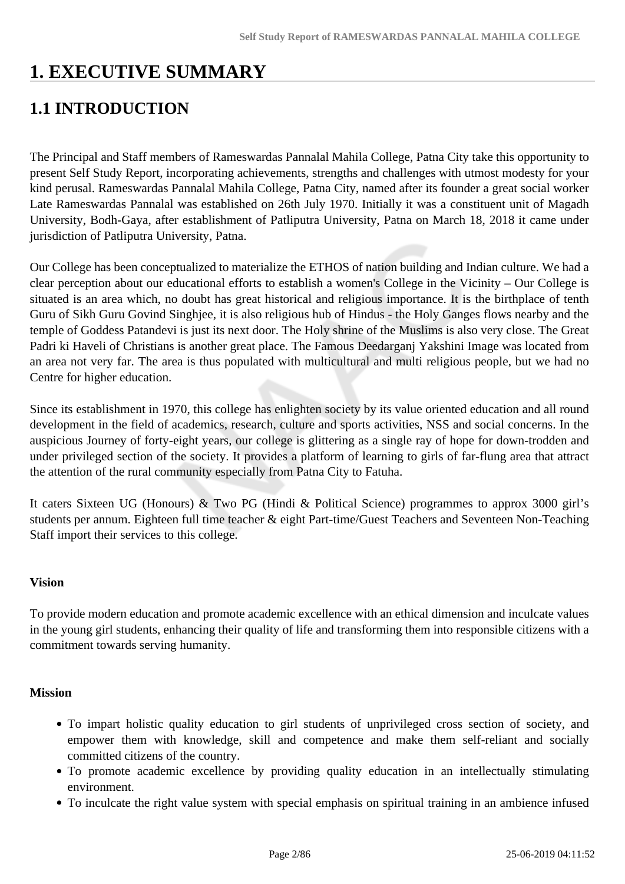# 1. EXECUTIVE SUMMARY

## 1.1 INTRODUCTION

The Principal and Staff members of Rameswardas Pannalal Mahila College, Patna City take this opportunity to present Self Study Report, incorporating achievements, strengths and challenges with utmost modesty for your kind perusal. Rameswardas Pannalal Mahila College, Patna City, named after its founder a great social worker Late Rameswardas Pannalal was established on 26th July 1970. Initially it was a constituent unit of Magadh University, Bodh-Gaya, after establishment of Patliputra University, Patna on March 18, 2018 it came under jurisdiction of Patliputra University, Patna.

Our College has been conceptualized to materialize the ETHOS of nation building and Indian culture. We had a clear perception about our educational efforts to establish a women's College in the Vicinity – Our College is situated is an area which, no doubt has great historical and religious importance. It is the birthplace of tenth Guru of Sikh Guru Govind Singhjee, it is also religious hub of Hindus - the Holy Ganges flows nearby and the temple of Goddess Patandevi is just its next door. The Holy shrine of the Muslims is also very close. The Great Padri ki Haveli of Christians is another great place. The Famous Deedarganj Yakshini Image was located from an area not very far. The area is thus populated with multicultural and multi religious people, but we had no Centre for higher education.

Since its establishment in 1970, this college has enlighten society by its value oriented education and all round development in the field of academics, research, culture and sports activities, NSS and social concerns. In the auspicious Journey of forty-eight years, our college is glittering as a single ray of hope for down-trodden and under privileged section of the society. It provides a platform of learning to girls of far-flung area that attract the attention of the rural community especially from Patna City to Fatuha.

It caters Sixteen UG (Honours) & Two PG (Hindi & Political Science) programmes to approx 3000 girl's students per annum. Eighteen full time teacher & eight Part-time/Guest Teachers and Seventeen Non-Teaching Staff import their services to this college.

**Vision**

To provide modern education and promote academic excellence with an ethical dimension and inculcate values in the young girl students, enhancing their quality of life and transforming them into responsible citizens with a commitment towards serving humanity.

**Mission**

- To impart holistic quality education to girl students of unprivileged cross section of society, and empower them with knowledge, skill and competence and make them self-reliant and socially committed citizens of the country.
- To promote academic excellence by providing quality education in an intellectually stimulating environment.
- To inculcate the right value system with special emphasis on spiritual training in an ambience infused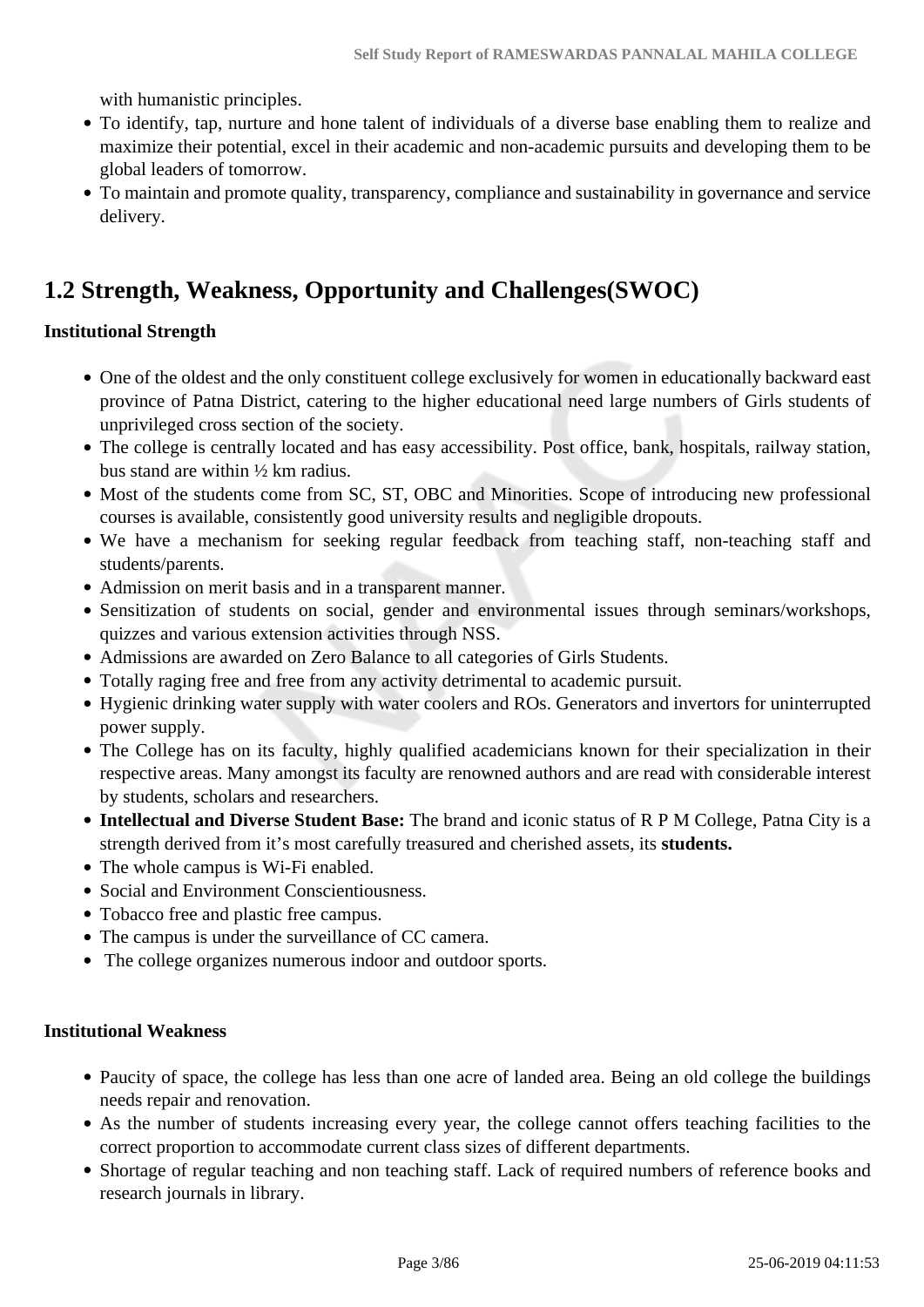with humanistic principles.

- To identify, tap, nurture and hone talent of individuals of a diverse base enabling them to realize and maximize their potential, excel in their academic and non-academic pursuits and developing them to be global leaders of tomorrow.
- To maintain and promote quality, transparency, compliance and sustainability in governance and service delivery.

## 1.2 Strength, Weakness, Opportunity and Challenges(SWOC)

**Institutional Strength**

- One of the oldest and the only constituent college exclusively for women in educationally backward east province of Patna District, catering to the higher educational need large numbers of Girls students of unprivileged cross section of the society.
- The college is centrally located and has easy accessibility. Post office, bank, hospitals, railway station, bus stand are within ½ km radius.
- Most of the students come from SC, ST, OBC and Minorities. Scope of introducing new professional courses is available, consistently good university results and negligible dropouts.
- We have a mechanism for seeking regular feedback from teaching staff, non-teaching staff and students/parents.
- Admission on merit basis and in a transparent manner.
- Sensitization of students on social, gender and environmental issues through seminars/workshops, quizzes and various extension activities through NSS.
- Admissions are awarded on Zero Balance to all categories of Girls Students.
- Totally raging free and free from any activity detrimental to academic pursuit.
- Hygienic drinking water supply with water coolers and ROs. Generators and invertors for uninterrupted power supply.
- The College has on its faculty, highly qualified academicians known for their specialization in their respective areas. Many amongst its faculty are renowned authors and are read with considerable interest by students, scholars and researchers.
- **Intellectual and Diverse Student Base:** The brand and iconic status of R P M College, Patna City is a strength derived from it's most carefully treasured and cherished assets, its **students.**
- The whole campus is Wi-Fi enabled.
- Social and Environment Conscientiousness.
- Tobacco free and plastic free campus.
- The campus is under the surveillance of CC camera.
- The college organizes numerous indoor and outdoor sports.

**Institutional Weakness**

- Paucity of space, the college has less than one acre of landed area. Being an old college the buildings needs repair and renovation.
- As the number of students increasing every year, the college cannot offers teaching facilities to the correct proportion to accommodate current class sizes of different departments.
- Shortage of regular teaching and non teaching staff. Lack of required numbers of reference books and research journals in library.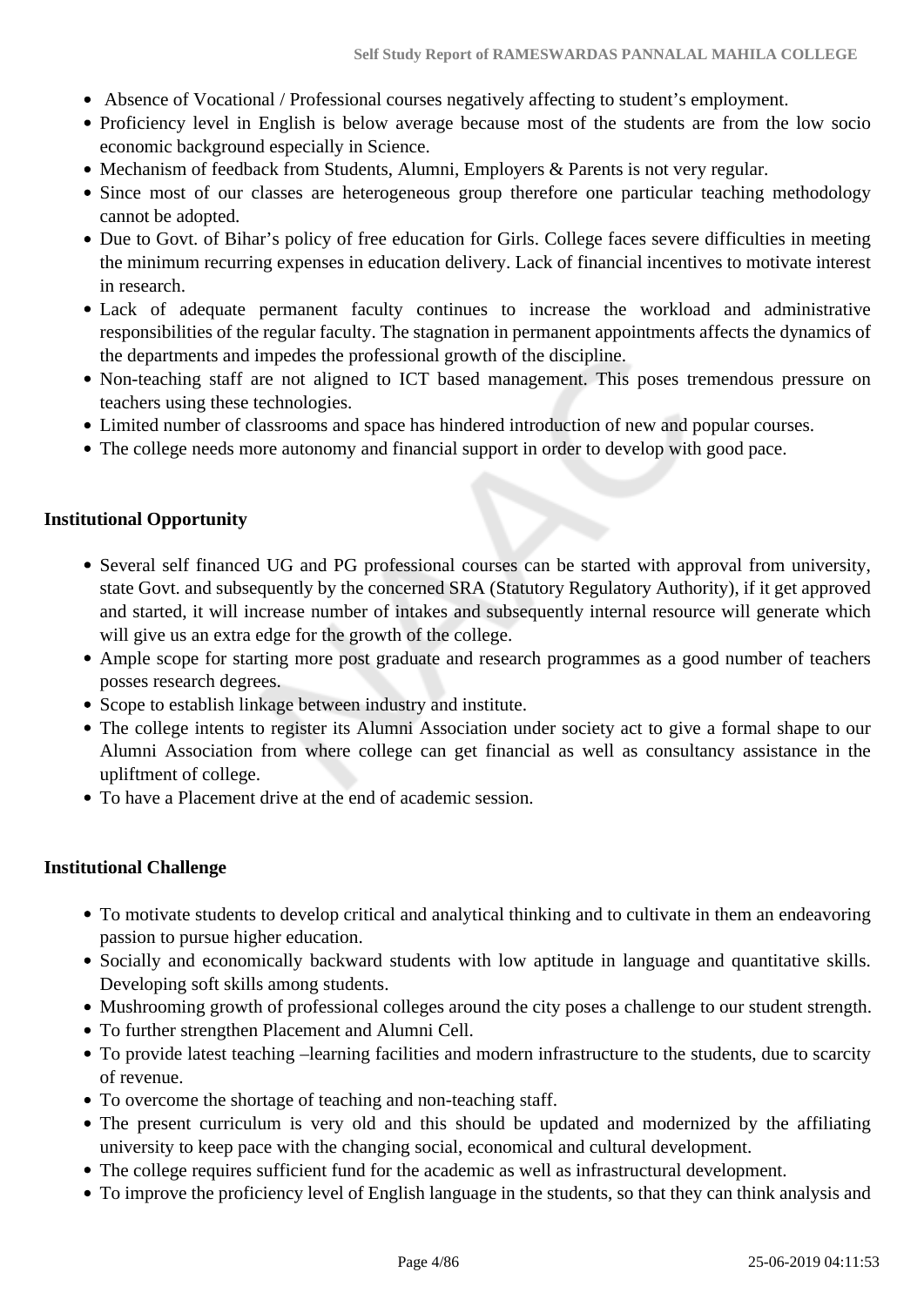- Absence of Vocational / Professional courses negatively affecting to student's employment.
- Proficiency level in English is below average because most of the students are from the low socio economic background especially in Science.
- Mechanism of feedback from Students, Alumni, Employers & Parents is not very regular.
- Since most of our classes are heterogeneous group therefore one particular teaching methodology cannot be adopted.
- Due to Govt. of Bihar's policy of free education for Girls. College faces severe difficulties in meeting the minimum recurring expenses in education delivery. Lack of financial incentives to motivate interest in research.
- Lack of adequate permanent faculty continues to increase the workload and administrative responsibilities of the regular faculty. The stagnation in permanent appointments affects the dynamics of the departments and impedes the professional growth of the discipline.
- Non-teaching staff are not aligned to ICT based management. This poses tremendous pressure on teachers using these technologies.
- Limited number of classrooms and space has hindered introduction of new and popular courses.
- The college needs more autonomy and financial support in order to develop with good pace.

**Institutional Opportunity**

- Several self financed UG and PG professional courses can be started with approval from university, state Govt. and subsequently by the concerned SRA (Statutory Regulatory Authority), if it get approved and started, it will increase number of intakes and subsequently internal resource will generate which will give us an extra edge for the growth of the college.
- Ample scope for starting more post graduate and research programmes as a good number of teachers posses research degrees.
- Scope to establish linkage between industry and institute.
- The college intents to register its Alumni Association under society act to give a formal shape to our Alumni Association from where college can get financial as well as consultancy assistance in the upliftment of college.
- To have a Placement drive at the end of academic session.

**Institutional Challenge**

- To motivate students to develop critical and analytical thinking and to cultivate in them an endeavoring passion to pursue higher education.
- Socially and economically backward students with low aptitude in language and quantitative skills. Developing soft skills among students.
- Mushrooming growth of professional colleges around the city poses a challenge to our student strength.
- To further strengthen Placement and Alumni Cell.
- To provide latest teaching –learning facilities and modern infrastructure to the students, due to scarcity of revenue.
- To overcome the shortage of teaching and non-teaching staff.
- The present curriculum is very old and this should be updated and modernized by the affiliating university to keep pace with the changing social, economical and cultural development.
- The college requires sufficient fund for the academic as well as infrastructural development.
- To improve the proficiency level of English language in the students, so that they can think analysis and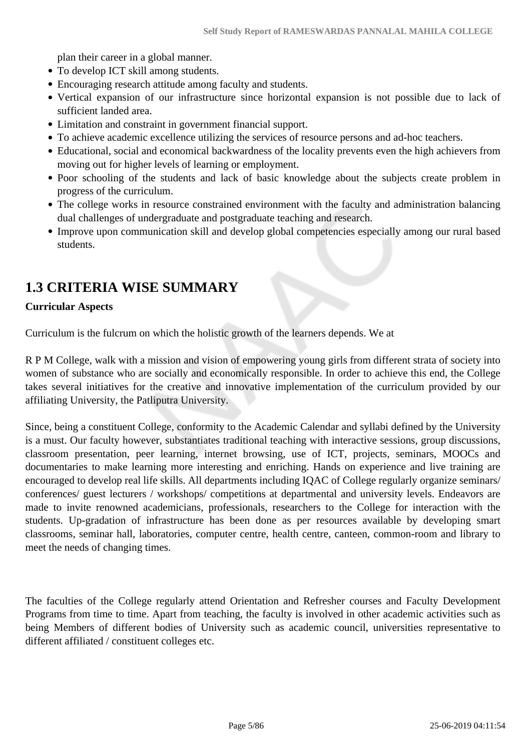plan their career in a global manner.

- To develop ICT skill among students.
- Encouraging research attitude among faculty and students.
- Vertical expansion of our infrastructure since horizontal expansion is not possible due to lack of sufficient landed area.
- Limitation and constraint in government financial support.
- To achieve academic excellence utilizing the services of resource persons and ad-hoc teachers.
- Educational, social and economical backwardness of the locality prevents even the high achievers from moving out for higher levels of learning or employment.
- Poor schooling of the students and lack of basic knowledge about the subjects create problem in progress of the curriculum.
- The college works in resource constrained environment with the faculty and administration balancing dual challenges of undergraduate and postgraduate teaching and research.
- Improve upon communication skill and develop global competencies especially among our rural based students.

## 1.3 CRITERIA WISE SUMMARY

**Curricular Aspects**

Curriculum is the fulcrum on which the holistic growth of the learners depends. We at

R P M College, walk with a mission and vision of empowering young girls from different strata of society into women of substance who are socially and economically responsible. In order to achieve this end, the College takes several initiatives for the creative and innovative implementation of the curriculum provided by our affiliating University, the Patliputra University.

Since, being a constituent College, conformity to the Academic Calendar and syllabi defined by the University is a must. Our faculty however, substantiates traditional teaching with interactive sessions, group discussions, classroom presentation, peer learning, internet browsing, use of ICT, projects, seminars, MOOCs and documentaries to make learning more interesting and enriching. Hands on experience and live training are encouraged to develop real life skills. All departments including IQAC of College regularly organize seminars/ conferences/ guest lecturers / workshops/ competitions at departmental and university levels. Endeavors are made to invite renowned academicians, professionals, researchers to the College for interaction with the students. Up-gradation of infrastructure has been done as per resources available by developing smart classrooms, seminar hall, laboratories, computer centre, health centre, canteen, common-room and library to meet the needs of changing times.

The faculties of the College regularly attend Orientation and Refresher courses and Faculty Development Programs from time to time. Apart from teaching, the faculty is involved in other academic activities such as being Members of different bodies of University such as academic council, universities representative to different affiliated / constituent colleges etc.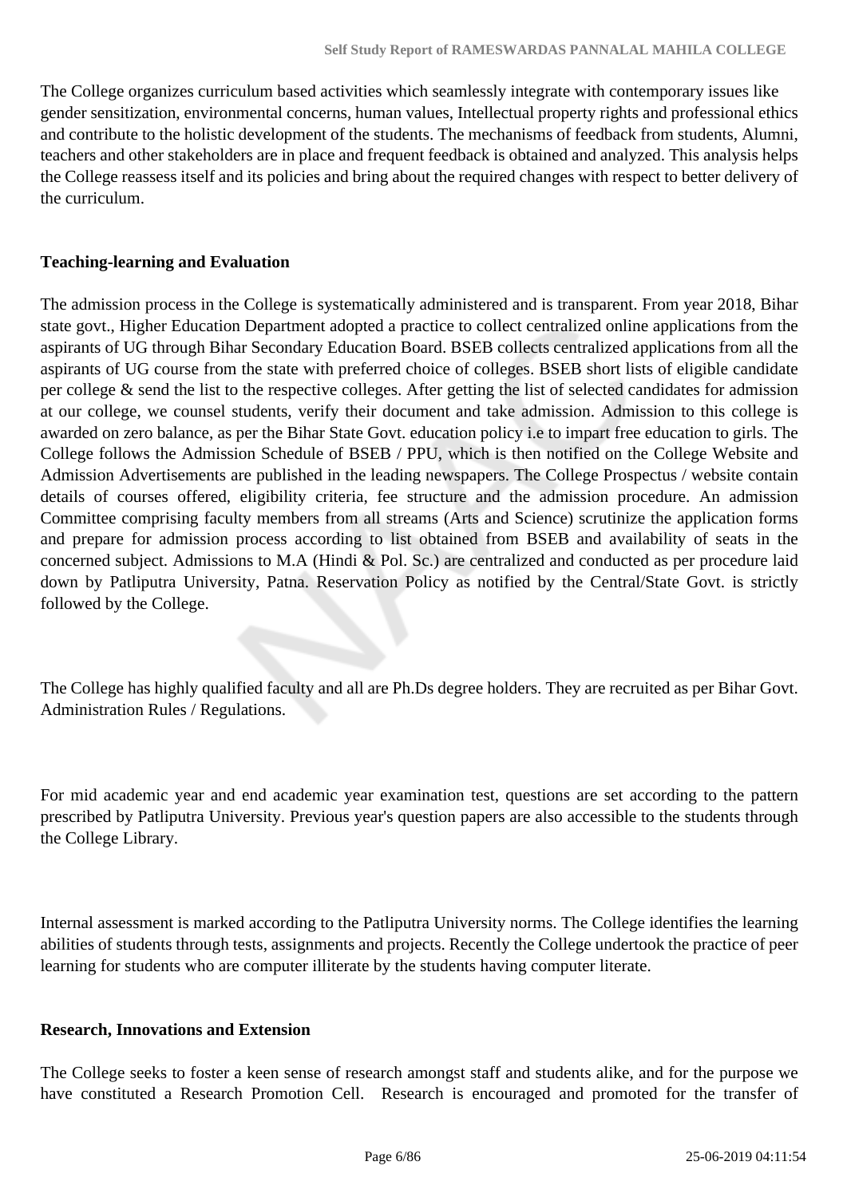The College organizes curriculum based activities which seamlessly integrate with contemporary issues like gender sensitization, environmental concerns, human values, Intellectual property rights and professional ethics and contribute to the holistic development of the students. The mechanisms of feedback from students, Alumni, teachers and other stakeholders are in place and frequent feedback is obtained and analyzed. This analysis helps the College reassess itself and its policies and bring about the required changes with respect to better delivery of the curriculum.

**Teaching-learning and Evaluation**

The admission process in the College is systematically administered and is transparent. From year 2018, Bihar state govt., Higher Education Department adopted a practice to collect centralized online applications from the aspirants of UG through Bihar Secondary Education Board. BSEB collects centralized applications from all the aspirants of UG course from the state with preferred choice of colleges. BSEB short lists of eligible candidate per college & send the list to the respective colleges. After getting the list of selected candidates for admission at our college, we counsel students, verify their document and take admission. Admission to this college is awarded on zero balance, as per the Bihar State Govt. education policy i.e to impart free education to girls. The College follows the Admission Schedule of BSEB / PPU, which is then notified on the College Website and Admission Advertisements are published in the leading newspapers. The College Prospectus / website contain details of courses offered, eligibility criteria, fee structure and the admission procedure. An admission Committee comprising faculty members from all streams (Arts and Science) scrutinize the application forms and prepare for admission process according to list obtained from BSEB and availability of seats in the concerned subject. Admissions to M.A (Hindi & Pol. Sc.) are centralized and conducted as per procedure laid down by Patliputra University, Patna. Reservation Policy as notified by the Central/State Govt. is strictly followed by the College.

The College has highly qualified faculty and all are Ph.Ds degree holders. They are recruited as per Bihar Govt. Administration Rules / Regulations.

For mid academic year and end academic year examination test, questions are set according to the pattern prescribed by Patliputra University. Previous year's question papers are also accessible to the students through the College Library.

Internal assessment is marked according to the Patliputra University norms. The College identifies the learning abilities of students through tests, assignments and projects. Recently the College undertook the practice of peer learning for students who are computer illiterate by the students having computer literate.

**Research, Innovations and Extension**

The College seeks to foster a keen sense of research amongst staff and students alike, and for the purpose we have constituted a Research Promotion Cell. Research is encouraged and promoted for the transfer of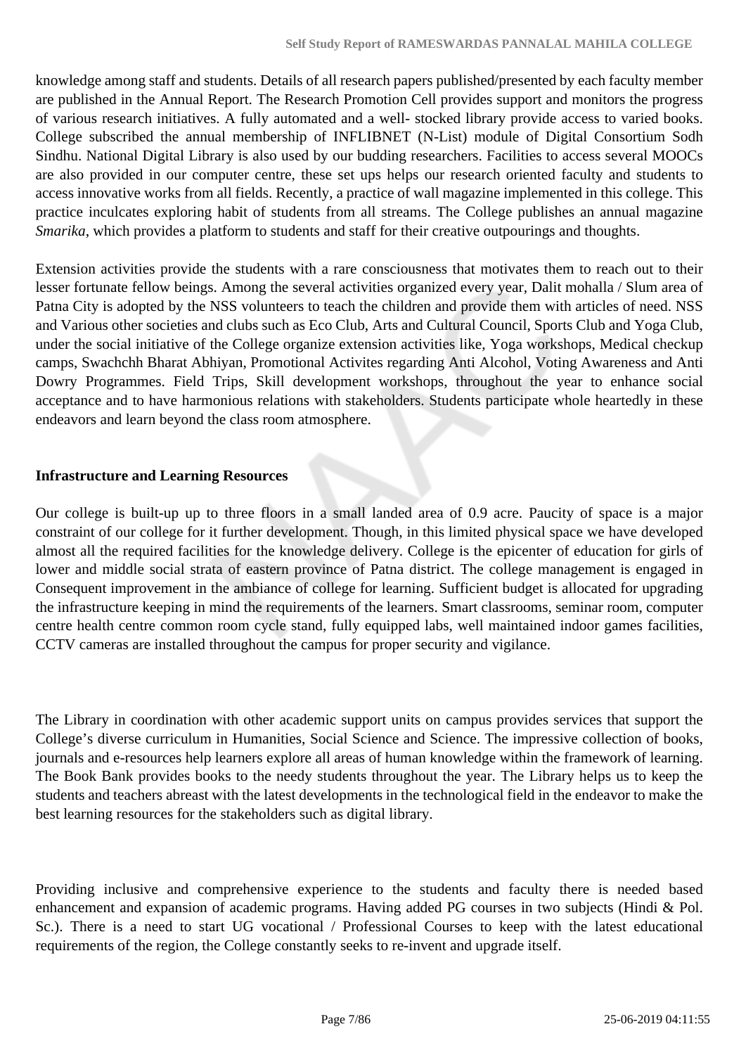knowledge among staff and students. Details of all research papers published/presented by each faculty member are published in the Annual Report. The Research Promotion Cell provides support and monitors the progress of various research initiatives. A fully automated and a well- stocked library provide access to varied books. College subscribed the annual membership of INFLIBNET (N-List) module of Digital Consortium Sodh Sindhu. National Digital Library is also used by our budding researchers. Facilities to access several MOOCs are also provided in our computer centre, these set ups helps our research oriented faculty and students to access innovative works from all fields. Recently, a practice of wall magazine implemented in this college. This practice inculcates exploring habit of students from all streams. The College publishes an annual magazine *Smarika*, which provides a platform to students and staff for their creative outpourings and thoughts.

Extension activities provide the students with a rare consciousness that motivates them to reach out to their lesser fortunate fellow beings. Among the several activities organized every year, Dalit mohalla / Slum area of Patna City is adopted by the NSS volunteers to teach the children and provide them with articles of need. NSS and Various other societies and clubs such as Eco Club, Arts and Cultural Council, Sports Club and Yoga Club, under the social initiative of the College organize extension activities like, Yoga workshops, Medical checkup camps, Swachchh Bharat Abhiyan, Promotional Activites regarding Anti Alcohol, Voting Awareness and Anti Dowry Programmes. Field Trips, Skill development workshops, throughout the year to enhance social acceptance and to have harmonious relations with stakeholders. Students participate whole heartedly in these endeavors and learn beyond the class room atmosphere.

**Infrastructure and Learning Resources**

Our college is built-up up to three floors in a small landed area of 0.9 acre. Paucity of space is a major constraint of our college for it further development. Though, in this limited physical space we have developed almost all the required facilities for the knowledge delivery. College is the epicenter of education for girls of lower and middle social strata of eastern province of Patna district. The college management is engaged in Consequent improvement in the ambiance of college for learning. Sufficient budget is allocated for upgrading the infrastructure keeping in mind the requirements of the learners. Smart classrooms, seminar room, computer centre health centre common room cycle stand, fully equipped labs, well maintained indoor games facilities, CCTV cameras are installed throughout the campus for proper security and vigilance.

The Library in coordination with other academic support units on campus provides services that support the College's diverse curriculum in Humanities, Social Science and Science. The impressive collection of books, journals and e-resources help learners explore all areas of human knowledge within the framework of learning. The Book Bank provides books to the needy students throughout the year. The Library helps us to keep the students and teachers abreast with the latest developments in the technological field in the endeavor to make the best learning resources for the stakeholders such as digital library.

Providing inclusive and comprehensive experience to the students and faculty there is needed based enhancement and expansion of academic programs. Having added PG courses in two subjects (Hindi & Pol. Sc.). There is a need to start UG vocational / Professional Courses to keep with the latest educational requirements of the region, the College constantly seeks to re-invent and upgrade itself.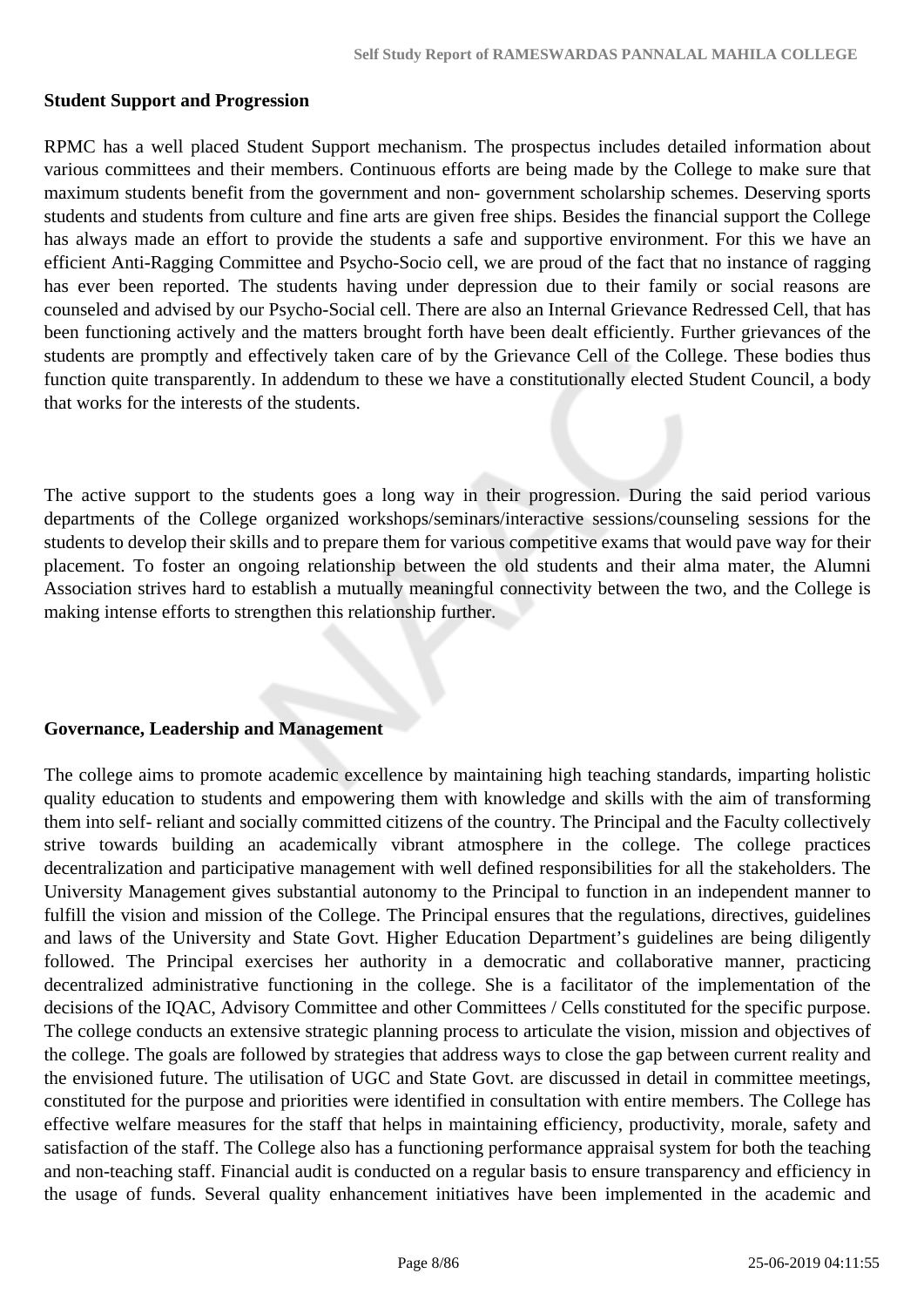**Student Support and Progression**

RPMC has a well placed Student Support mechanism. The prospectus includes detailed information about various committees and their members. Continuous efforts are being made by the College to make sure that maximum students benefit from the government and non- government scholarship schemes. Deserving sports students and students from culture and fine arts are given free ships. Besides the financial support the College has always made an effort to provide the students a safe and supportive environment. For this we have an efficient Anti-Ragging Committee and Psycho-Socio cell, we are proud of the fact that no instance of ragging has ever been reported. The students having under depression due to their family or social reasons are counseled and advised by our Psycho-Social cell. There are also an Internal Grievance Redressed Cell, that has been functioning actively and the matters brought forth have been dealt efficiently. Further grievances of the students are promptly and effectively taken care of by the Grievance Cell of the College. These bodies thus function quite transparently. In addendum to these we have a constitutionally elected Student Council, a body that works for the interests of the students.

The active support to the students goes a long way in their progression. During the said period various departments of the College organized workshops/seminars/interactive sessions/counseling sessions for the students to develop their skills and to prepare them for various competitive exams that would pave way for their placement. To foster an ongoing relationship between the old students and their alma mater, the Alumni Association strives hard to establish a mutually meaningful connectivity between the two, and the College is making intense efforts to strengthen this relationship further.

**Governance, Leadership and Management**

The college aims to promote academic excellence by maintaining high teaching standards, imparting holistic quality education to students and empowering them with knowledge and skills with the aim of transforming them into self- reliant and socially committed citizens of the country. The Principal and the Faculty collectively strive towards building an academically vibrant atmosphere in the college. The college practices decentralization and participative management with well defined responsibilities for all the stakeholders. The University Management gives substantial autonomy to the Principal to function in an independent manner to fulfill the vision and mission of the College. The Principal ensures that the regulations, directives, guidelines and laws of the University and State Govt. Higher Education Department's guidelines are being diligently followed. The Principal exercises her authority in a democratic and collaborative manner, practicing decentralized administrative functioning in the college. She is a facilitator of the implementation of the decisions of the IQAC, Advisory Committee and other Committees / Cells constituted for the specific purpose. The college conducts an extensive strategic planning process to articulate the vision, mission and objectives of the college. The goals are followed by strategies that address ways to close the gap between current reality and the envisioned future. The utilisation of UGC and State Govt. are discussed in detail in committee meetings, constituted for the purpose and priorities were identified in consultation with entire members. The College has effective welfare measures for the staff that helps in maintaining efficiency, productivity, morale, safety and satisfaction of the staff. The College also has a functioning performance appraisal system for both the teaching and non-teaching staff. Financial audit is conducted on a regular basis to ensure transparency and efficiency in the usage of funds. Several quality enhancement initiatives have been implemented in the academic and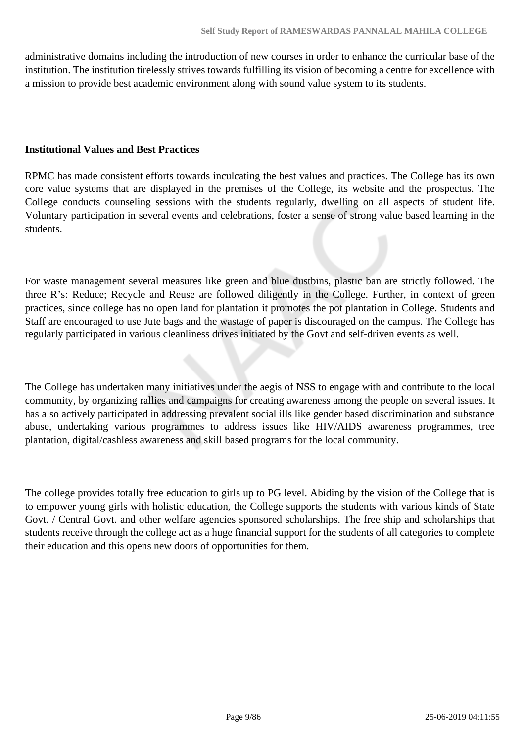administrative domains including the introduction of new courses in order to enhance the curricular base of the institution. The institution tirelessly strives towards fulfilling its vision of becoming a centre for excellence with a mission to provide best academic environment along with sound value system to its students.

**Institutional Values and Best Practices**

RPMC has made consistent efforts towards inculcating the best values and practices. The College has its own core value systems that are displayed in the premises of the College, its website and the prospectus. The College conducts counseling sessions with the students regularly, dwelling on all aspects of student life. Voluntary participation in several events and celebrations, foster a sense of strong value based learning in the students.

For waste management several measures like green and blue dustbins, plastic ban are strictly followed. The three R's: Reduce; Recycle and Reuse are followed diligently in the College. Further, in context of green practices, since college has no open land for plantation it promotes the pot plantation in College. Students and Staff are encouraged to use Jute bags and the wastage of paper is discouraged on the campus. The College has regularly participated in various cleanliness drives initiated by the Govt and self-driven events as well.

The College has undertaken many initiatives under the aegis of NSS to engage with and contribute to the local community, by organizing rallies and campaigns for creating awareness among the people on several issues. It has also actively participated in addressing prevalent social ills like gender based discrimination and substance abuse, undertaking various programmes to address issues like HIV/AIDS awareness programmes, tree plantation, digital/cashless awareness and skill based programs for the local community.

The college provides totally free education to girls up to PG level. Abiding by the vision of the College that is to empower young girls with holistic education, the College supports the students with various kinds of State Govt. / Central Govt. and other welfare agencies sponsored scholarships. The free ship and scholarships that students receive through the college act as a huge financial support for the students of all categories to complete their education and this opens new doors of opportunities for them.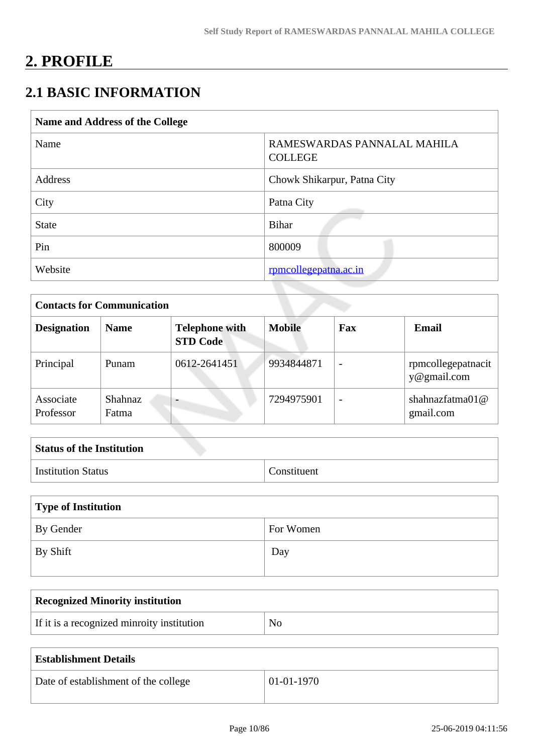# 2. PROFILE

## 2.1 BASIC INFORMATION

| Name and Address of the College | |
|---|---|
| Name | RAMESWARDAS PANNALAL MAHILA COLLEGE |
| Address | Chowk Shikarpur, Patna City |
| City | Patna City |
| State | Bihar |
| Pin | 800009 |
| Website | rpmcollegepatna.ac.in |

| Contacts for Communication | | | | | |
|---|---|---|---|---|---|
| **Designation** | **Name** | **Telephone with STD Code** | **Mobile** | **Fax** | **Email** |
| Principal | Punam | 0612-2641451 | 9934844871 | - | rpmcollegepatnacity@gmail.com |
| Associate Professor | Shahnaz Fatma | - | 7294975901 | - | shahnazfatma01@gmail.com |

| Status of the Institution | |
|---|---|
| Institution Status | Constituent |

| Type of Institution | |
|---|---|
| By Gender | For Women |
| By Shift | Day |

| Recognized Minority institution | |
|---|---|
| If it is a recognized minroity institution | No |

| Establishment Details | |
|---|---|
| Date of establishment of the college | 01-01-1970 |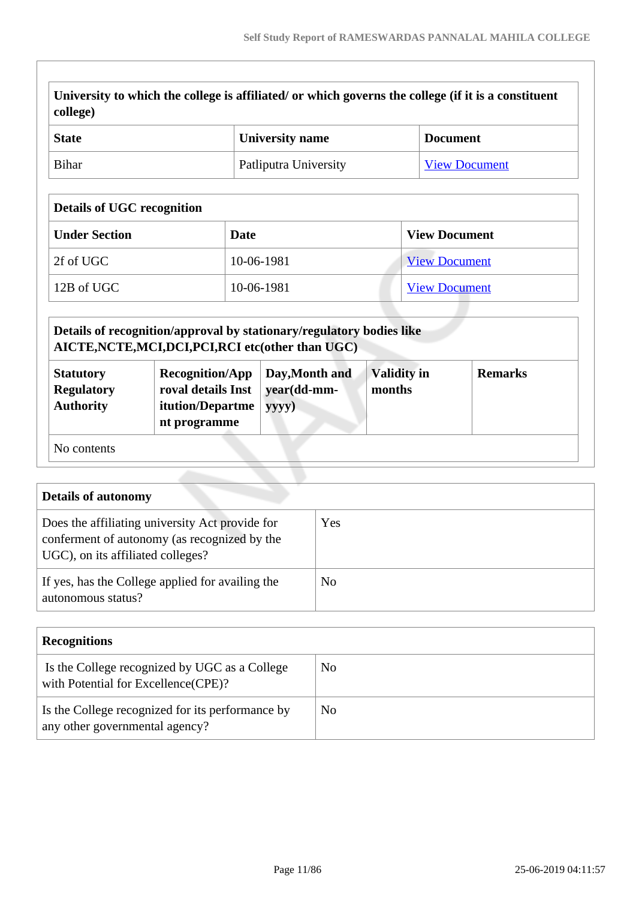| University to which the college is affiliated/ or which governs the college (if it is a constituent college) | | |
|---|---|---|
| **State** | **University name** | **Document** |
| Bihar | Patliputra University | View Document |

| Details of UGC recognition | | |
|---|---|---|
| **Under Section** | **Date** | **View Document** |
| 2f of UGC | 10-06-1981 | View Document |
| 12B of UGC | 10-06-1981 | View Document |

| Details of recognition/approval by stationary/regulatory bodies like AICTE,NCTE,MCI,DCI,PCI,RCI etc(other than UGC) | | | | |
|---|---|---|---|---|
| **Statutory Regulatory Authority** | **Recognition/Approval details Institution/Department programme** | **Day,Month and year(dd-mm-yyyy)** | **Validity in months** | **Remarks** |
| No contents | | | | |

| Details of autonomy | |
|---|---|
| Does the affiliating university Act provide for conferment of autonomy (as recognized by the UGC), on its affiliated colleges? | Yes |
| If yes, has the College applied for availing the autonomous status? | No |

| Recognitions | |
|---|---|
| Is the College recognized by UGC as a College with Potential for Excellence(CPE)? | No |
| Is the College recognized for its performance by any other governmental agency? | No |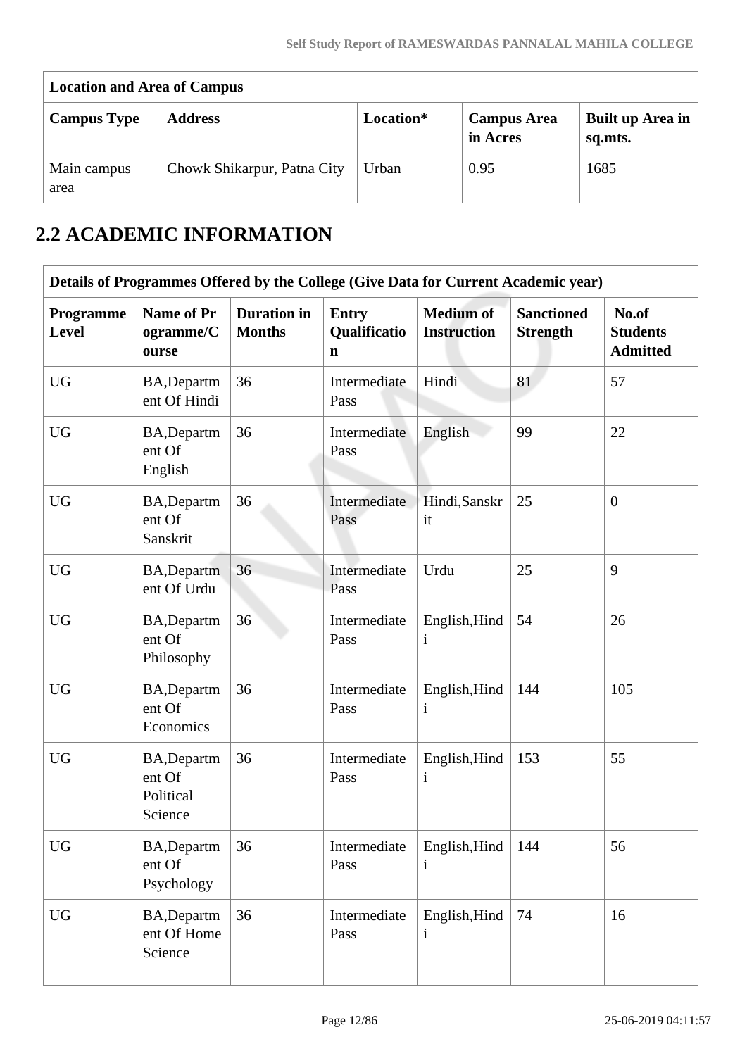| Location and Area of Campus | | | | |
|---|---|---|---|---|
| **Campus Type** | **Address** | **Location*** | **Campus Area in Acres** | **Built up Area in sq.mts.** |
| Main campus area | Chowk Shikarpur, Patna City | Urban | 0.95 | 1685 |

## 2.2 ACADEMIC INFORMATION

| Details of Programmes Offered by the College (Give Data for Current Academic year) | | | | | | |
|---|---|---|---|---|---|---|
| **Programme Level** | **Name of Programme/Course** | **Duration in Months** | **Entry Qualification** | **Medium of Instruction** | **Sanctioned Strength** | **No.of Students Admitted** |
| UG | BA,Department Of Hindi | 36 | Intermediate Pass | Hindi | 81 | 57 |
| UG | BA,Department Of English | 36 | Intermediate Pass | English | 99 | 22 |
| UG | BA,Department Of Sanskrit | 36 | Intermediate Pass | Hindi,Sanskrit | 25 | 0 |
| UG | BA,Department Of Urdu | 36 | Intermediate Pass | Urdu | 25 | 9 |
| UG | BA,Department Of Philosophy | 36 | Intermediate Pass | English,Hindi | 54 | 26 |
| UG | BA,Department Of Economics | 36 | Intermediate Pass | English,Hindi | 144 | 105 |
| UG | BA,Department Of Political Science | 36 | Intermediate Pass | English,Hindi | 153 | 55 |
| UG | BA,Department Of Psychology | 36 | Intermediate Pass | English,Hindi | 144 | 56 |
| UG | BA,Department Of Home Science | 36 | Intermediate Pass | English,Hindi | 74 | 16 |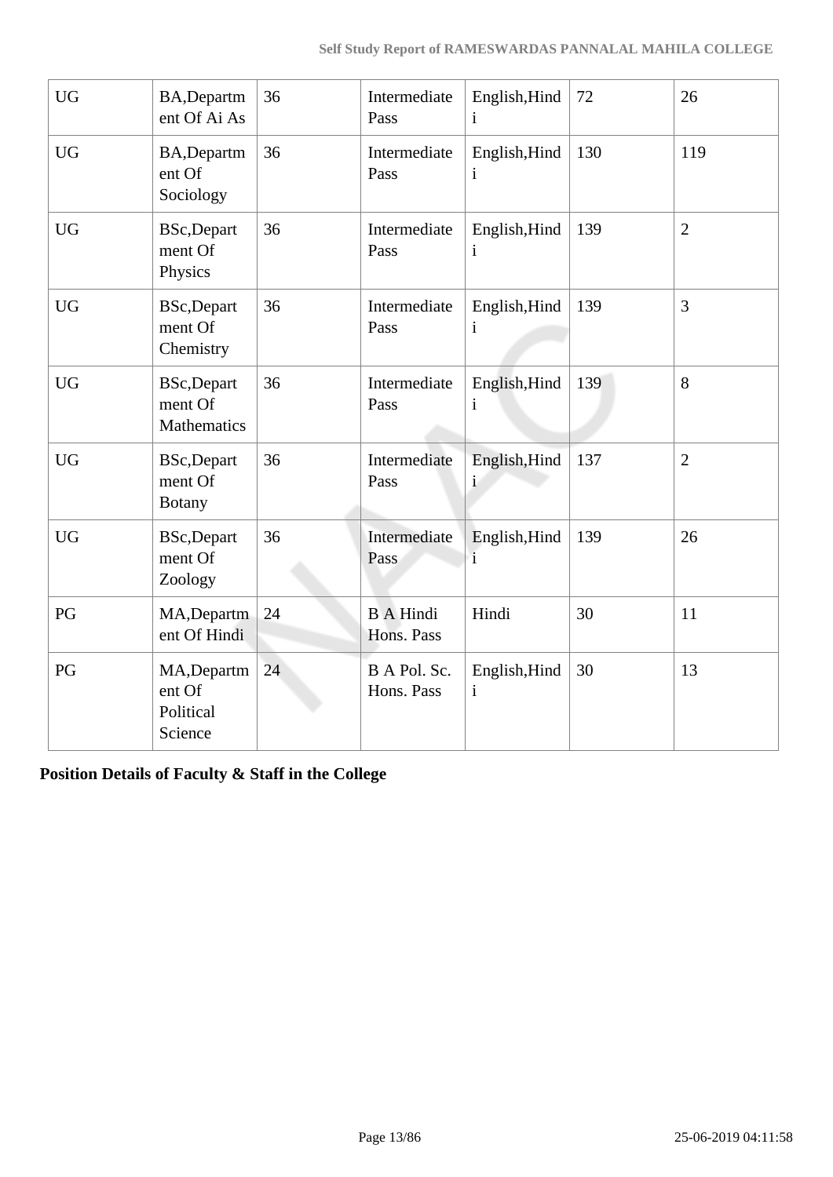| UG | BA,Department Of Ai As | 36 | Intermediate Pass | English,Hindi | 72 | 26 |
|---|---|---|---|---|---|---|
| UG | BA,Department Of Sociology | 36 | Intermediate Pass | English,Hindi | 130 | 119 |
| UG | BSc,Department Of Physics | 36 | Intermediate Pass | English,Hindi | 139 | 2 |
| UG | BSc,Department Of Chemistry | 36 | Intermediate Pass | English,Hindi | 139 | 3 |
| UG | BSc,Department Of Mathematics | 36 | Intermediate Pass | English,Hindi | 139 | 8 |
| UG | BSc,Department Of Botany | 36 | Intermediate Pass | English,Hindi | 137 | 2 |
| UG | BSc,Department Of Zoology | 36 | Intermediate Pass | English,Hindi | 139 | 26 |
| PG | MA,Department Of Hindi | 24 | B A Hindi Hons. Pass | Hindi | 30 | 11 |
| PG | MA,Department Of Political Science | 24 | B A Pol. Sc. Hons. Pass | English,Hindi | 30 | 13 |

**Position Details of Faculty & Staff in the College**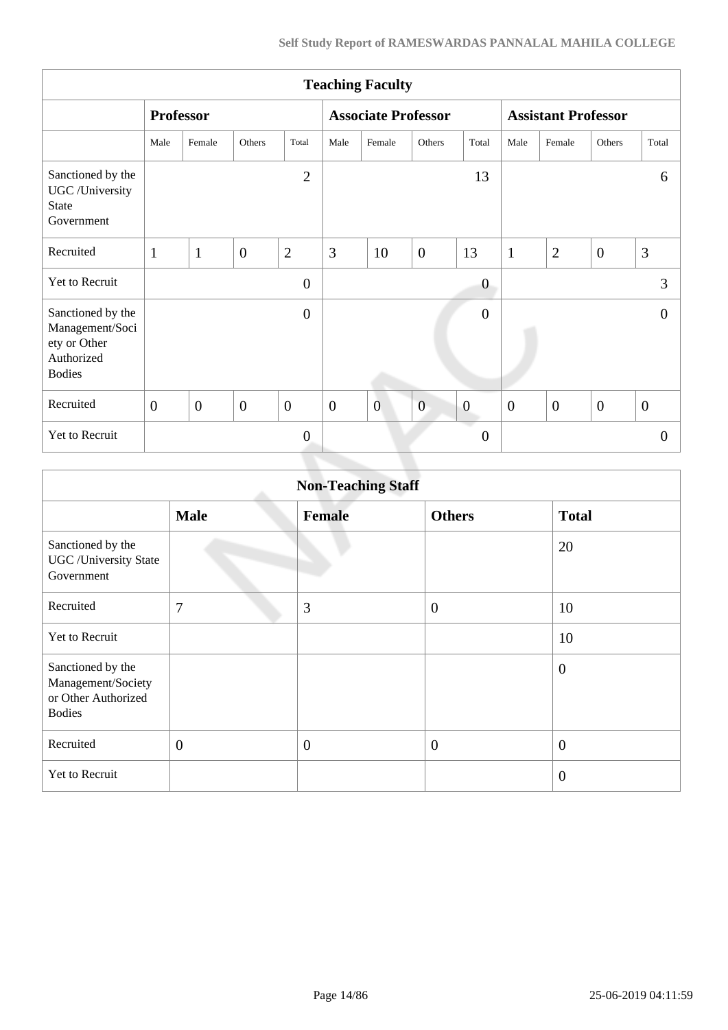| Teaching Faculty | | | | | | | | | | | | |
|---|---|---|---|---|---|---|---|---|---|---|---|---|
| | **Professor** | | | | **Associate Professor** | | | | **Assistant Professor** | | | |
| | Male | Female | Others | Total | Male | Female | Others | Total | Male | Female | Others | Total |
| Sanctioned by the UGC /University State Government | | | | 2 | | | | 13 | | | | 6 |
| Recruited | 1 | 1 | 0 | 2 | 3 | 10 | 0 | 13 | 1 | 2 | 0 | 3 |
| Yet to Recruit | | | | 0 | | | | 0 | | | | 3 |
| Sanctioned by the Management/Society or Other Authorized Bodies | | | | 0 | | | | 0 | | | | 0 |
| Recruited | 0 | 0 | 0 | 0 | 0 | 0 | 0 | 0 | 0 | 0 | 0 | 0 |
| Yet to Recruit | | | | 0 | | | | 0 | | | | 0 |

| Non-Teaching Staff | | | | |
|---|---|---|---|---|
| | **Male** | **Female** | **Others** | **Total** |
| Sanctioned by the UGC /University State Government | | | | 20 |
| Recruited | 7 | 3 | 0 | 10 |
| Yet to Recruit | | | | 10 |
| Sanctioned by the Management/Society or Other Authorized Bodies | | | | 0 |
| Recruited | 0 | 0 | 0 | 0 |
| Yet to Recruit | | | | 0 |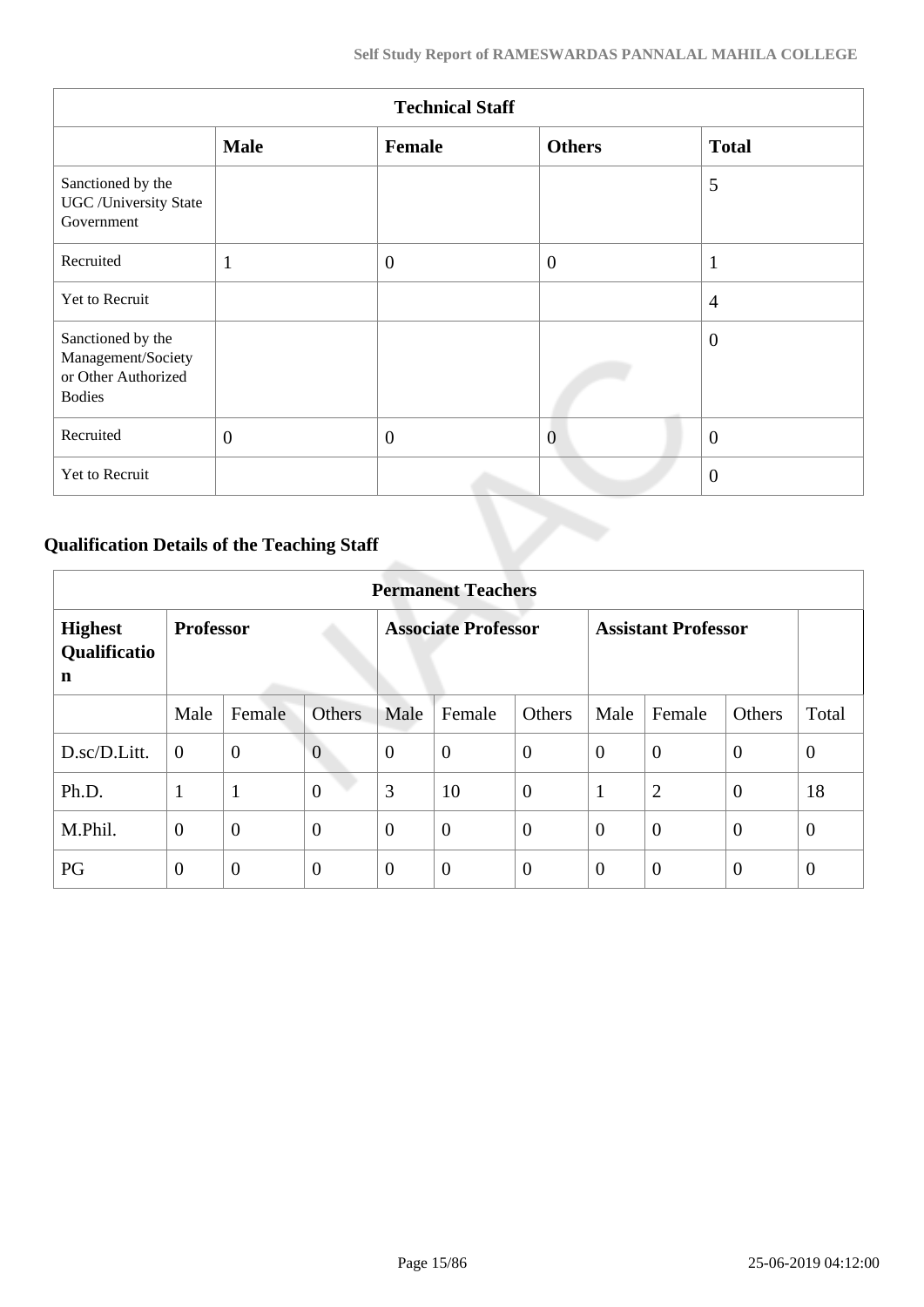| Technical Staff | | | | |
|---|---|---|---|---|
| | **Male** | **Female** | **Others** | **Total** |
| Sanctioned by the UGC /University State Government | | | | 5 |
| Recruited | 1 | 0 | 0 | 1 |
| Yet to Recruit | | | | 4 |
| Sanctioned by the Management/Society or Other Authorized Bodies | | | | 0 |
| Recruited | 0 | 0 | 0 | 0 |
| Yet to Recruit | | | | 0 |

## Qualification Details of the Teaching Staff

| Permanent Teachers | | | | | | | | | | |
|---|---|---|---|---|---|---|---|---|---|---|
| **Highest Qualification** | **Professor** | | | **Associate Professor** | | | **Assistant Professor** | | | |
| | Male | Female | Others | Male | Female | Others | Male | Female | Others | Total |
| D.sc/D.Litt. | 0 | 0 | 0 | 0 | 0 | 0 | 0 | 0 | 0 | 0 |
| Ph.D. | 1 | 1 | 0 | 3 | 10 | 0 | 1 | 2 | 0 | 18 |
| M.Phil. | 0 | 0 | 0 | 0 | 0 | 0 | 0 | 0 | 0 | 0 |
| PG | 0 | 0 | 0 | 0 | 0 | 0 | 0 | 0 | 0 | 0 |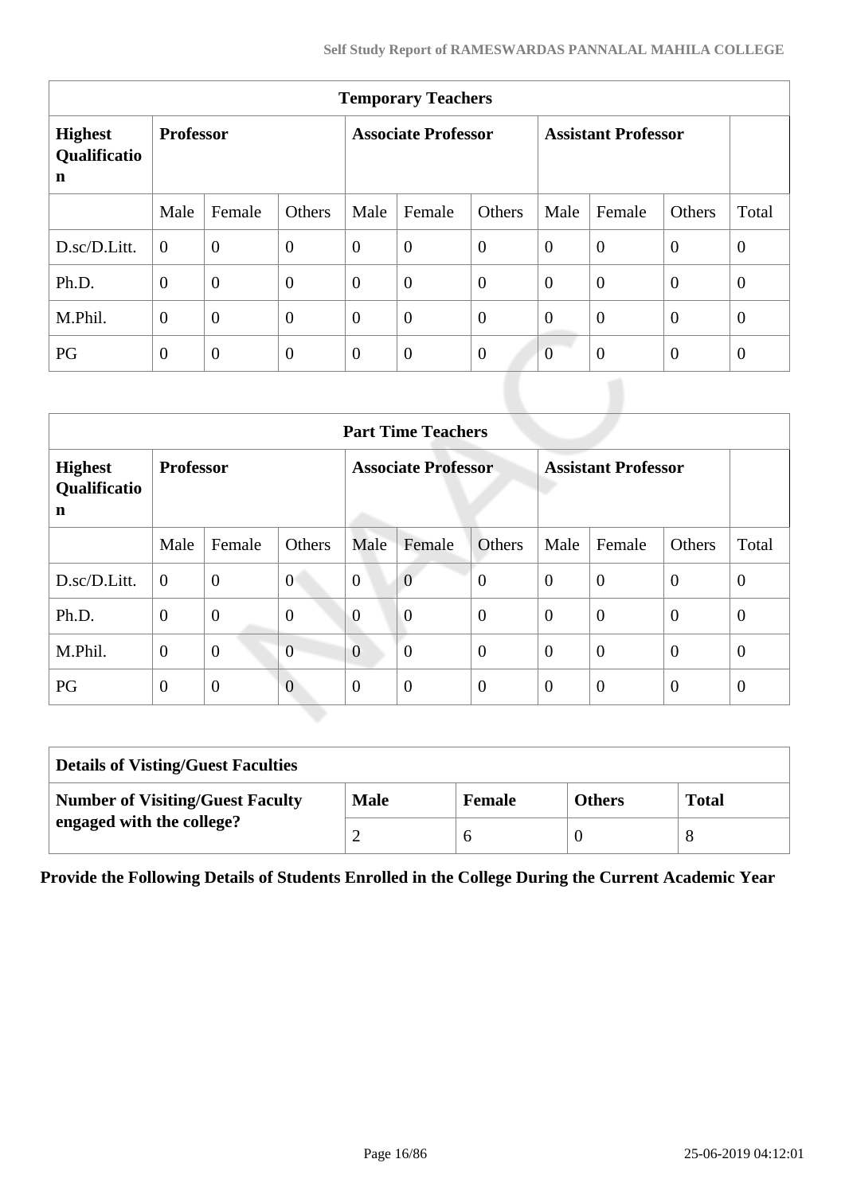| Temporary Teachers | | | | | | | | | | |
|---|---|---|---|---|---|---|---|---|---|---|
| **Highest Qualification** | **Professor** | | | **Associate Professor** | | | **Assistant Professor** | | | |
| | Male | Female | Others | Male | Female | Others | Male | Female | Others | Total |
| D.sc/D.Litt. | 0 | 0 | 0 | 0 | 0 | 0 | 0 | 0 | 0 | 0 |
| Ph.D. | 0 | 0 | 0 | 0 | 0 | 0 | 0 | 0 | 0 | 0 |
| M.Phil. | 0 | 0 | 0 | 0 | 0 | 0 | 0 | 0 | 0 | 0 |
| PG | 0 | 0 | 0 | 0 | 0 | 0 | 0 | 0 | 0 | 0 |

| Part Time Teachers | | | | | | | | | | |
|---|---|---|---|---|---|---|---|---|---|---|
| **Highest Qualification** | **Professor** | | | **Associate Professor** | | | **Assistant Professor** | | | |
| | Male | Female | Others | Male | Female | Others | Male | Female | Others | Total |
| D.sc/D.Litt. | 0 | 0 | 0 | 0 | 0 | 0 | 0 | 0 | 0 | 0 |
| Ph.D. | 0 | 0 | 0 | 0 | 0 | 0 | 0 | 0 | 0 | 0 |
| M.Phil. | 0 | 0 | 0 | 0 | 0 | 0 | 0 | 0 | 0 | 0 |
| PG | 0 | 0 | 0 | 0 | 0 | 0 | 0 | 0 | 0 | 0 |

| Details of Visting/Guest Faculties | | | | |
|---|---|---|---|---|
| **Number of Visiting/Guest Faculty engaged with the college?** | **Male** | **Female** | **Others** | **Total** |
| | 2 | 6 | 0 | 8 |

**Provide the Following Details of Students Enrolled in the College During the Current Academic Year**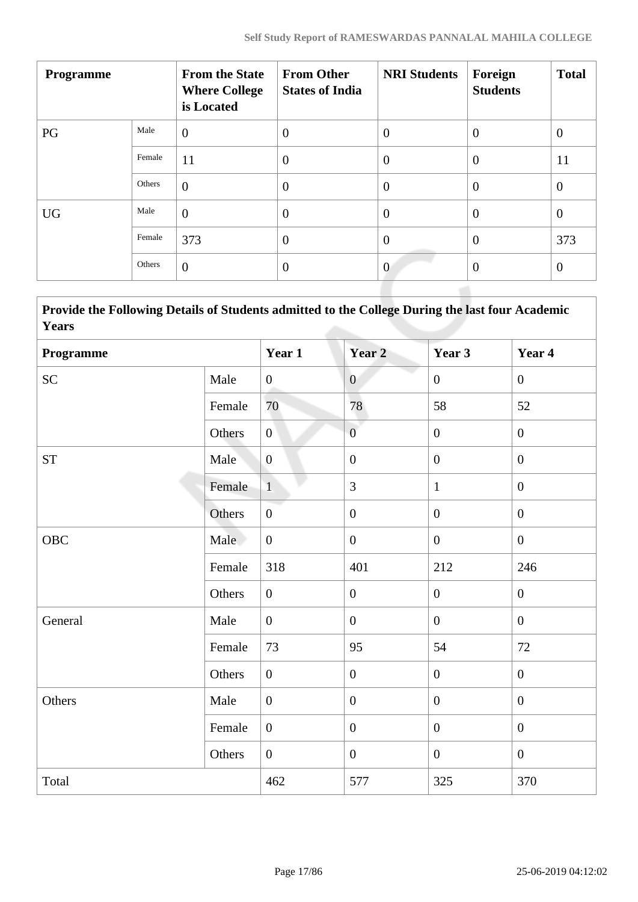| Programme | | From the State Where College is Located | From Other States of India | NRI Students | Foreign Students | Total |
|---|---|---|---|---|---|---|
| PG | Male | 0 | 0 | 0 | 0 | 0 |
| | Female | 11 | 0 | 0 | 0 | 11 |
| | Others | 0 | 0 | 0 | 0 | 0 |
| UG | Male | 0 | 0 | 0 | 0 | 0 |
| | Female | 373 | 0 | 0 | 0 | 373 |
| | Others | 0 | 0 | 0 | 0 | 0 |

| Provide the Following Details of Students admitted to the College During the last four Academic Years | | | | | |
|---|---|---|---|---|---|
| **Programme** | | **Year 1** | **Year 2** | **Year 3** | **Year 4** |
| SC | Male | 0 | 0 | 0 | 0 |
| | Female | 70 | 78 | 58 | 52 |
| | Others | 0 | 0 | 0 | 0 |
| ST | Male | 0 | 0 | 0 | 0 |
| | Female | 1 | 3 | 1 | 0 |
| | Others | 0 | 0 | 0 | 0 |
| OBC | Male | 0 | 0 | 0 | 0 |
| | Female | 318 | 401 | 212 | 246 |
| | Others | 0 | 0 | 0 | 0 |
| General | Male | 0 | 0 | 0 | 0 |
| | Female | 73 | 95 | 54 | 72 |
| | Others | 0 | 0 | 0 | 0 |
| Others | Male | 0 | 0 | 0 | 0 |
| | Female | 0 | 0 | 0 | 0 |
| | Others | 0 | 0 | 0 | 0 |
| Total | | 462 | 577 | 325 | 370 |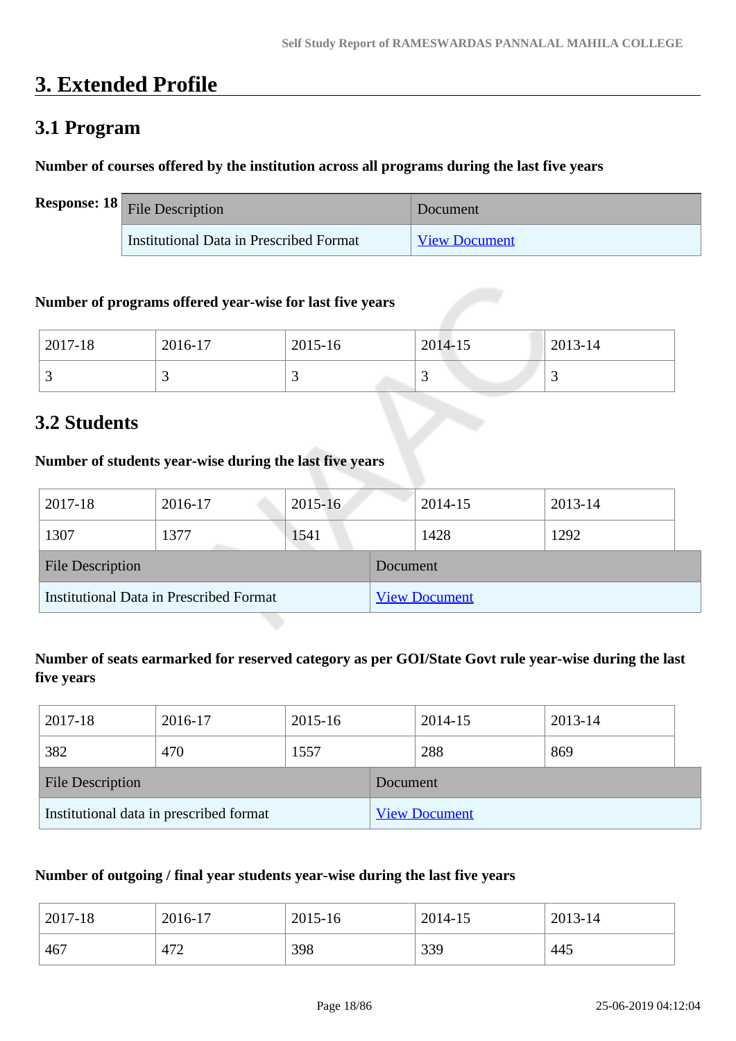# 3. Extended Profile

## 3.1 Program

**Number of courses offered by the institution across all programs during the last five years**

**Response: 18**

| File Description | Document |
|---|---|
| Institutional Data in Prescribed Format | View Document |

**Number of programs offered year-wise for last five years**

| 2017-18 | 2016-17 | 2015-16 | 2014-15 | 2013-14 |
|---|---|---|---|---|
| 3 | 3 | 3 | 3 | 3 |

## 3.2 Students

**Number of students year-wise during the last five years**

| 2017-18 | 2016-17 | 2015-16 | 2014-15 | 2013-14 |
|---|---|---|---|---|
| 1307 | 1377 | 1541 | 1428 | 1292 |

| File Description | Document |
|---|---|
| Institutional Data in Prescribed Format | View Document |

**Number of seats earmarked for reserved category as per GOI/State Govt rule year-wise during the last five years**

| 2017-18 | 2016-17 | 2015-16 | 2014-15 | 2013-14 |
|---|---|---|---|---|
| 382 | 470 | 1557 | 288 | 869 |

| File Description | Document |
|---|---|
| Institutional data in prescribed format | View Document |

**Number of outgoing / final year students year-wise during the last five years**

| 2017-18 | 2016-17 | 2015-16 | 2014-15 | 2013-14 |
|---|---|---|---|---|
| 467 | 472 | 398 | 339 | 445 |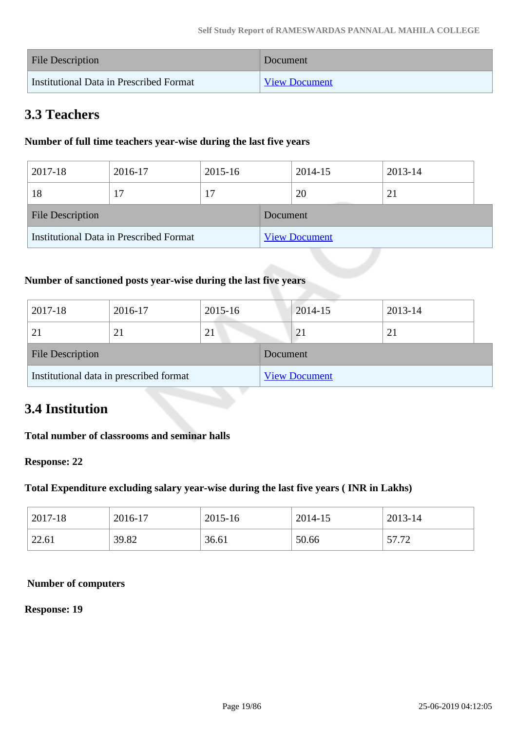| File Description | Document |
|---|---|
| Institutional Data in Prescribed Format | View Document |

## 3.3 Teachers

**Number of full time teachers year-wise during the last five years**

| 2017-18 | 2016-17 | 2015-16 | 2014-15 | 2013-14 |
|---|---|---|---|---|
| 18 | 17 | 17 | 20 | 21 |

| File Description | Document |
|---|---|
| Institutional Data in Prescribed Format | View Document |

**Number of sanctioned posts year-wise during the last five years**

| 2017-18 | 2016-17 | 2015-16 | 2014-15 | 2013-14 |
|---|---|---|---|---|
| 21 | 21 | 21 | 21 | 21 |

| File Description | Document |
|---|---|
| Institutional data in prescribed format | View Document |

## 3.4 Institution

**Total number of classrooms and seminar halls**

**Response: 22**

**Total Expenditure excluding salary year-wise during the last five years ( INR in Lakhs)**

| 2017-18 | 2016-17 | 2015-16 | 2014-15 | 2013-14 |
|---|---|---|---|---|
| 22.61 | 39.82 | 36.61 | 50.66 | 57.72 |

**Number of computers**

**Response: 19**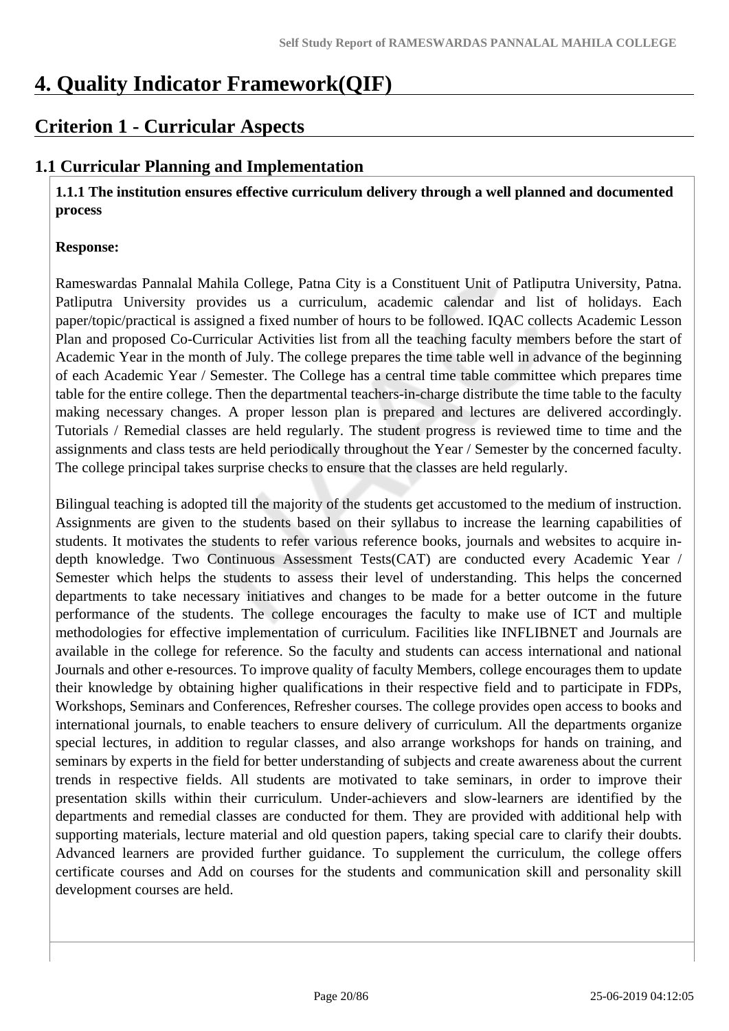# 4. Quality Indicator Framework(QIF)

## Criterion 1 - Curricular Aspects

### 1.1 Curricular Planning and Implementation

**1.1.1 The institution ensures effective curriculum delivery through a well planned and documented process**

**Response:**

Rameswardas Pannalal Mahila College, Patna City is a Constituent Unit of Patliputra University, Patna. Patliputra University provides us a curriculum, academic calendar and list of holidays. Each paper/topic/practical is assigned a fixed number of hours to be followed. IQAC collects Academic Lesson Plan and proposed Co-Curricular Activities list from all the teaching faculty members before the start of Academic Year in the month of July. The college prepares the time table well in advance of the beginning of each Academic Year / Semester. The College has a central time table committee which prepares time table for the entire college. Then the departmental teachers-in-charge distribute the time table to the faculty making necessary changes. A proper lesson plan is prepared and lectures are delivered accordingly. Tutorials / Remedial classes are held regularly. The student progress is reviewed time to time and the assignments and class tests are held periodically throughout the Year / Semester by the concerned faculty. The college principal takes surprise checks to ensure that the classes are held regularly.

Bilingual teaching is adopted till the majority of the students get accustomed to the medium of instruction. Assignments are given to the students based on their syllabus to increase the learning capabilities of students. It motivates the students to refer various reference books, journals and websites to acquire in-depth knowledge. Two Continuous Assessment Tests(CAT) are conducted every Academic Year / Semester which helps the students to assess their level of understanding. This helps the concerned departments to take necessary initiatives and changes to be made for a better outcome in the future performance of the students. The college encourages the faculty to make use of ICT and multiple methodologies for effective implementation of curriculum. Facilities like INFLIBNET and Journals are available in the college for reference. So the faculty and students can access international and national Journals and other e-resources. To improve quality of faculty Members, college encourages them to update their knowledge by obtaining higher qualifications in their respective field and to participate in FDPs, Workshops, Seminars and Conferences, Refresher courses. The college provides open access to books and international journals, to enable teachers to ensure delivery of curriculum. All the departments organize special lectures, in addition to regular classes, and also arrange workshops for hands on training, and seminars by experts in the field for better understanding of subjects and create awareness about the current trends in respective fields. All students are motivated to take seminars, in order to improve their presentation skills within their curriculum. Under-achievers and slow-learners are identified by the departments and remedial classes are conducted for them. They are provided with additional help with supporting materials, lecture material and old question papers, taking special care to clarify their doubts. Advanced learners are provided further guidance. To supplement the curriculum, the college offers certificate courses and Add on courses for the students and communication skill and personality skill development courses are held.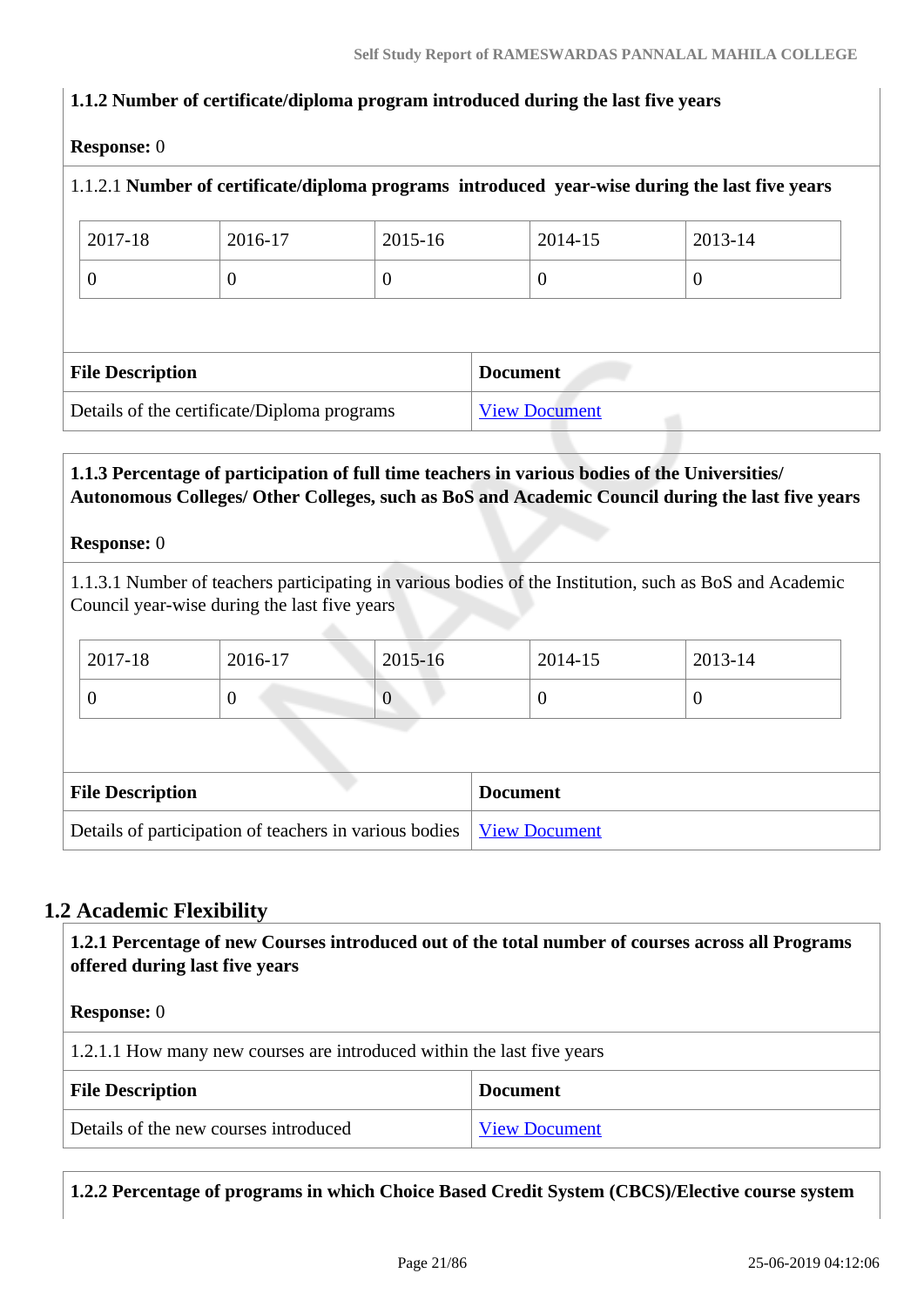**1.1.2 Number of certificate/diploma program introduced during the last five years**

**Response:** 0

1.1.2.1 **Number of certificate/diploma programs introduced year-wise during the last five years**

| 2017-18 | 2016-17 | 2015-16 | 2014-15 | 2013-14 |
|---|---|---|---|---|
| 0 | 0 | 0 | 0 | 0 |

| File Description | Document |
|---|---|
| Details of the certificate/Diploma programs | View Document |

**1.1.3 Percentage of participation of full time teachers in various bodies of the Universities/ Autonomous Colleges/ Other Colleges, such as BoS and Academic Council during the last five years**

**Response:** 0

1.1.3.1 Number of teachers participating in various bodies of the Institution, such as BoS and Academic Council year-wise during the last five years

| 2017-18 | 2016-17 | 2015-16 | 2014-15 | 2013-14 |
|---|---|---|---|---|
| 0 | 0 | 0 | 0 | 0 |

| File Description | Document |
|---|---|
| Details of participation of teachers in various bodies | View Document |

## 1.2 Academic Flexibility

**1.2.1 Percentage of new Courses introduced out of the total number of courses across all Programs offered during last five years**

**Response:** 0

1.2.1.1 How many new courses are introduced within the last five years

| File Description | Document |
|---|---|
| Details of the new courses introduced | View Document |

**1.2.2 Percentage of programs in which Choice Based Credit System (CBCS)/Elective course system**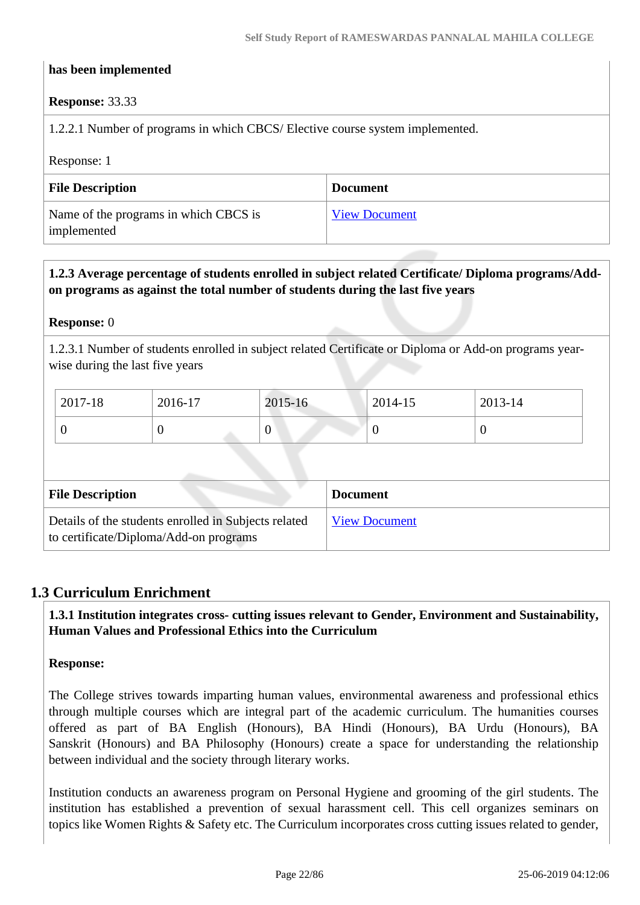**has been implemented**

**Response:** 33.33

1.2.2.1 Number of programs in which CBCS/ Elective course system implemented.

Response: 1

| File Description | Document |
| --- | --- |
| Name of the programs in which CBCS is implemented | View Document |

**1.2.3 Average percentage of students enrolled in subject related Certificate/ Diploma programs/Add-on programs as against the total number of students during the last five years**

**Response:** 0

1.2.3.1 Number of students enrolled in subject related Certificate or Diploma or Add-on programs year-wise during the last five years

| 2017-18 | 2016-17 | 2015-16 | 2014-15 | 2013-14 |
| --- | --- | --- | --- | --- |
| 0 | 0 | 0 | 0 | 0 |

| File Description | Document |
| --- | --- |
| Details of the students enrolled in Subjects related to certificate/Diploma/Add-on programs | View Document |

## 1.3 Curriculum Enrichment

**1.3.1 Institution integrates cross- cutting issues relevant to Gender, Environment and Sustainability, Human Values and Professional Ethics into the Curriculum**

**Response:**

The College strives towards imparting human values, environmental awareness and professional ethics through multiple courses which are integral part of the academic curriculum. The humanities courses offered as part of BA English (Honours), BA Hindi (Honours), BA Urdu (Honours), BA Sanskrit (Honours) and BA Philosophy (Honours) create a space for understanding the relationship between individual and the society through literary works.

Institution conducts an awareness program on Personal Hygiene and grooming of the girl students. The institution has established a prevention of sexual harassment cell. This cell organizes seminars on topics like Women Rights & Safety etc. The Curriculum incorporates cross cutting issues related to gender,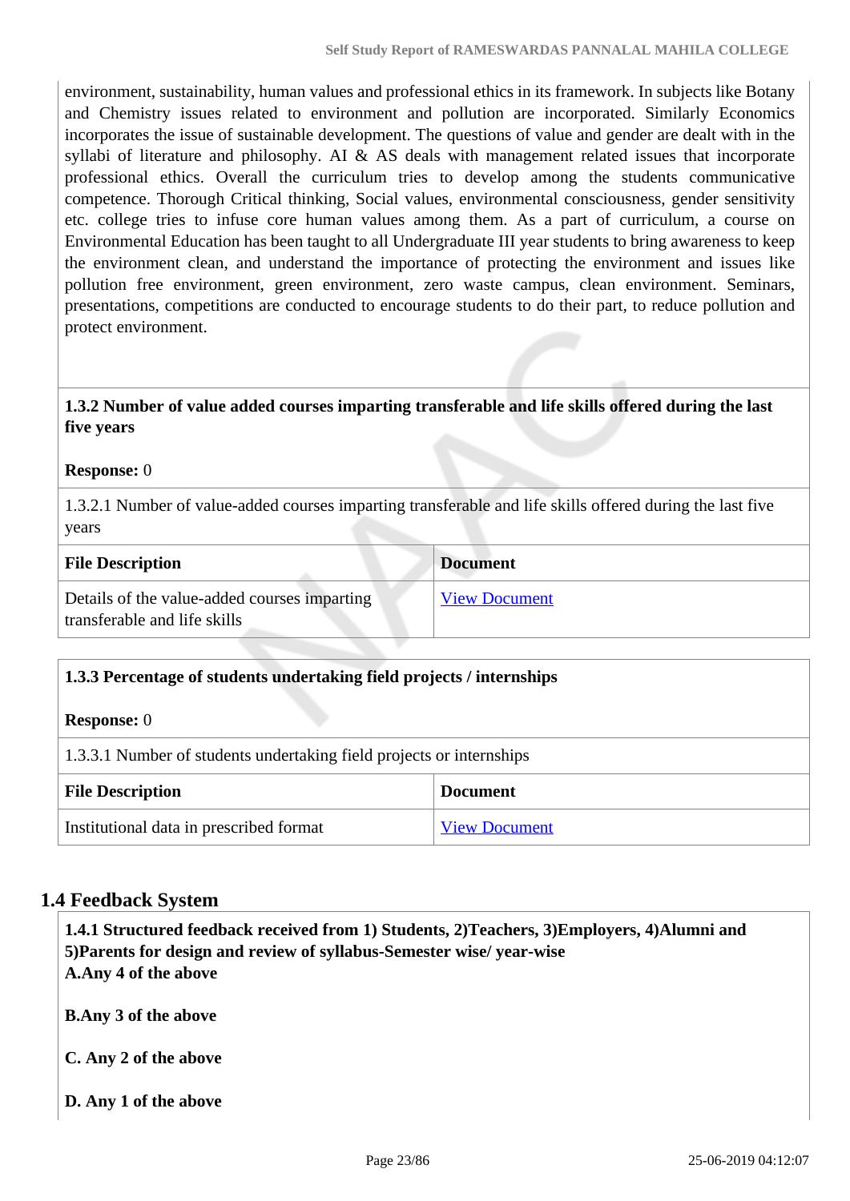environment, sustainability, human values and professional ethics in its framework. In subjects like Botany and Chemistry issues related to environment and pollution are incorporated. Similarly Economics incorporates the issue of sustainable development. The questions of value and gender are dealt with in the syllabi of literature and philosophy. AI & AS deals with management related issues that incorporate professional ethics. Overall the curriculum tries to develop among the students communicative competence. Thorough Critical thinking, Social values, environmental consciousness, gender sensitivity etc. college tries to infuse core human values among them. As a part of curriculum, a course on Environmental Education has been taught to all Undergraduate III year students to bring awareness to keep the environment clean, and understand the importance of protecting the environment and issues like pollution free environment, green environment, zero waste campus, clean environment. Seminars, presentations, competitions are conducted to encourage students to do their part, to reduce pollution and protect environment.

**1.3.2 Number of value added courses imparting transferable and life skills offered during the last five years**

**Response:** 0

1.3.2.1 Number of value-added courses imparting transferable and life skills offered during the last five years

| File Description | Document |
|---|---|
| Details of the value-added courses imparting transferable and life skills | View Document |

**1.3.3 Percentage of students undertaking field projects / internships**

**Response:** 0

1.3.3.1 Number of students undertaking field projects or internships

| File Description | Document |
|---|---|
| Institutional data in prescribed format | View Document |

## 1.4 Feedback System

**1.4.1 Structured feedback received from 1) Students, 2)Teachers, 3)Employers, 4)Alumni and 5)Parents for design and review of syllabus-Semester wise/ year-wise**

**A.Any 4 of the above**

**B.Any 3 of the above**

**C. Any 2 of the above**

**D. Any 1 of the above**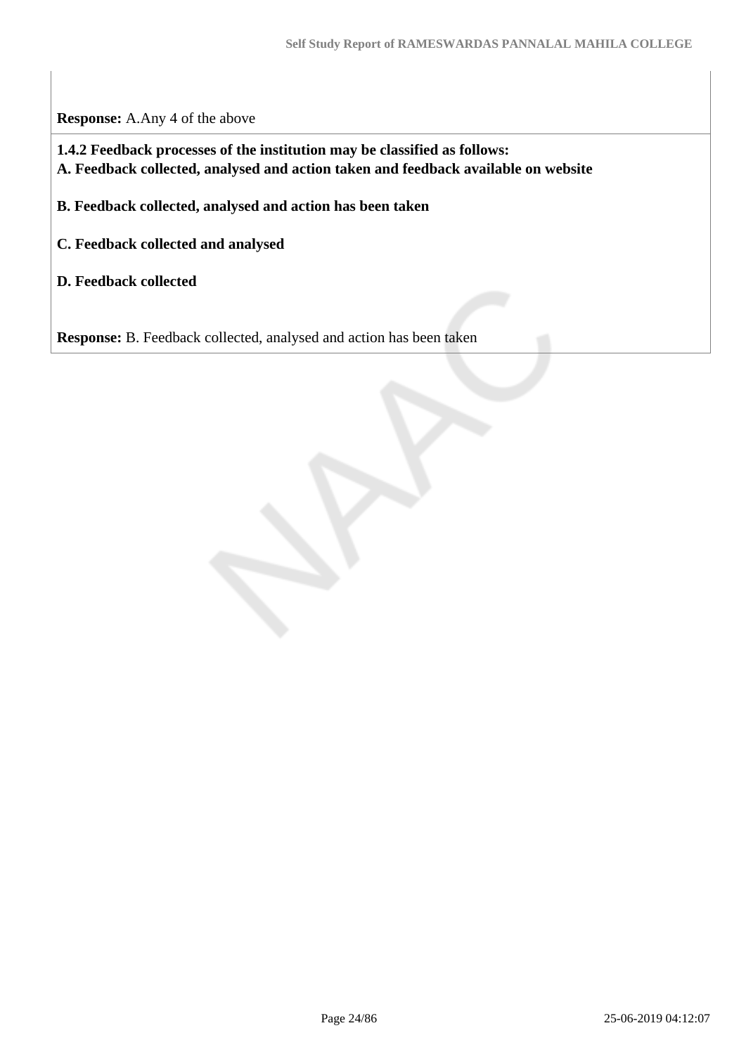**Response:** A.Any 4 of the above

**1.4.2 Feedback processes of the institution may be classified as follows:**
**A. Feedback collected, analysed and action taken and feedback available on website**

**B. Feedback collected, analysed and action has been taken**

**C. Feedback collected and analysed**

**D. Feedback collected**

**Response:** B. Feedback collected, analysed and action has been taken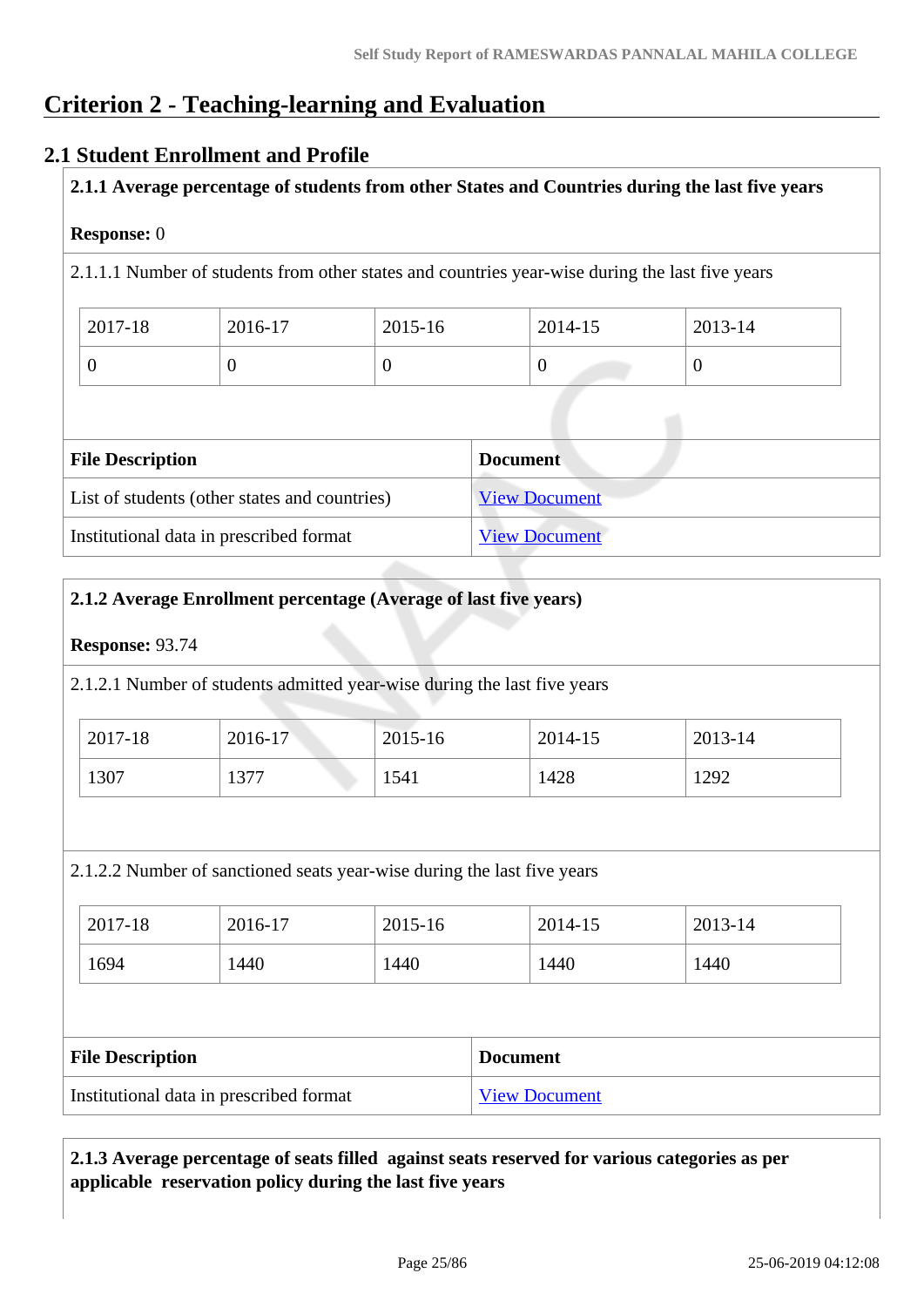# Criterion 2 - Teaching-learning and Evaluation

## 2.1 Student Enrollment and Profile

**2.1.1 Average percentage of students from other States and Countries during the last five years**

**Response:** 0

2.1.1.1 Number of students from other states and countries year-wise during the last five years

| 2017-18 | 2016-17 | 2015-16 | 2014-15 | 2013-14 |
|---|---|---|---|---|
| 0 | 0 | 0 | 0 | 0 |

| File Description | Document |
|---|---|
| List of students (other states and countries) | View Document |
| Institutional data in prescribed format | View Document |

**2.1.2 Average Enrollment percentage (Average of last five years)**

**Response:** 93.74

2.1.2.1 Number of students admitted year-wise during the last five years

| 2017-18 | 2016-17 | 2015-16 | 2014-15 | 2013-14 |
|---|---|---|---|---|
| 1307 | 1377 | 1541 | 1428 | 1292 |

2.1.2.2 Number of sanctioned seats year-wise during the last five years

| 2017-18 | 2016-17 | 2015-16 | 2014-15 | 2013-14 |
|---|---|---|---|---|
| 1694 | 1440 | 1440 | 1440 | 1440 |

| File Description | Document |
|---|---|
| Institutional data in prescribed format | View Document |

**2.1.3 Average percentage of seats filled against seats reserved for various categories as per applicable reservation policy during the last five years**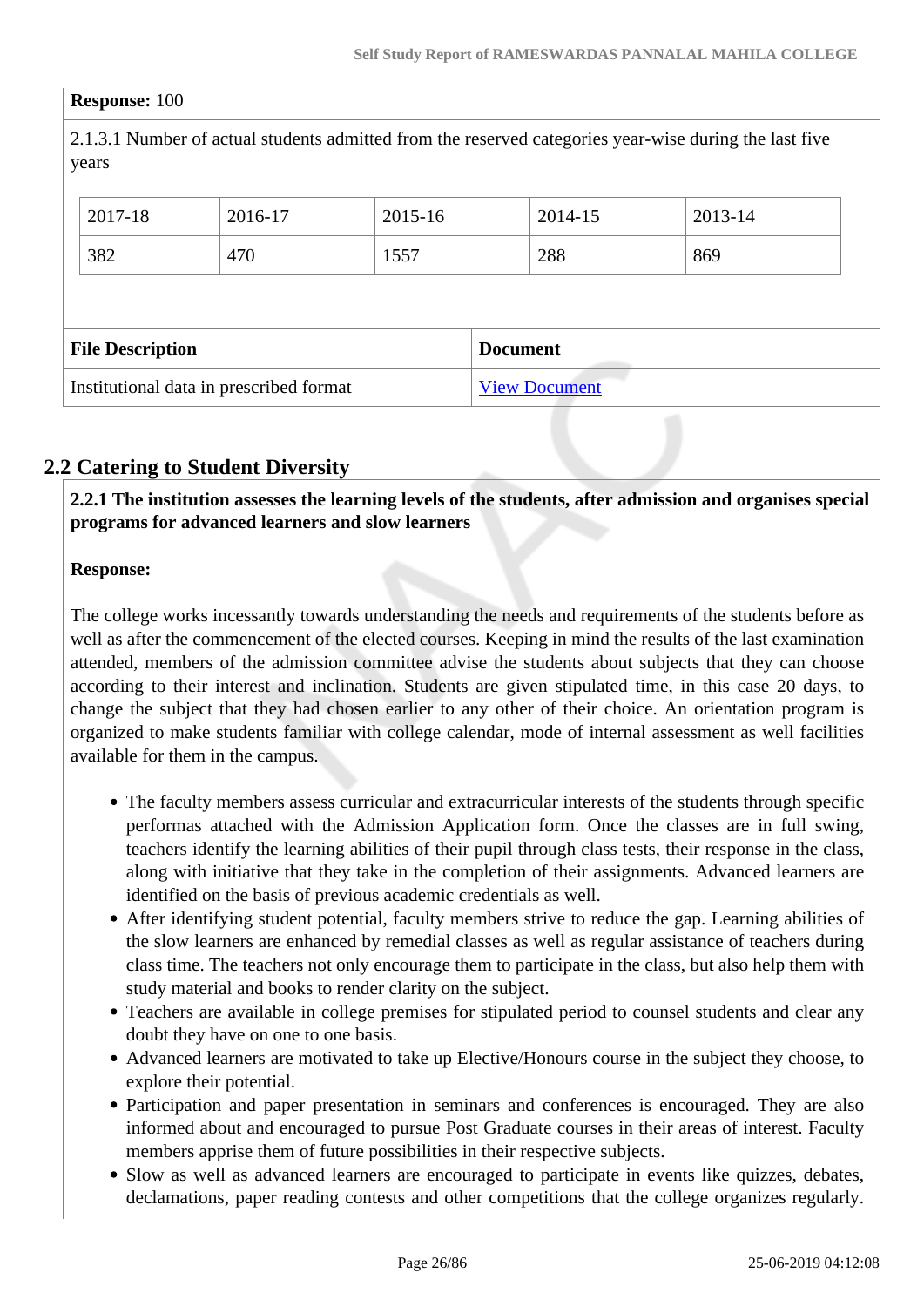**Response:** 100

2.1.3.1 Number of actual students admitted from the reserved categories year-wise during the last five years

| 2017-18 | 2016-17 | 2015-16 | 2014-15 | 2013-14 |
|---|---|---|---|---|
| 382 | 470 | 1557 | 288 | 869 |

| File Description | Document |
|---|---|
| Institutional data in prescribed format | View Document |

## 2.2 Catering to Student Diversity

**2.2.1 The institution assesses the learning levels of the students, after admission and organises special programs for advanced learners and slow learners**

**Response:**

The college works incessantly towards understanding the needs and requirements of the students before as well as after the commencement of the elected courses. Keeping in mind the results of the last examination attended, members of the admission committee advise the students about subjects that they can choose according to their interest and inclination. Students are given stipulated time, in this case 20 days, to change the subject that they had chosen earlier to any other of their choice. An orientation program is organized to make students familiar with college calendar, mode of internal assessment as well facilities available for them in the campus.

- The faculty members assess curricular and extracurricular interests of the students through specific performas attached with the Admission Application form. Once the classes are in full swing, teachers identify the learning abilities of their pupil through class tests, their response in the class, along with initiative that they take in the completion of their assignments. Advanced learners are identified on the basis of previous academic credentials as well.
- After identifying student potential, faculty members strive to reduce the gap. Learning abilities of the slow learners are enhanced by remedial classes as well as regular assistance of teachers during class time. The teachers not only encourage them to participate in the class, but also help them with study material and books to render clarity on the subject.
- Teachers are available in college premises for stipulated period to counsel students and clear any doubt they have on one to one basis.
- Advanced learners are motivated to take up Elective/Honours course in the subject they choose, to explore their potential.
- Participation and paper presentation in seminars and conferences is encouraged. They are also informed about and encouraged to pursue Post Graduate courses in their areas of interest. Faculty members apprise them of future possibilities in their respective subjects.
- Slow as well as advanced learners are encouraged to participate in events like quizzes, debates, declamations, paper reading contests and other competitions that the college organizes regularly.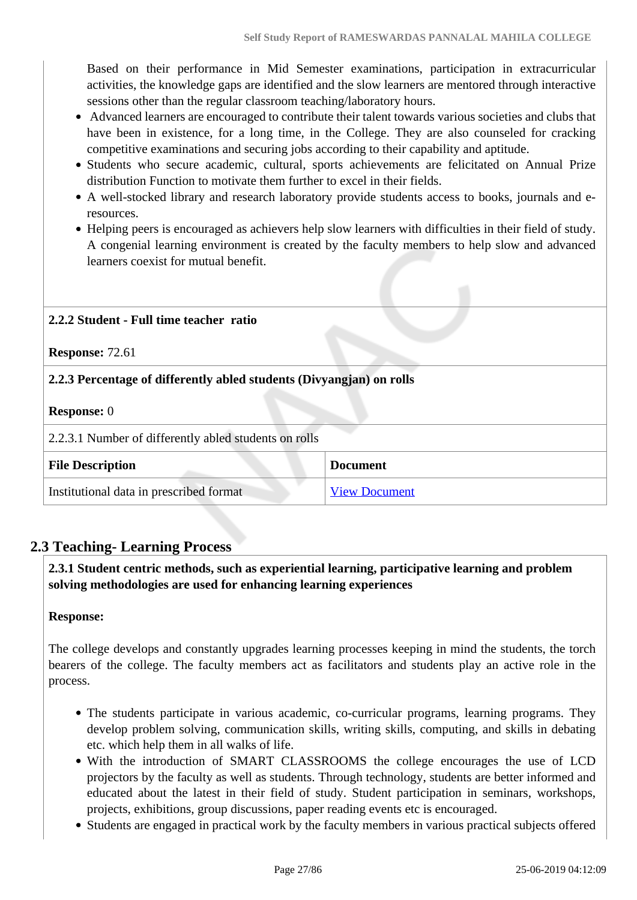Based on their performance in Mid Semester examinations, participation in extracurricular activities, the knowledge gaps are identified and the slow learners are mentored through interactive sessions other than the regular classroom teaching/laboratory hours.

- Advanced learners are encouraged to contribute their talent towards various societies and clubs that have been in existence, for a long time, in the College. They are also counseled for cracking competitive examinations and securing jobs according to their capability and aptitude.
- Students who secure academic, cultural, sports achievements are felicitated on Annual Prize distribution Function to motivate them further to excel in their fields.
- A well-stocked library and research laboratory provide students access to books, journals and e-resources.
- Helping peers is encouraged as achievers help slow learners with difficulties in their field of study. A congenial learning environment is created by the faculty members to help slow and advanced learners coexist for mutual benefit.

**2.2.2 Student - Full time teacher ratio**

**Response:** 72.61

**2.2.3 Percentage of differently abled students (Divyangjan) on rolls**

**Response:** 0

2.2.3.1 Number of differently abled students on rolls

| File Description | Document |
|---|---|
| Institutional data in prescribed format | View Document |

## 2.3 Teaching- Learning Process

**2.3.1 Student centric methods, such as experiential learning, participative learning and problem solving methodologies are used for enhancing learning experiences**

**Response:**

The college develops and constantly upgrades learning processes keeping in mind the students, the torch bearers of the college. The faculty members act as facilitators and students play an active role in the process.

- The students participate in various academic, co-curricular programs, learning programs. They develop problem solving, communication skills, writing skills, computing, and skills in debating etc. which help them in all walks of life.
- With the introduction of SMART CLASSROOMS the college encourages the use of LCD projectors by the faculty as well as students. Through technology, students are better informed and educated about the latest in their field of study. Student participation in seminars, workshops, projects, exhibitions, group discussions, paper reading events etc is encouraged.
- Students are engaged in practical work by the faculty members in various practical subjects offered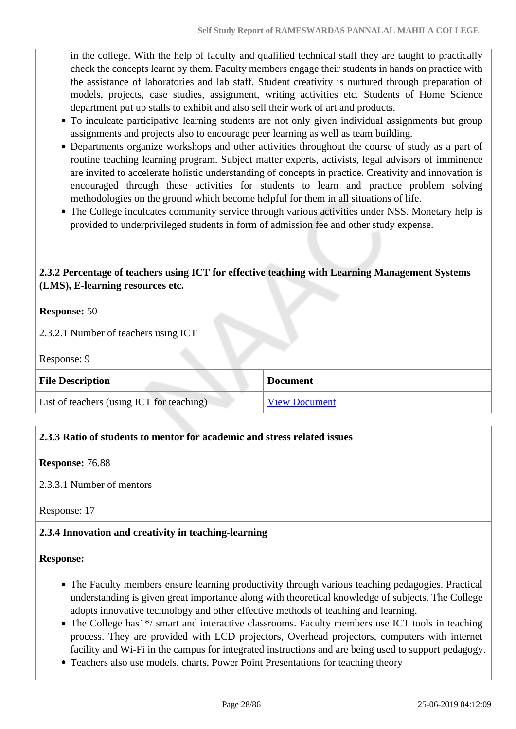in the college. With the help of faculty and qualified technical staff they are taught to practically check the concepts learnt by them. Faculty members engage their students in hands on practice with the assistance of laboratories and lab staff. Student creativity is nurtured through preparation of models, projects, case studies, assignment, writing activities etc. Students of Home Science department put up stalls to exhibit and also sell their work of art and products.

- To inculcate participative learning students are not only given individual assignments but group assignments and projects also to encourage peer learning as well as team building.
- Departments organize workshops and other activities throughout the course of study as a part of routine teaching learning program. Subject matter experts, activists, legal advisors of imminence are invited to accelerate holistic understanding of concepts in practice. Creativity and innovation is encouraged through these activities for students to learn and practice problem solving methodologies on the ground which become helpful for them in all situations of life.
- The College inculcates community service through various activities under NSS. Monetary help is provided to underprivileged students in form of admission fee and other study expense.

**2.3.2 Percentage of teachers using ICT for effective teaching with Learning Management Systems (LMS), E-learning resources etc.**

**Response:** 50

2.3.2.1 Number of teachers using ICT

Response: 9

| File Description | Document |
|---|---|
| List of teachers (using ICT for teaching) | View Document |

**2.3.3 Ratio of students to mentor for academic and stress related issues**

**Response:** 76.88

2.3.3.1 Number of mentors

Response: 17

**2.3.4 Innovation and creativity in teaching-learning**

**Response:**

- The Faculty members ensure learning productivity through various teaching pedagogies. Practical understanding is given great importance along with theoretical knowledge of subjects. The College adopts innovative technology and other effective methods of teaching and learning.
- The College has1*/ smart and interactive classrooms. Faculty members use ICT tools in teaching process. They are provided with LCD projectors, Overhead projectors, computers with internet facility and Wi-Fi in the campus for integrated instructions and are being used to support pedagogy.
- Teachers also use models, charts, Power Point Presentations for teaching theory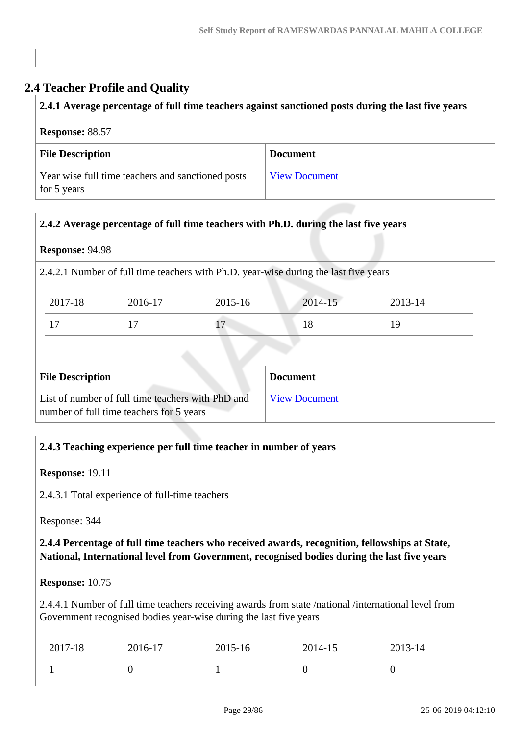## 2.4 Teacher Profile and Quality

**2.4.1 Average percentage of full time teachers against sanctioned posts during the last five years**

**Response:** 88.57

| File Description | Document |
|---|---|
| Year wise full time teachers and sanctioned posts for 5 years | View Document |

**2.4.2 Average percentage of full time teachers with Ph.D. during the last five years**

**Response:** 94.98

2.4.2.1 Number of full time teachers with Ph.D. year-wise during the last five years

| 2017-18 | 2016-17 | 2015-16 | 2014-15 | 2013-14 |
|---|---|---|---|---|
| 17 | 17 | 17 | 18 | 19 |

| File Description | Document |
|---|---|
| List of number of full time teachers with PhD and number of full time teachers for 5 years | View Document |

**2.4.3 Teaching experience per full time teacher in number of years**

**Response:** 19.11

2.4.3.1 Total experience of full-time teachers

Response: 344

**2.4.4 Percentage of full time teachers who received awards, recognition, fellowships at State, National, International level from Government, recognised bodies during the last five years**

**Response:** 10.75

2.4.4.1 Number of full time teachers receiving awards from state /national /international level from Government recognised bodies year-wise during the last five years

| 2017-18 | 2016-17 | 2015-16 | 2014-15 | 2013-14 |
|---|---|---|---|---|
| 1 | 0 | 1 | 0 | 0 |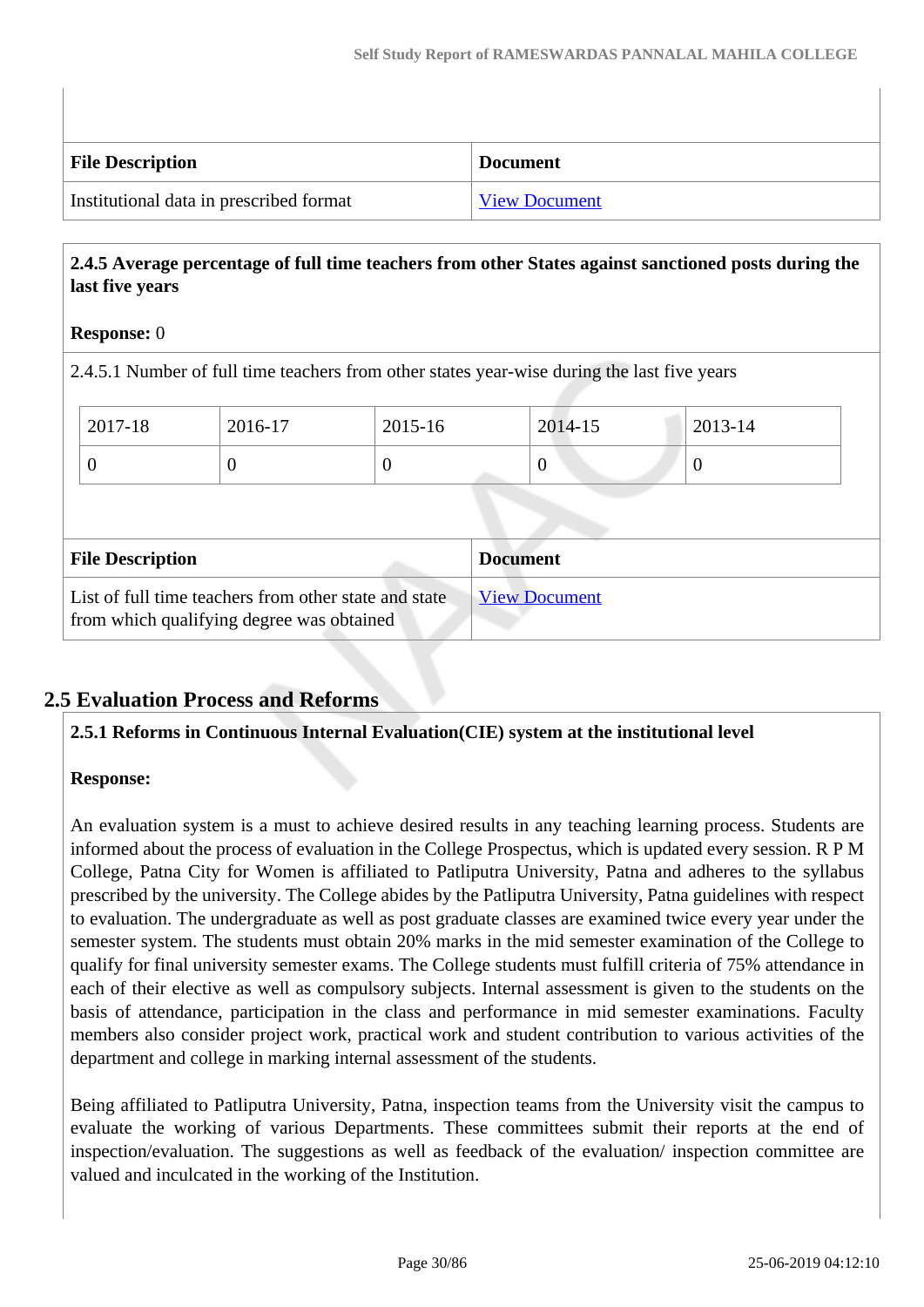| File Description | Document |
|---|---|
| Institutional data in prescribed format | View Document |

**2.4.5 Average percentage of full time teachers from other States against sanctioned posts during the last five years**

**Response:** 0

2.4.5.1 Number of full time teachers from other states year-wise during the last five years

| 2017-18 | 2016-17 | 2015-16 | 2014-15 | 2013-14 |
|---|---|---|---|---|
| 0 | 0 | 0 | 0 | 0 |

| File Description | Document |
|---|---|
| List of full time teachers from other state and state from which qualifying degree was obtained | View Document |

## 2.5 Evaluation Process and Reforms

**2.5.1 Reforms in Continuous Internal Evaluation(CIE) system at the institutional level**

**Response:**

An evaluation system is a must to achieve desired results in any teaching learning process. Students are informed about the process of evaluation in the College Prospectus, which is updated every session. R P M College, Patna City for Women is affiliated to Patliputra University, Patna and adheres to the syllabus prescribed by the university. The College abides by the Patliputra University, Patna guidelines with respect to evaluation. The undergraduate as well as post graduate classes are examined twice every year under the semester system. The students must obtain 20% marks in the mid semester examination of the College to qualify for final university semester exams. The College students must fulfill criteria of 75% attendance in each of their elective as well as compulsory subjects. Internal assessment is given to the students on the basis of attendance, participation in the class and performance in mid semester examinations. Faculty members also consider project work, practical work and student contribution to various activities of the department and college in marking internal assessment of the students.

Being affiliated to Patliputra University, Patna, inspection teams from the University visit the campus to evaluate the working of various Departments. These committees submit their reports at the end of inspection/evaluation. The suggestions as well as feedback of the evaluation/ inspection committee are valued and inculcated in the working of the Institution.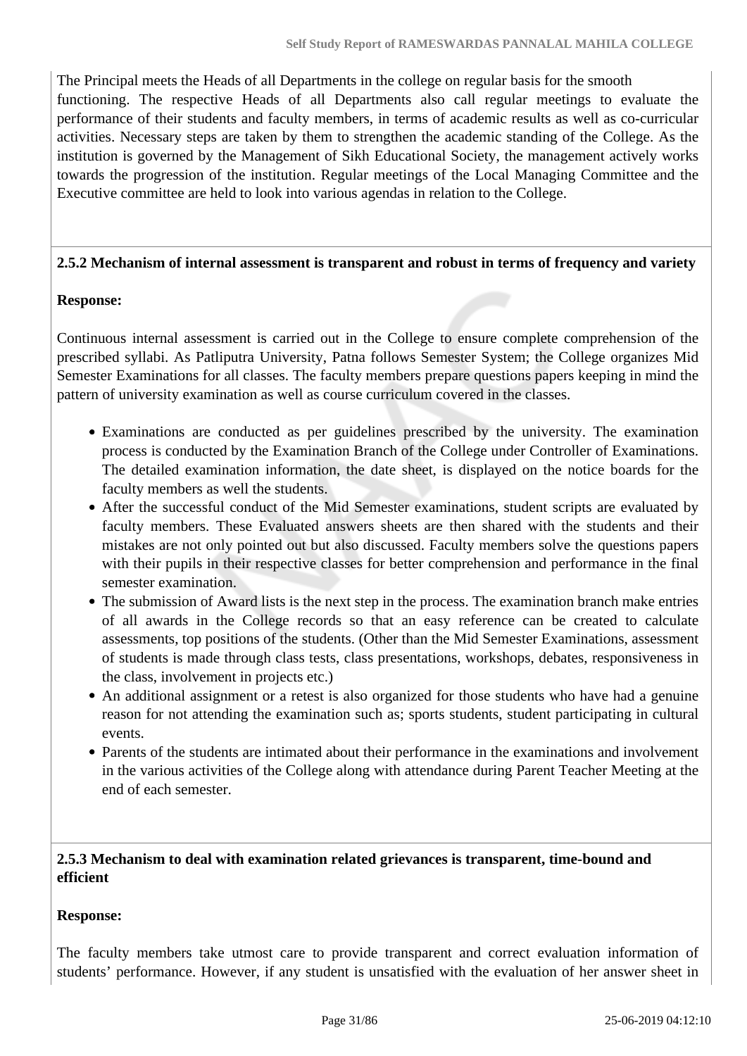The Principal meets the Heads of all Departments in the college on regular basis for the smooth functioning. The respective Heads of all Departments also call regular meetings to evaluate the performance of their students and faculty members, in terms of academic results as well as co-curricular activities. Necessary steps are taken by them to strengthen the academic standing of the College. As the institution is governed by the Management of Sikh Educational Society, the management actively works towards the progression of the institution. Regular meetings of the Local Managing Committee and the Executive committee are held to look into various agendas in relation to the College.

**2.5.2 Mechanism of internal assessment is transparent and robust in terms of frequency and variety**

**Response:**

Continuous internal assessment is carried out in the College to ensure complete comprehension of the prescribed syllabi. As Patliputra University, Patna follows Semester System; the College organizes Mid Semester Examinations for all classes. The faculty members prepare questions papers keeping in mind the pattern of university examination as well as course curriculum covered in the classes.

- Examinations are conducted as per guidelines prescribed by the university. The examination process is conducted by the Examination Branch of the College under Controller of Examinations. The detailed examination information, the date sheet, is displayed on the notice boards for the faculty members as well the students.
- After the successful conduct of the Mid Semester examinations, student scripts are evaluated by faculty members. These Evaluated answers sheets are then shared with the students and their mistakes are not only pointed out but also discussed. Faculty members solve the questions papers with their pupils in their respective classes for better comprehension and performance in the final semester examination.
- The submission of Award lists is the next step in the process. The examination branch make entries of all awards in the College records so that an easy reference can be created to calculate assessments, top positions of the students. (Other than the Mid Semester Examinations, assessment of students is made through class tests, class presentations, workshops, debates, responsiveness in the class, involvement in projects etc.)
- An additional assignment or a retest is also organized for those students who have had a genuine reason for not attending the examination such as; sports students, student participating in cultural events.
- Parents of the students are intimated about their performance in the examinations and involvement in the various activities of the College along with attendance during Parent Teacher Meeting at the end of each semester.

**2.5.3 Mechanism to deal with examination related grievances is transparent, time-bound and efficient**

**Response:**

The faculty members take utmost care to provide transparent and correct evaluation information of students' performance. However, if any student is unsatisfied with the evaluation of her answer sheet in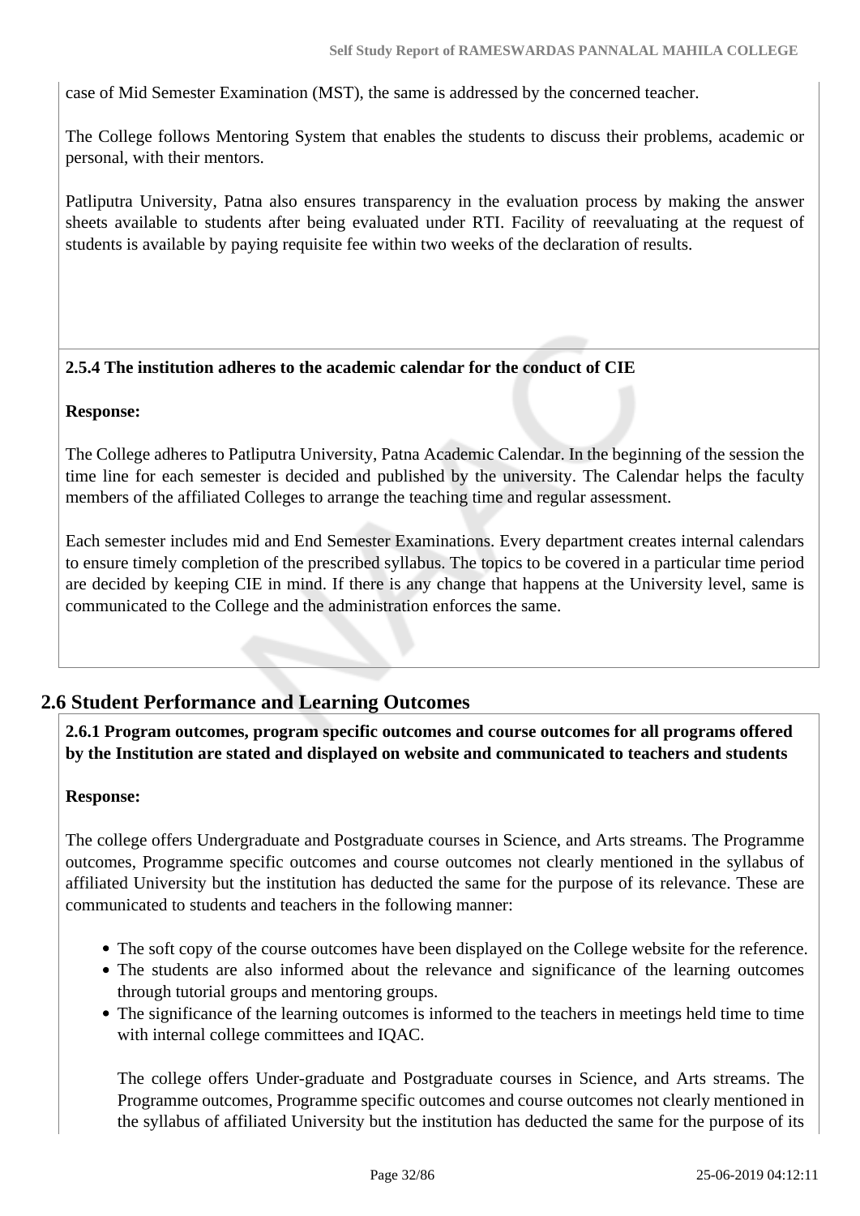case of Mid Semester Examination (MST), the same is addressed by the concerned teacher.

The College follows Mentoring System that enables the students to discuss their problems, academic or personal, with their mentors.

Patliputra University, Patna also ensures transparency in the evaluation process by making the answer sheets available to students after being evaluated under RTI. Facility of reevaluating at the request of students is available by paying requisite fee within two weeks of the declaration of results.

**2.5.4 The institution adheres to the academic calendar for the conduct of CIE**

**Response:**

The College adheres to Patliputra University, Patna Academic Calendar. In the beginning of the session the time line for each semester is decided and published by the university. The Calendar helps the faculty members of the affiliated Colleges to arrange the teaching time and regular assessment.

Each semester includes mid and End Semester Examinations. Every department creates internal calendars to ensure timely completion of the prescribed syllabus. The topics to be covered in a particular time period are decided by keeping CIE in mind. If there is any change that happens at the University level, same is communicated to the College and the administration enforces the same.

## 2.6 Student Performance and Learning Outcomes

**2.6.1 Program outcomes, program specific outcomes and course outcomes for all programs offered by the Institution are stated and displayed on website and communicated to teachers and students**

**Response:**

The college offers Undergraduate and Postgraduate courses in Science, and Arts streams. The Programme outcomes, Programme specific outcomes and course outcomes not clearly mentioned in the syllabus of affiliated University but the institution has deducted the same for the purpose of its relevance. These are communicated to students and teachers in the following manner:

- The soft copy of the course outcomes have been displayed on the College website for the reference.
- The students are also informed about the relevance and significance of the learning outcomes through tutorial groups and mentoring groups.
- The significance of the learning outcomes is informed to the teachers in meetings held time to time with internal college committees and IQAC.

  The college offers Under-graduate and Postgraduate courses in Science, and Arts streams. The Programme outcomes, Programme specific outcomes and course outcomes not clearly mentioned in the syllabus of affiliated University but the institution has deducted the same for the purpose of its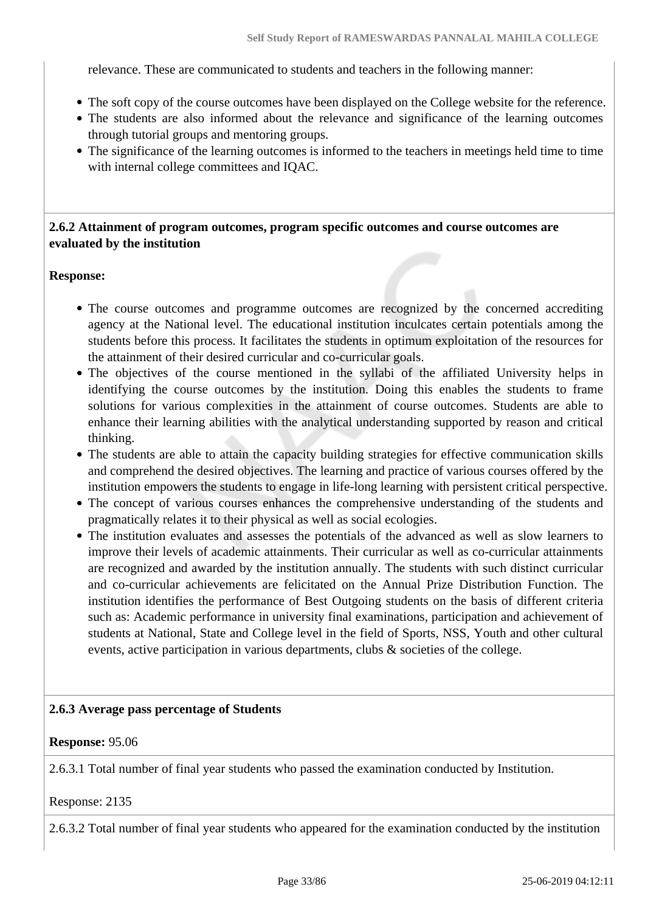relevance. These are communicated to students and teachers in the following manner:

- The soft copy of the course outcomes have been displayed on the College website for the reference.
- The students are also informed about the relevance and significance of the learning outcomes through tutorial groups and mentoring groups.
- The significance of the learning outcomes is informed to the teachers in meetings held time to time with internal college committees and IQAC.

**2.6.2 Attainment of program outcomes, program specific outcomes and course outcomes are evaluated by the institution**

**Response:**

- The course outcomes and programme outcomes are recognized by the concerned accrediting agency at the National level. The educational institution inculcates certain potentials among the students before this process. It facilitates the students in optimum exploitation of the resources for the attainment of their desired curricular and co-curricular goals.
- The objectives of the course mentioned in the syllabi of the affiliated University helps in identifying the course outcomes by the institution. Doing this enables the students to frame solutions for various complexities in the attainment of course outcomes. Students are able to enhance their learning abilities with the analytical understanding supported by reason and critical thinking.
- The students are able to attain the capacity building strategies for effective communication skills and comprehend the desired objectives. The learning and practice of various courses offered by the institution empowers the students to engage in life-long learning with persistent critical perspective.
- The concept of various courses enhances the comprehensive understanding of the students and pragmatically relates it to their physical as well as social ecologies.
- The institution evaluates and assesses the potentials of the advanced as well as slow learners to improve their levels of academic attainments. Their curricular as well as co-curricular attainments are recognized and awarded by the institution annually. The students with such distinct curricular and co-curricular achievements are felicitated on the Annual Prize Distribution Function. The institution identifies the performance of Best Outgoing students on the basis of different criteria such as: Academic performance in university final examinations, participation and achievement of students at National, State and College level in the field of Sports, NSS, Youth and other cultural events, active participation in various departments, clubs & societies of the college.

**2.6.3 Average pass percentage of Students**

**Response:** 95.06

2.6.3.1 Total number of final year students who passed the examination conducted by Institution.

Response: 2135

2.6.3.2 Total number of final year students who appeared for the examination conducted by the institution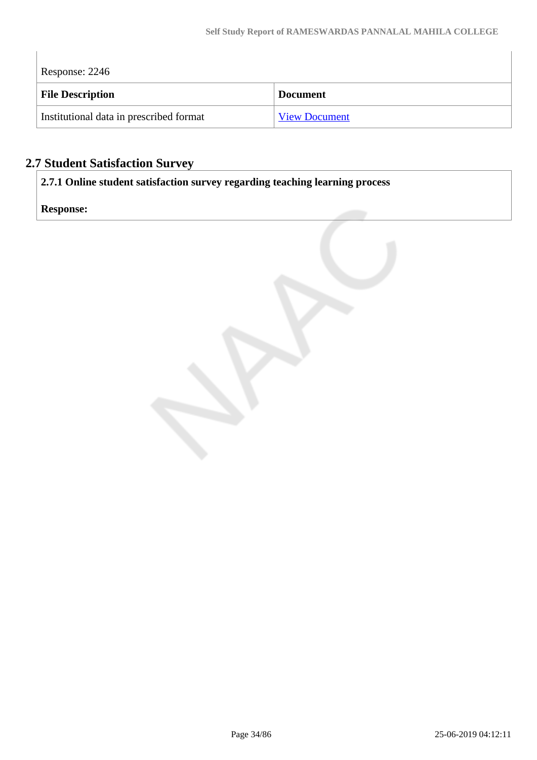Response: 2246

| File Description | Document |
| --- | --- |
| Institutional data in prescribed format | View Document |

## 2.7 Student Satisfaction Survey

**2.7.1 Online student satisfaction survey regarding teaching learning process**

**Response:**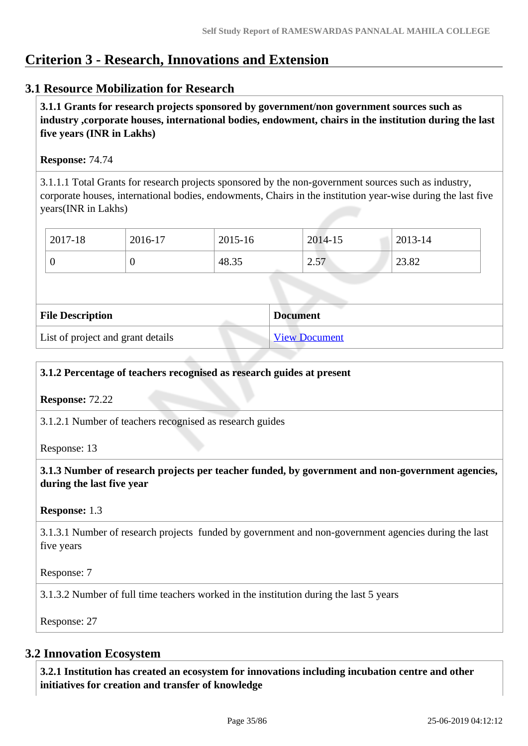# Criterion 3 - Research, Innovations and Extension

## 3.1 Resource Mobilization for Research

**3.1.1 Grants for research projects sponsored by government/non government sources such as industry ,corporate houses, international bodies, endowment, chairs in the institution during the last five years (INR in Lakhs)**

**Response:** 74.74

3.1.1.1 Total Grants for research projects sponsored by the non-government sources such as industry, corporate houses, international bodies, endowments, Chairs in the institution year-wise during the last five years(INR in Lakhs)

| 2017-18 | 2016-17 | 2015-16 | 2014-15 | 2013-14 |
|---|---|---|---|---|
| 0 | 0 | 48.35 | 2.57 | 23.82 |

| File Description | Document |
|---|---|
| List of project and grant details | View Document |

**3.1.2 Percentage of teachers recognised as research guides at present**

**Response:** 72.22

3.1.2.1 Number of teachers recognised as research guides

Response: 13

**3.1.3 Number of research projects per teacher funded, by government and non-government agencies, during the last five year**

**Response:** 1.3

3.1.3.1 Number of research projects funded by government and non-government agencies during the last five years

Response: 7

3.1.3.2 Number of full time teachers worked in the institution during the last 5 years

Response: 27

## 3.2 Innovation Ecosystem

**3.2.1 Institution has created an ecosystem for innovations including incubation centre and other initiatives for creation and transfer of knowledge**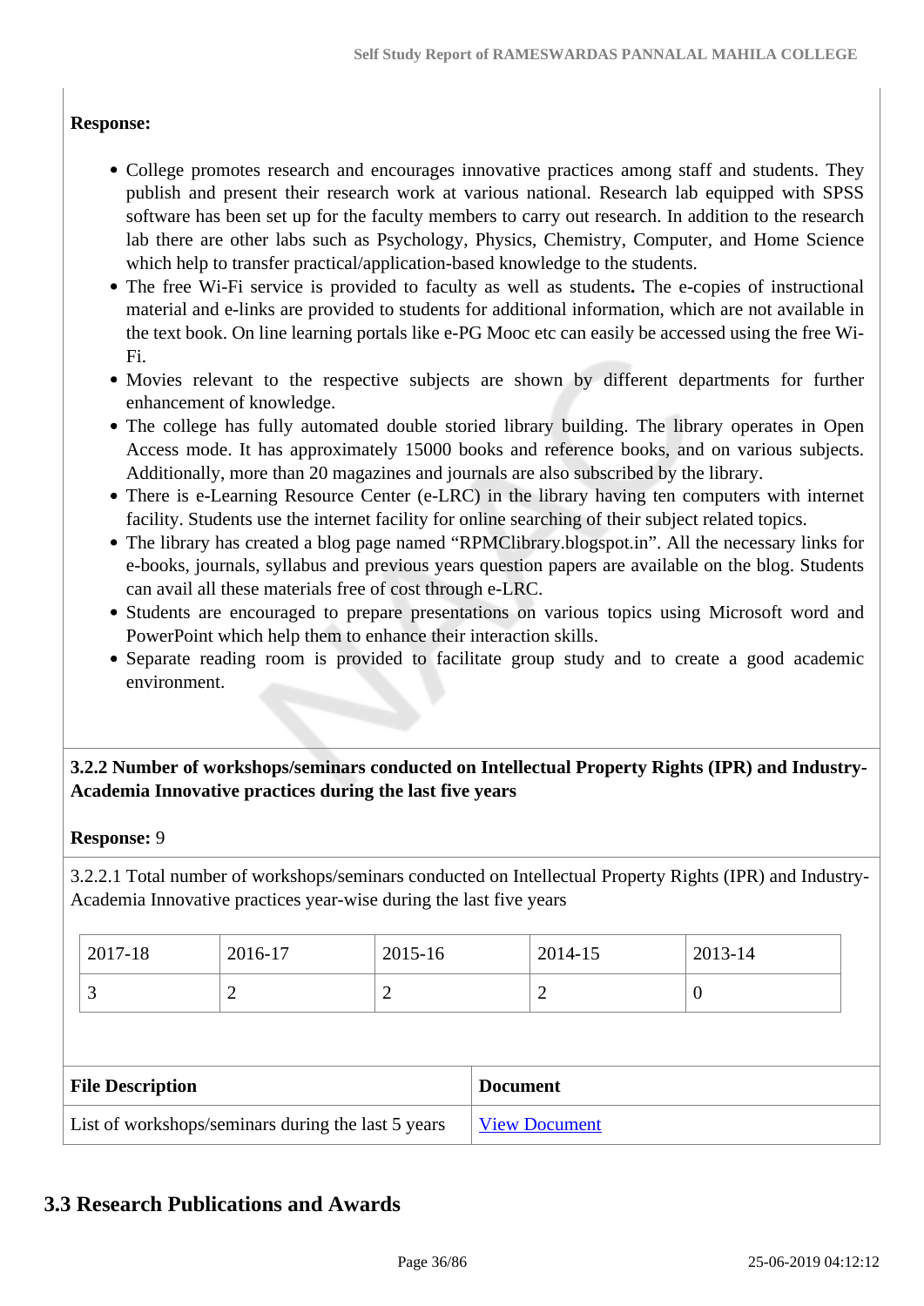**Response:**

- College promotes research and encourages innovative practices among staff and students. They publish and present their research work at various national. Research lab equipped with SPSS software has been set up for the faculty members to carry out research. In addition to the research lab there are other labs such as Psychology, Physics, Chemistry, Computer, and Home Science which help to transfer practical/application-based knowledge to the students.
- The free Wi-Fi service is provided to faculty as well as students**.** The e-copies of instructional material and e-links are provided to students for additional information, which are not available in the text book. On line learning portals like e-PG Mooc etc can easily be accessed using the free Wi-Fi.
- Movies relevant to the respective subjects are shown by different departments for further enhancement of knowledge.
- The college has fully automated double storied library building. The library operates in Open Access mode. It has approximately 15000 books and reference books, and on various subjects. Additionally, more than 20 magazines and journals are also subscribed by the library.
- There is e-Learning Resource Center (e-LRC) in the library having ten computers with internet facility. Students use the internet facility for online searching of their subject related topics.
- The library has created a blog page named “RPMClibrary.blogspot.in”. All the necessary links for e-books, journals, syllabus and previous years question papers are available on the blog. Students can avail all these materials free of cost through e-LRC.
- Students are encouraged to prepare presentations on various topics using Microsoft word and PowerPoint which help them to enhance their interaction skills.
- Separate reading room is provided to facilitate group study and to create a good academic environment.

**3.2.2 Number of workshops/seminars conducted on Intellectual Property Rights (IPR) and Industry-Academia Innovative practices during the last five years**

**Response:** 9

3.2.2.1 Total number of workshops/seminars conducted on Intellectual Property Rights (IPR) and Industry-Academia Innovative practices year-wise during the last five years

| 2017-18 | 2016-17 | 2015-16 | 2014-15 | 2013-14 |
|---|---|---|---|---|
| 3 | 2 | 2 | 2 | 0 |

| File Description | Document |
|---|---|
| List of workshops/seminars during the last 5 years | View Document |

## 3.3 Research Publications and Awards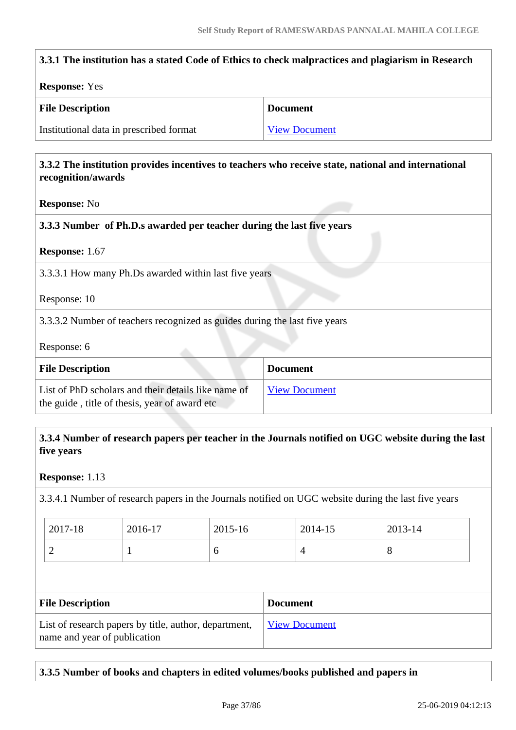**3.3.1 The institution has a stated Code of Ethics to check malpractices and plagiarism in Research**

**Response:** Yes

| File Description | Document |
|---|---|
| Institutional data in prescribed format | View Document |

**3.3.2 The institution provides incentives to teachers who receive state, national and international recognition/awards**

**Response:** No

**3.3.3 Number of Ph.D.s awarded per teacher during the last five years**

**Response:** 1.67

3.3.3.1 How many Ph.Ds awarded within last five years

Response: 10

3.3.3.2 Number of teachers recognized as guides during the last five years

Response: 6

| File Description | Document |
|---|---|
| List of PhD scholars and their details like name of the guide , title of thesis, year of award etc | View Document |

**3.3.4 Number of research papers per teacher in the Journals notified on UGC website during the last five years**

**Response:** 1.13

3.3.4.1 Number of research papers in the Journals notified on UGC website during the last five years

| 2017-18 | 2016-17 | 2015-16 | 2014-15 | 2013-14 |
|---|---|---|---|---|
| 2 | 1 | 6 | 4 | 8 |

| File Description | Document |
|---|---|
| List of research papers by title, author, department, name and year of publication | View Document |

**3.3.5 Number of books and chapters in edited volumes/books published and papers in**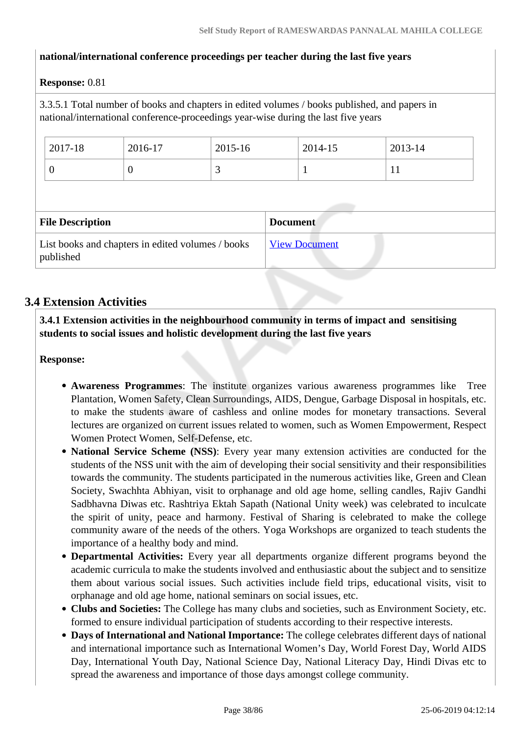**national/international conference proceedings per teacher during the last five years**

**Response:** 0.81

3.3.5.1 Total number of books and chapters in edited volumes / books published, and papers in national/international conference-proceedings year-wise during the last five years

| 2017-18 | 2016-17 | 2015-16 | 2014-15 | 2013-14 |
|---|---|---|---|---|
| 0 | 0 | 3 | 1 | 11 |

| File Description | Document |
|---|---|
| List books and chapters in edited volumes / books published | View Document |

## 3.4 Extension Activities

**3.4.1 Extension activities in the neighbourhood community in terms of impact and sensitising students to social issues and holistic development during the last five years**

**Response:**

- **Awareness Programmes**: The institute organizes various awareness programmes like Tree Plantation, Women Safety, Clean Surroundings, AIDS, Dengue, Garbage Disposal in hospitals, etc. to make the students aware of cashless and online modes for monetary transactions. Several lectures are organized on current issues related to women, such as Women Empowerment, Respect Women Protect Women, Self-Defense, etc.
- **National Service Scheme (NSS)**: Every year many extension activities are conducted for the students of the NSS unit with the aim of developing their social sensitivity and their responsibilities towards the community. The students participated in the numerous activities like, Green and Clean Society, Swachhta Abhiyan, visit to orphanage and old age home, selling candles, Rajiv Gandhi Sadbhavna Diwas etc. Rashtriya Ektah Sapath (National Unity week) was celebrated to inculcate the spirit of unity, peace and harmony. Festival of Sharing is celebrated to make the college community aware of the needs of the others. Yoga Workshops are organized to teach students the importance of a healthy body and mind.
- **Departmental Activities:** Every year all departments organize different programs beyond the academic curricula to make the students involved and enthusiastic about the subject and to sensitize them about various social issues. Such activities include field trips, educational visits, visit to orphanage and old age home, national seminars on social issues, etc.
- **Clubs and Societies:** The College has many clubs and societies, such as Environment Society, etc. formed to ensure individual participation of students according to their respective interests.
- **Days of International and National Importance:** The college celebrates different days of national and international importance such as International Women's Day, World Forest Day, World AIDS Day, International Youth Day, National Science Day, National Literacy Day, Hindi Divas etc to spread the awareness and importance of those days amongst college community.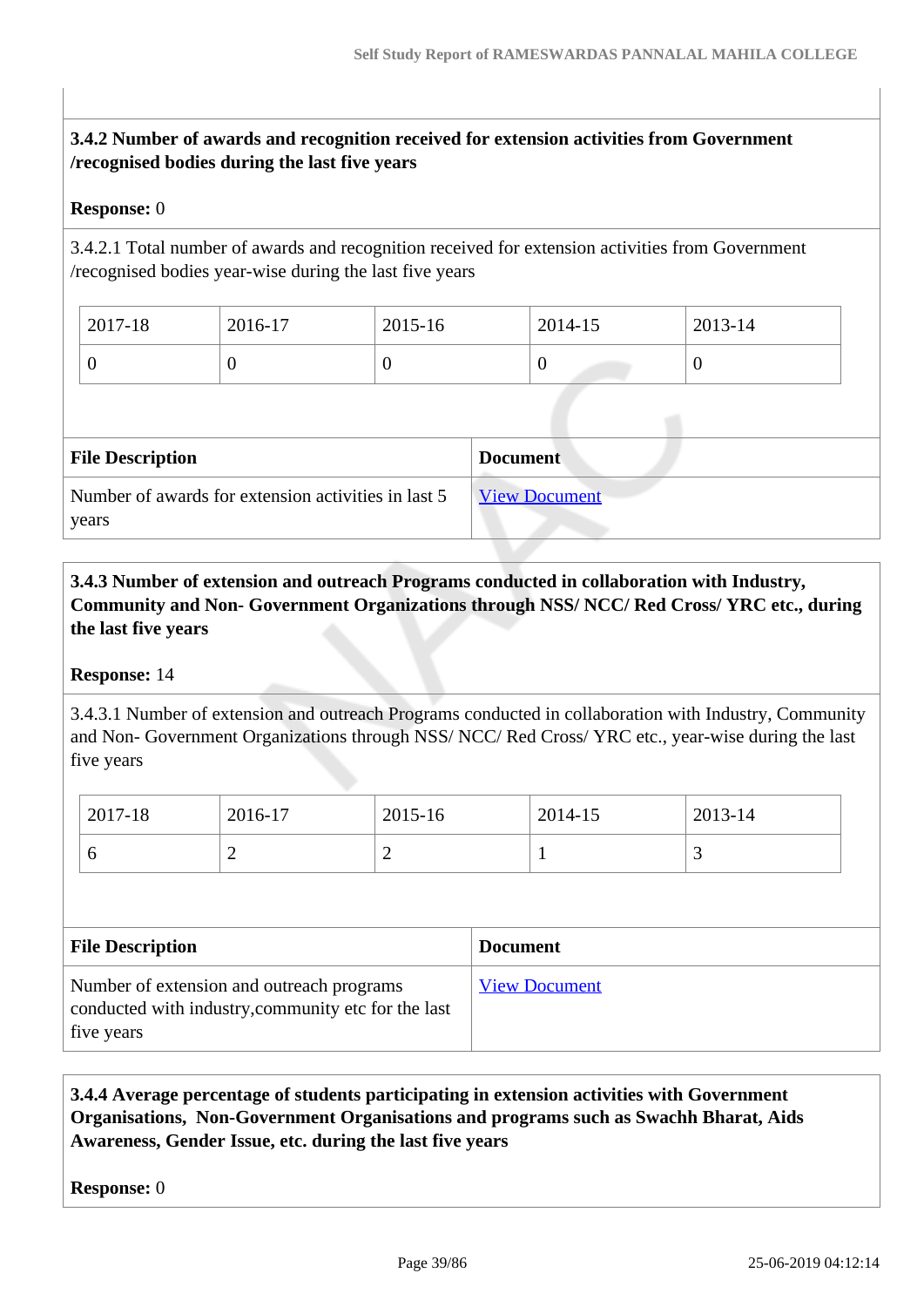**3.4.2 Number of awards and recognition received for extension activities from Government /recognised bodies during the last five years**

**Response:** 0

3.4.2.1 Total number of awards and recognition received for extension activities from Government /recognised bodies year-wise during the last five years

| 2017-18 | 2016-17 | 2015-16 | 2014-15 | 2013-14 |
|---|---|---|---|---|
| 0 | 0 | 0 | 0 | 0 |

| File Description | Document |
|---|---|
| Number of awards for extension activities in last 5 years | View Document |

**3.4.3 Number of extension and outreach Programs conducted in collaboration with Industry, Community and Non- Government Organizations through NSS/ NCC/ Red Cross/ YRC etc., during the last five years**

**Response:** 14

3.4.3.1 Number of extension and outreach Programs conducted in collaboration with Industry, Community and Non- Government Organizations through NSS/ NCC/ Red Cross/ YRC etc., year-wise during the last five years

| 2017-18 | 2016-17 | 2015-16 | 2014-15 | 2013-14 |
|---|---|---|---|---|
| 6 | 2 | 2 | 1 | 3 |

| File Description | Document |
|---|---|
| Number of extension and outreach programs conducted with industry,community etc for the last five years | View Document |

**3.4.4 Average percentage of students participating in extension activities with Government Organisations, Non-Government Organisations and programs such as Swachh Bharat, Aids Awareness, Gender Issue, etc. during the last five years**

**Response:** 0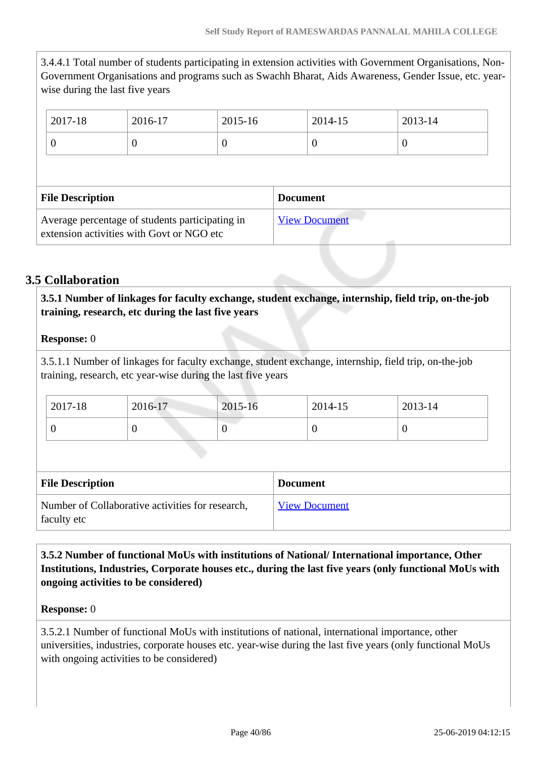3.4.4.1 Total number of students participating in extension activities with Government Organisations, Non-Government Organisations and programs such as Swachh Bharat, Aids Awareness, Gender Issue, etc. year-wise during the last five years

| 2017-18 | 2016-17 | 2015-16 | 2014-15 | 2013-14 |
|---|---|---|---|---|
| 0 | 0 | 0 | 0 | 0 |

| File Description | Document |
|---|---|
| Average percentage of students participating in extension activities with Govt or NGO etc | View Document |

## 3.5 Collaboration

**3.5.1 Number of linkages for faculty exchange, student exchange, internship, field trip, on-the-job training, research, etc during the last five years**

**Response:** 0

3.5.1.1 Number of linkages for faculty exchange, student exchange, internship, field trip, on-the-job training, research, etc year-wise during the last five years

| 2017-18 | 2016-17 | 2015-16 | 2014-15 | 2013-14 |
|---|---|---|---|---|
| 0 | 0 | 0 | 0 | 0 |

| File Description | Document |
|---|---|
| Number of Collaborative activities for research, faculty etc | View Document |

**3.5.2 Number of functional MoUs with institutions of National/ International importance, Other Institutions, Industries, Corporate houses etc., during the last five years (only functional MoUs with ongoing activities to be considered)**

**Response:** 0

3.5.2.1 Number of functional MoUs with institutions of national, international importance, other universities, industries, corporate houses etc. year-wise during the last five years (only functional MoUs with ongoing activities to be considered)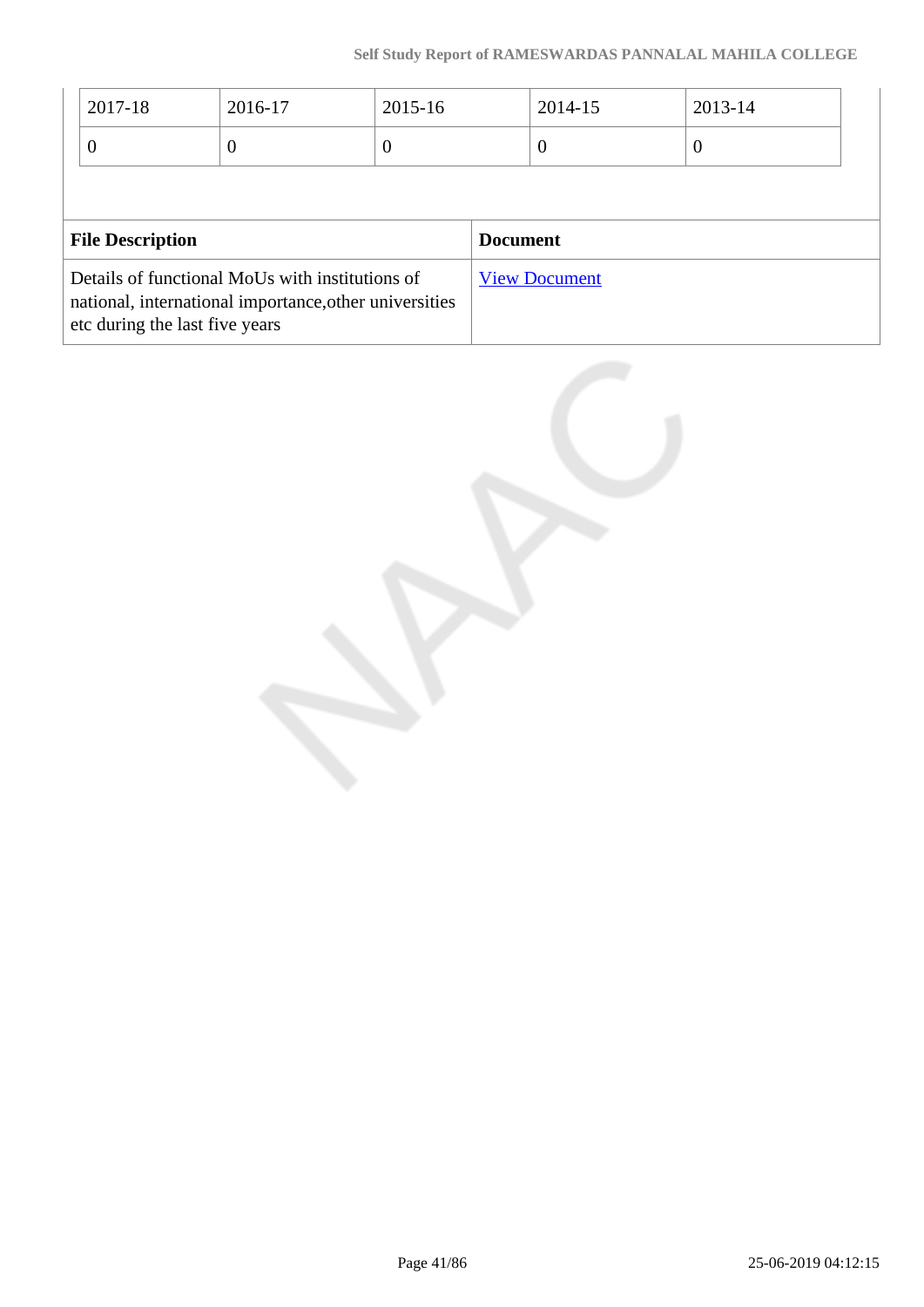| 2017-18 | 2016-17 | 2015-16 | 2014-15 | 2013-14 |
| --- | --- | --- | --- | --- |
| 0 | 0 | 0 | 0 | 0 |

| File Description | Document |
| --- | --- |
| Details of functional MoUs with institutions of national, international importance,other universities etc during the last five years | View Document |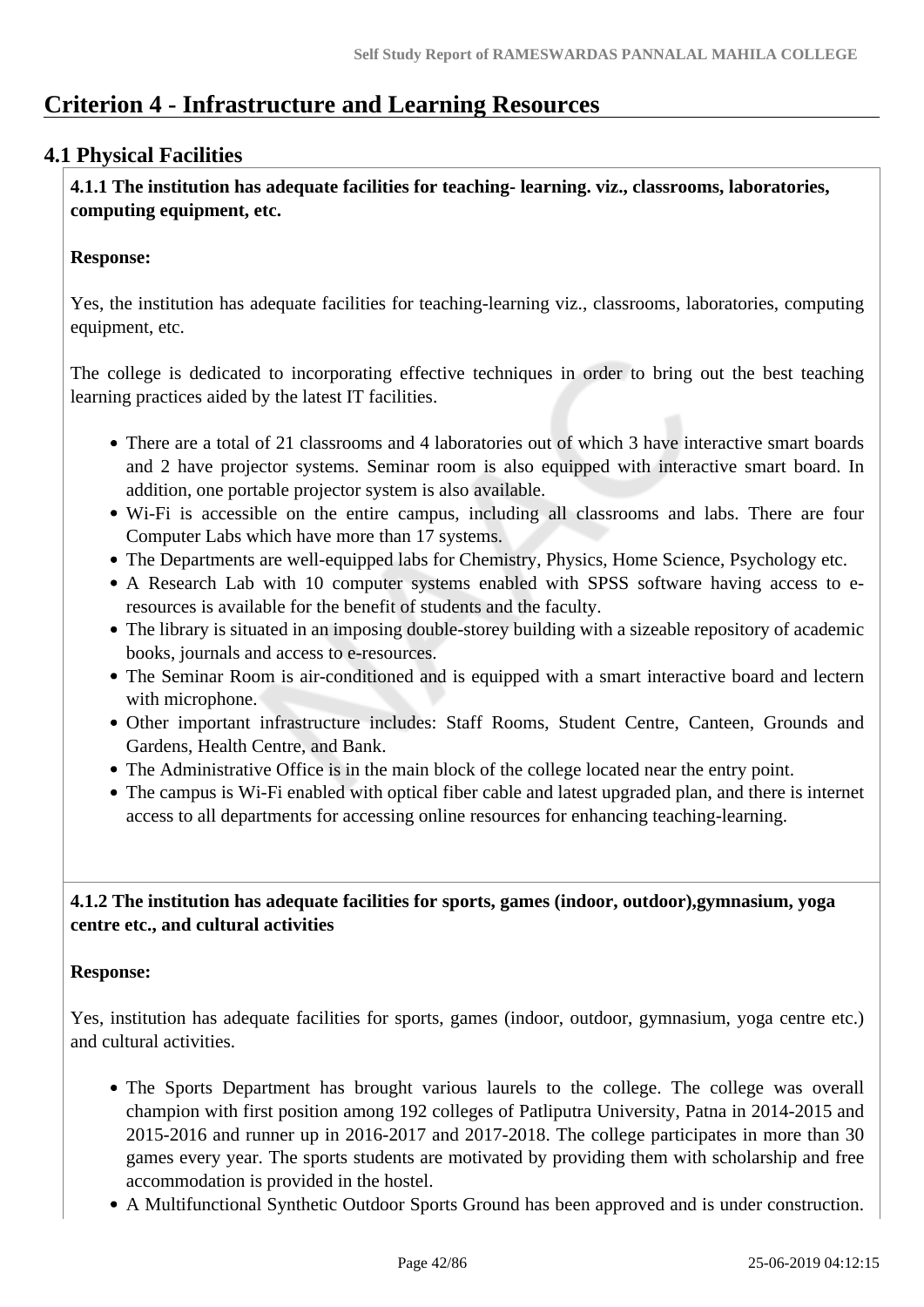# Criterion 4 - Infrastructure and Learning Resources

## 4.1 Physical Facilities

**4.1.1 The institution has adequate facilities for teaching- learning. viz., classrooms, laboratories, computing equipment, etc.**

**Response:**

Yes, the institution has adequate facilities for teaching-learning viz., classrooms, laboratories, computing equipment, etc.

The college is dedicated to incorporating effective techniques in order to bring out the best teaching learning practices aided by the latest IT facilities.

- There are a total of 21 classrooms and 4 laboratories out of which 3 have interactive smart boards and 2 have projector systems. Seminar room is also equipped with interactive smart board. In addition, one portable projector system is also available.
- Wi-Fi is accessible on the entire campus, including all classrooms and labs. There are four Computer Labs which have more than 17 systems.
- The Departments are well-equipped labs for Chemistry, Physics, Home Science, Psychology etc.
- A Research Lab with 10 computer systems enabled with SPSS software having access to e-resources is available for the benefit of students and the faculty.
- The library is situated in an imposing double-storey building with a sizeable repository of academic books, journals and access to e-resources.
- The Seminar Room is air-conditioned and is equipped with a smart interactive board and lectern with microphone.
- Other important infrastructure includes: Staff Rooms, Student Centre, Canteen, Grounds and Gardens, Health Centre, and Bank.
- The Administrative Office is in the main block of the college located near the entry point.
- The campus is Wi-Fi enabled with optical fiber cable and latest upgraded plan, and there is internet access to all departments for accessing online resources for enhancing teaching-learning.

**4.1.2 The institution has adequate facilities for sports, games (indoor, outdoor),gymnasium, yoga centre etc., and cultural activities**

**Response:**

Yes, institution has adequate facilities for sports, games (indoor, outdoor, gymnasium, yoga centre etc.) and cultural activities.

- The Sports Department has brought various laurels to the college. The college was overall champion with first position among 192 colleges of Patliputra University, Patna in 2014-2015 and 2015-2016 and runner up in 2016-2017 and 2017-2018. The college participates in more than 30 games every year. The sports students are motivated by providing them with scholarship and free accommodation is provided in the hostel.
- A Multifunctional Synthetic Outdoor Sports Ground has been approved and is under construction.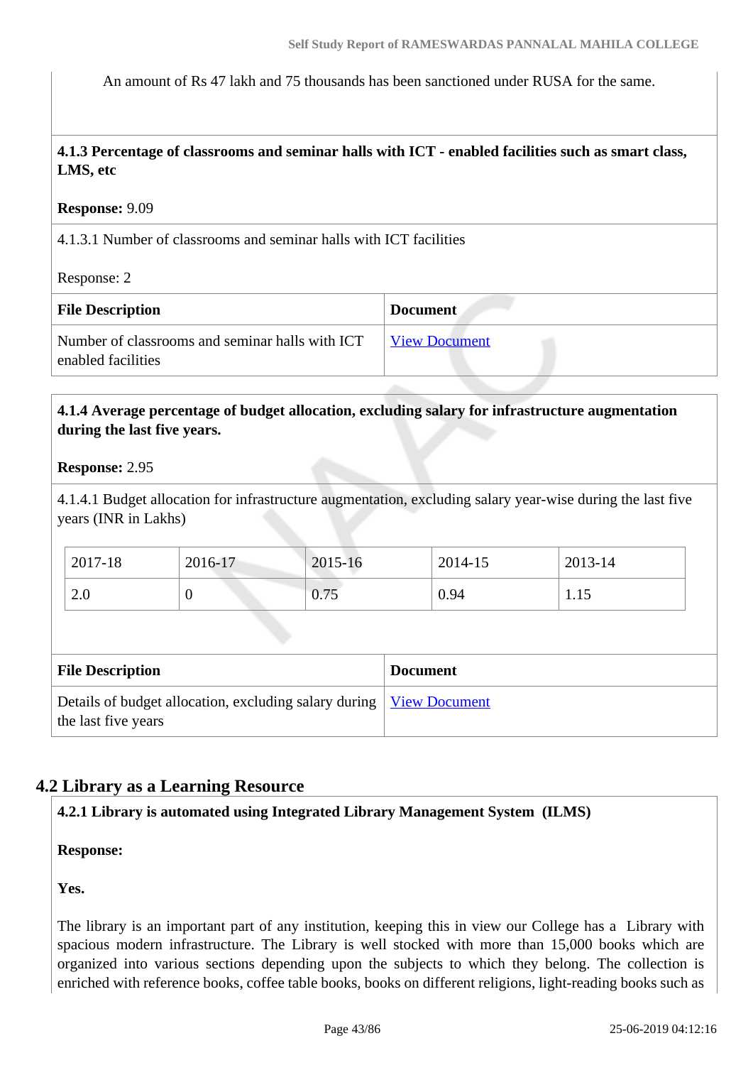An amount of Rs 47 lakh and 75 thousands has been sanctioned under RUSA for the same.

**4.1.3 Percentage of classrooms and seminar halls with ICT - enabled facilities such as smart class, LMS, etc**

**Response:** 9.09

4.1.3.1 Number of classrooms and seminar halls with ICT facilities

Response: 2

| File Description | Document |
|---|---|
| Number of classrooms and seminar halls with ICT enabled facilities | View Document |

**4.1.4 Average percentage of budget allocation, excluding salary for infrastructure augmentation during the last five years.**

**Response:** 2.95

4.1.4.1 Budget allocation for infrastructure augmentation, excluding salary year-wise during the last five years (INR in Lakhs)

| 2017-18 | 2016-17 | 2015-16 | 2014-15 | 2013-14 |
|---|---|---|---|---|
| 2.0 | 0 | 0.75 | 0.94 | 1.15 |

| File Description | Document |
|---|---|
| Details of budget allocation, excluding salary during the last five years | View Document |

## 4.2 Library as a Learning Resource

**4.2.1 Library is automated using Integrated Library Management System (ILMS)**

**Response:**

**Yes.**

The library is an important part of any institution, keeping this in view our College has a Library with spacious modern infrastructure. The Library is well stocked with more than 15,000 books which are organized into various sections depending upon the subjects to which they belong. The collection is enriched with reference books, coffee table books, books on different religions, light-reading books such as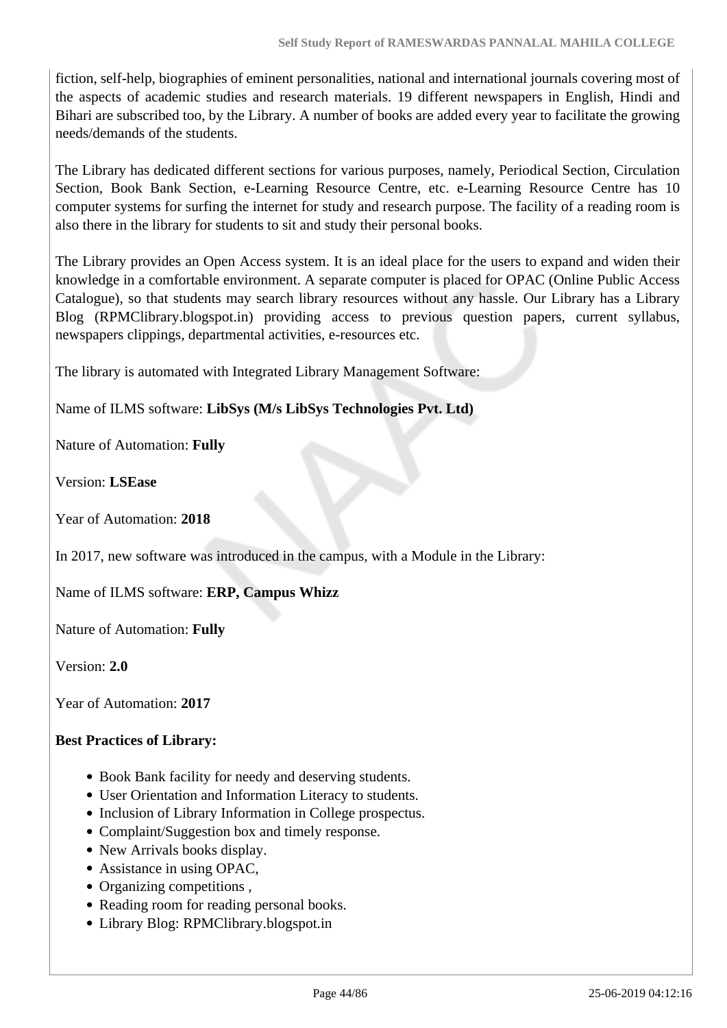fiction, self-help, biographies of eminent personalities, national and international journals covering most of the aspects of academic studies and research materials. 19 different newspapers in English, Hindi and Bihari are subscribed too, by the Library. A number of books are added every year to facilitate the growing needs/demands of the students.

The Library has dedicated different sections for various purposes, namely, Periodical Section, Circulation Section, Book Bank Section, e-Learning Resource Centre, etc. e-Learning Resource Centre has 10 computer systems for surfing the internet for study and research purpose. The facility of a reading room is also there in the library for students to sit and study their personal books.

The Library provides an Open Access system. It is an ideal place for the users to expand and widen their knowledge in a comfortable environment. A separate computer is placed for OPAC (Online Public Access Catalogue), so that students may search library resources without any hassle. Our Library has a Library Blog (RPMClibrary.blogspot.in) providing access to previous question papers, current syllabus, newspapers clippings, departmental activities, e-resources etc.

The library is automated with Integrated Library Management Software:

Name of ILMS software: **LibSys (M/s LibSys Technologies Pvt. Ltd)**

Nature of Automation: **Fully**

Version: **LSEase**

Year of Automation: **2018**

In 2017, new software was introduced in the campus, with a Module in the Library:

Name of ILMS software: **ERP, Campus Whizz**

Nature of Automation: **Fully**

Version: **2.0**

Year of Automation: **2017**

**Best Practices of Library:**

- Book Bank facility for needy and deserving students.
- User Orientation and Information Literacy to students.
- Inclusion of Library Information in College prospectus.
- Complaint/Suggestion box and timely response.
- New Arrivals books display.
- Assistance in using OPAC,
- Organizing competitions ,
- Reading room for reading personal books.
- Library Blog: RPMClibrary.blogspot.in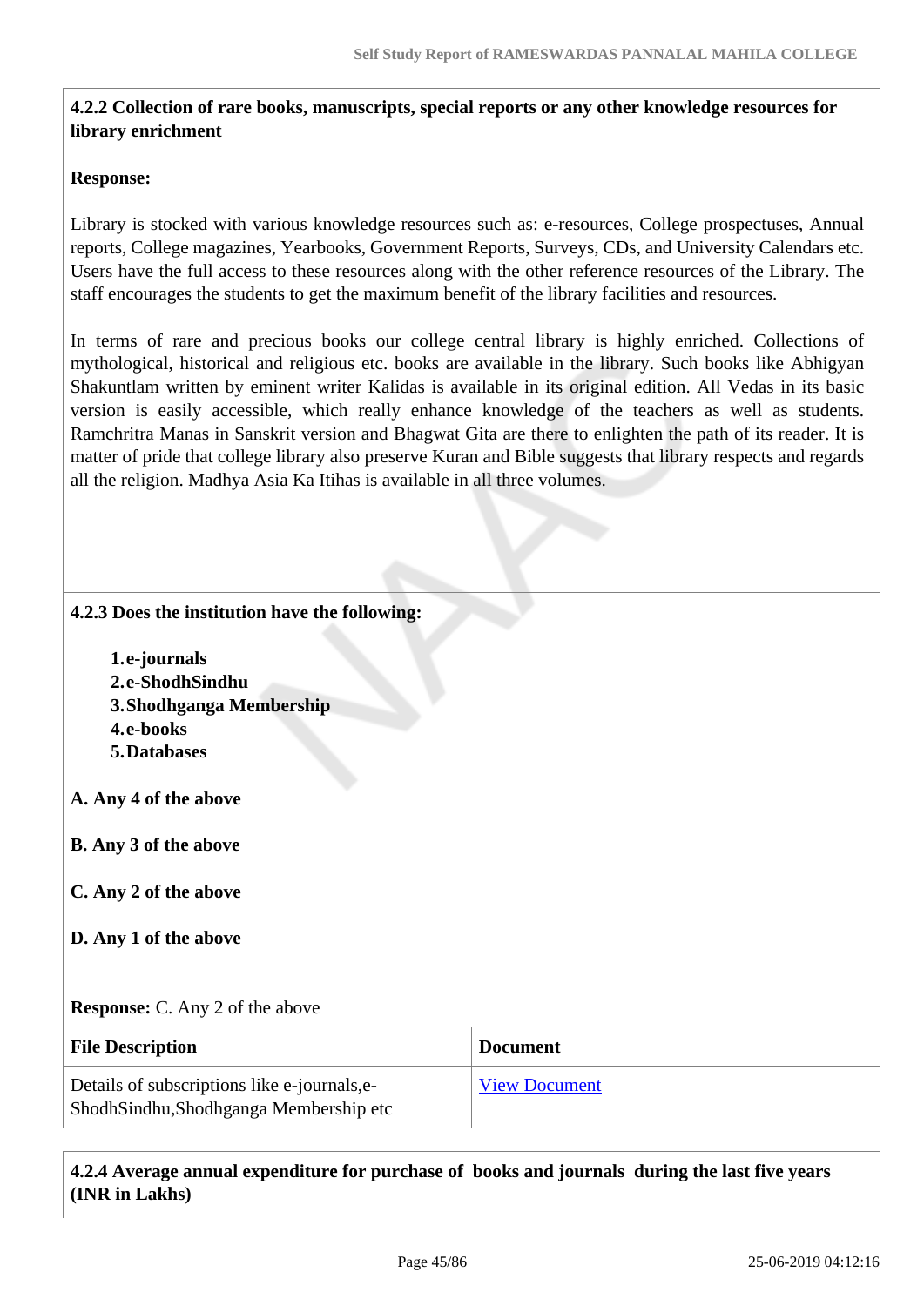**4.2.2 Collection of rare books, manuscripts, special reports or any other knowledge resources for library enrichment**

**Response:**

Library is stocked with various knowledge resources such as: e-resources, College prospectuses, Annual reports, College magazines, Yearbooks, Government Reports, Surveys, CDs, and University Calendars etc. Users have the full access to these resources along with the other reference resources of the Library. The staff encourages the students to get the maximum benefit of the library facilities and resources.

In terms of rare and precious books our college central library is highly enriched. Collections of mythological, historical and religious etc. books are available in the library. Such books like Abhigyan Shakuntlam written by eminent writer Kalidas is available in its original edition. All Vedas in its basic version is easily accessible, which really enhance knowledge of the teachers as well as students. Ramchritra Manas in Sanskrit version and Bhagwat Gita are there to enlighten the path of its reader. It is matter of pride that college library also preserve Kuran and Bible suggests that library respects and regards all the religion. Madhya Asia Ka Itihas is available in all three volumes.

**4.2.3 Does the institution have the following:**

1. **e-journals**
2. **e-ShodhSindhu**
3. **Shodhganga Membership**
4. **e-books**
5. **Databases**

**A. Any 4 of the above**

**B. Any 3 of the above**

**C. Any 2 of the above**

**D. Any 1 of the above**

**Response:** C. Any 2 of the above

| File Description | Document |
| --- | --- |
| Details of subscriptions like e-journals,e-ShodhSindhu,Shodhganga Membership etc | View Document |

**4.2.4 Average annual expenditure for purchase of books and journals during the last five years (INR in Lakhs)**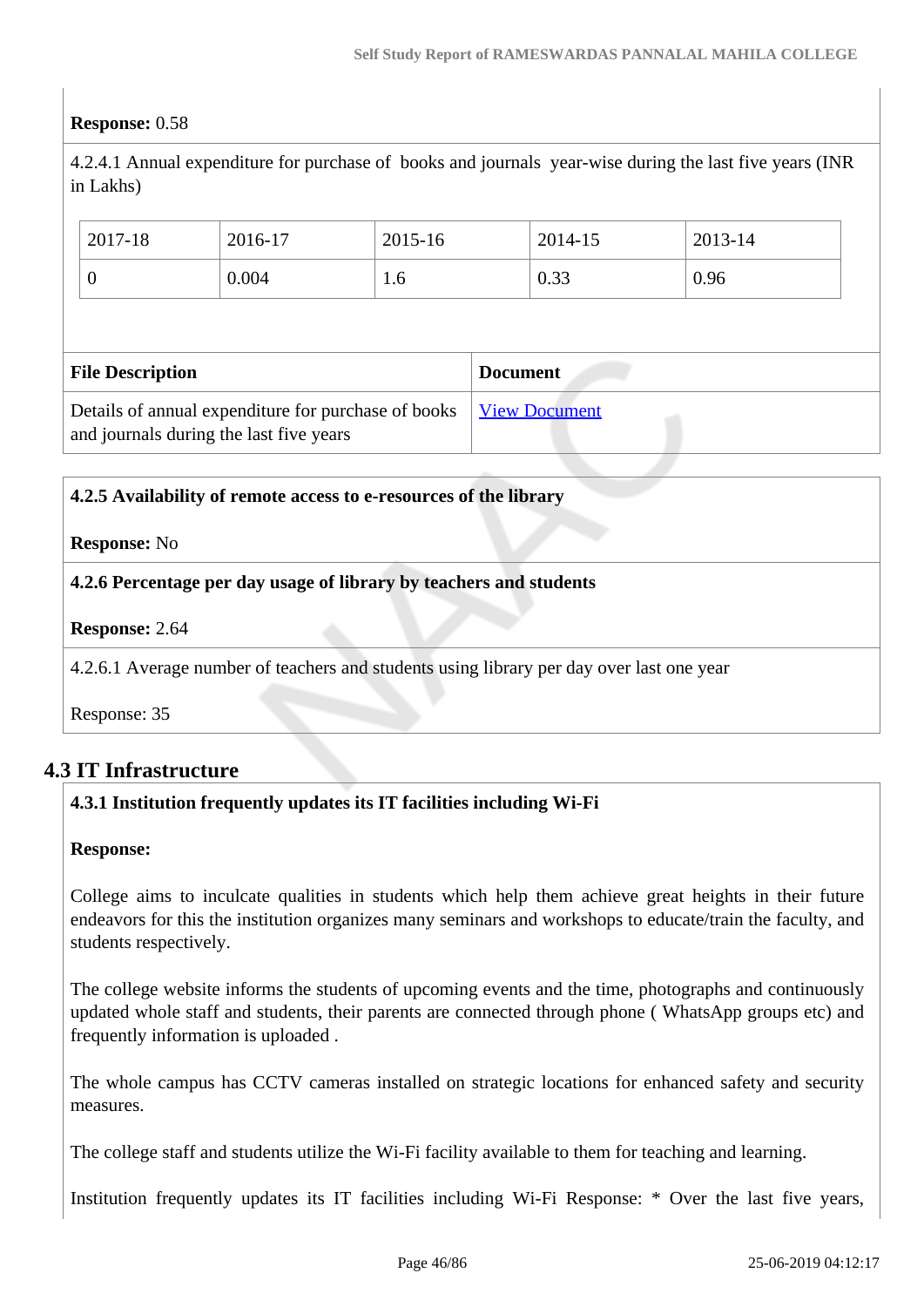**Response:** 0.58

4.2.4.1 Annual expenditure for purchase of books and journals year-wise during the last five years (INR in Lakhs)

| 2017-18 | 2016-17 | 2015-16 | 2014-15 | 2013-14 |
|---|---|---|---|---|
| 0 | 0.004 | 1.6 | 0.33 | 0.96 |

| File Description | Document |
|---|---|
| Details of annual expenditure for purchase of books and journals during the last five years | View Document |

**4.2.5 Availability of remote access to e-resources of the library**

**Response:** No

**4.2.6 Percentage per day usage of library by teachers and students**

**Response:** 2.64

4.2.6.1 Average number of teachers and students using library per day over last one year

Response: 35

## 4.3 IT Infrastructure

**4.3.1 Institution frequently updates its IT facilities including Wi-Fi**

**Response:**

College aims to inculcate qualities in students which help them achieve great heights in their future endeavors for this the institution organizes many seminars and workshops to educate/train the faculty, and students respectively.

The college website informs the students of upcoming events and the time, photographs and continuously updated whole staff and students, their parents are connected through phone ( WhatsApp groups etc) and frequently information is uploaded .

The whole campus has CCTV cameras installed on strategic locations for enhanced safety and security measures.

The college staff and students utilize the Wi-Fi facility available to them for teaching and learning.

Institution frequently updates its IT facilities including Wi-Fi Response: * Over the last five years,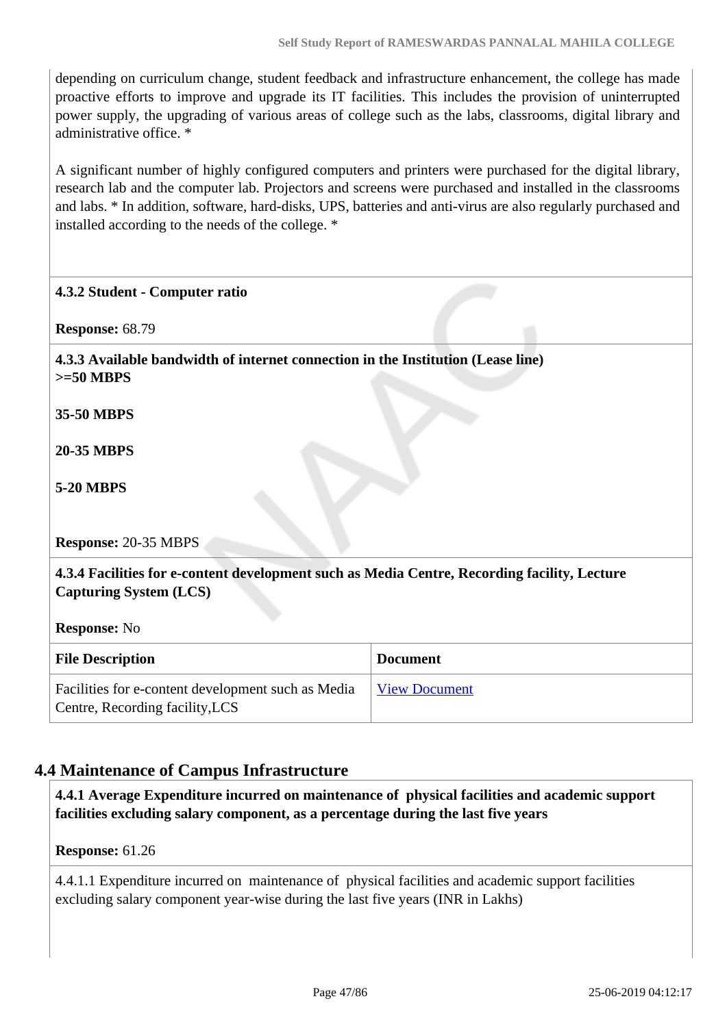depending on curriculum change, student feedback and infrastructure enhancement, the college has made proactive efforts to improve and upgrade its IT facilities. This includes the provision of uninterrupted power supply, the upgrading of various areas of college such as the labs, classrooms, digital library and administrative office. *

A significant number of highly configured computers and printers were purchased for the digital library, research lab and the computer lab. Projectors and screens were purchased and installed in the classrooms and labs. * In addition, software, hard-disks, UPS, batteries and anti-virus are also regularly purchased and installed according to the needs of the college. *

**4.3.2 Student - Computer ratio**

**Response:** 68.79

**4.3.3 Available bandwidth of internet connection in the Institution (Lease line)**
**>=50 MBPS**

**35-50 MBPS**

**20-35 MBPS**

**5-20 MBPS**

**Response:** 20-35 MBPS

**4.3.4 Facilities for e-content development such as Media Centre, Recording facility, Lecture Capturing System (LCS)**

**Response:** No

| File Description | Document |
| --- | --- |
| Facilities for e-content development such as Media Centre, Recording facility,LCS | View Document |

## 4.4 Maintenance of Campus Infrastructure

**4.4.1 Average Expenditure incurred on maintenance of physical facilities and academic support facilities excluding salary component, as a percentage during the last five years**

**Response:** 61.26

4.4.1.1 Expenditure incurred on maintenance of physical facilities and academic support facilities excluding salary component year-wise during the last five years (INR in Lakhs)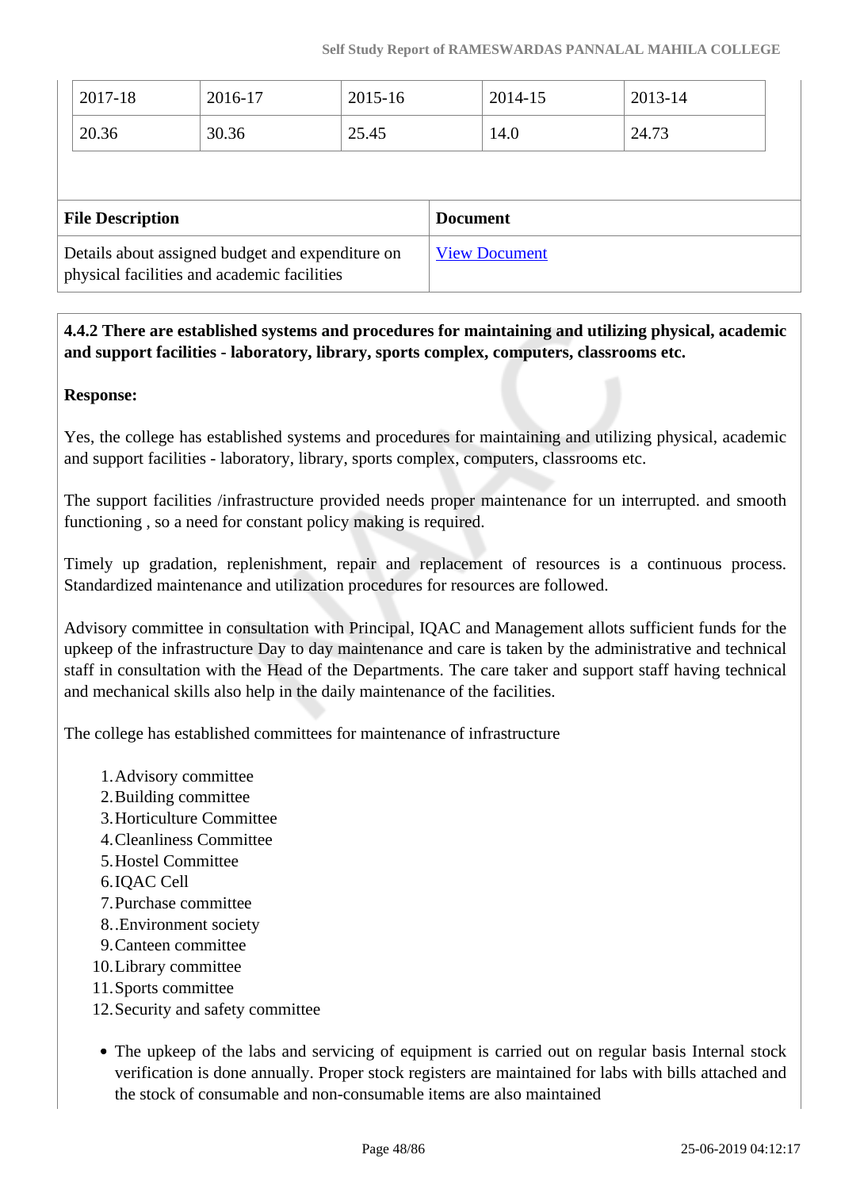| 2017-18 | 2016-17 | 2015-16 | 2014-15 | 2013-14 |
|---|---|---|---|---|
| 20.36 | 30.36 | 25.45 | 14.0 | 24.73 |

| File Description | Document |
|---|---|
| Details about assigned budget and expenditure on physical facilities and academic facilities | View Document |

**4.4.2 There are established systems and procedures for maintaining and utilizing physical, academic and support facilities - laboratory, library, sports complex, computers, classrooms etc.**

**Response:**

Yes, the college has established systems and procedures for maintaining and utilizing physical, academic and support facilities - laboratory, library, sports complex, computers, classrooms etc.

The support facilities /infrastructure provided needs proper maintenance for un interrupted. and smooth functioning , so a need for constant policy making is required.

Timely up gradation, replenishment, repair and replacement of resources is a continuous process. Standardized maintenance and utilization procedures for resources are followed.

Advisory committee in consultation with Principal, IQAC and Management allots sufficient funds for the upkeep of the infrastructure Day to day maintenance and care is taken by the administrative and technical staff in consultation with the Head of the Departments. The care taker and support staff having technical and mechanical skills also help in the daily maintenance of the facilities.

The college has established committees for maintenance of infrastructure

1. Advisory committee
2. Building committee
3. Horticulture Committee
4. Cleanliness Committee
5. Hostel Committee
6. IQAC Cell
7. Purchase committee
8. .Environment society
9. Canteen committee
10. Library committee
11. Sports committee
12. Security and safety committee

- The upkeep of the labs and servicing of equipment is carried out on regular basis Internal stock verification is done annually. Proper stock registers are maintained for labs with bills attached and the stock of consumable and non-consumable items are also maintained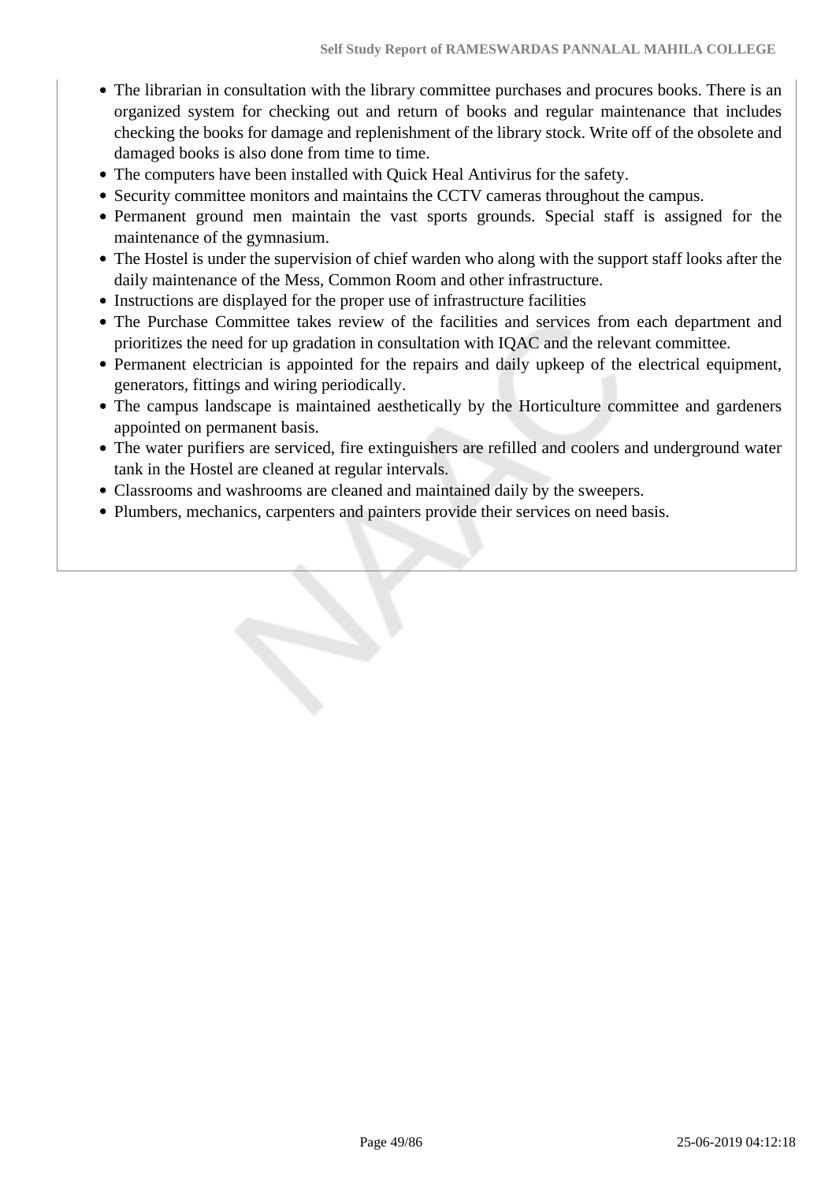- The librarian in consultation with the library committee purchases and procures books. There is an organized system for checking out and return of books and regular maintenance that includes checking the books for damage and replenishment of the library stock. Write off of the obsolete and damaged books is also done from time to time.
- The computers have been installed with Quick Heal Antivirus for the safety.
- Security committee monitors and maintains the CCTV cameras throughout the campus.
- Permanent ground men maintain the vast sports grounds. Special staff is assigned for the maintenance of the gymnasium.
- The Hostel is under the supervision of chief warden who along with the support staff looks after the daily maintenance of the Mess, Common Room and other infrastructure.
- Instructions are displayed for the proper use of infrastructure facilities
- The Purchase Committee takes review of the facilities and services from each department and prioritizes the need for up gradation in consultation with IQAC and the relevant committee.
- Permanent electrician is appointed for the repairs and daily upkeep of the electrical equipment, generators, fittings and wiring periodically.
- The campus landscape is maintained aesthetically by the Horticulture committee and gardeners appointed on permanent basis.
- The water purifiers are serviced, fire extinguishers are refilled and coolers and underground water tank in the Hostel are cleaned at regular intervals.
- Classrooms and washrooms are cleaned and maintained daily by the sweepers.
- Plumbers, mechanics, carpenters and painters provide their services on need basis.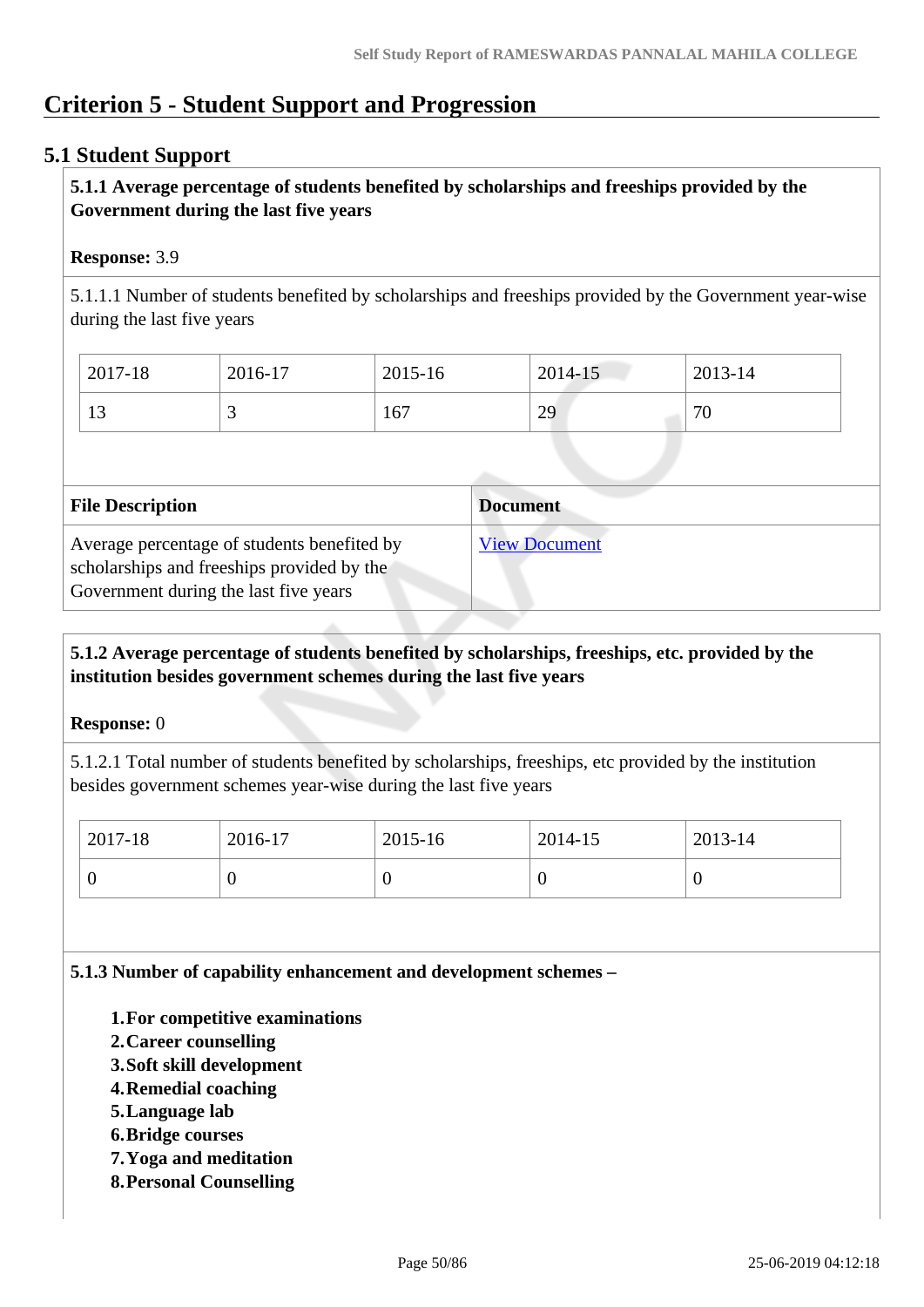# Criterion 5 - Student Support and Progression

## 5.1 Student Support

**5.1.1 Average percentage of students benefited by scholarships and freeships provided by the Government during the last five years**

**Response:** 3.9

5.1.1.1 Number of students benefited by scholarships and freeships provided by the Government year-wise during the last five years

| 2017-18 | 2016-17 | 2015-16 | 2014-15 | 2013-14 |
|---|---|---|---|---|
| 13 | 3 | 167 | 29 | 70 |

| File Description | Document |
|---|---|
| Average percentage of students benefited by scholarships and freeships provided by the Government during the last five years | View Document |

**5.1.2 Average percentage of students benefited by scholarships, freeships, etc. provided by the institution besides government schemes during the last five years**

**Response:** 0

5.1.2.1 Total number of students benefited by scholarships, freeships, etc provided by the institution besides government schemes year-wise during the last five years

| 2017-18 | 2016-17 | 2015-16 | 2014-15 | 2013-14 |
|---|---|---|---|---|
| 0 | 0 | 0 | 0 | 0 |

**5.1.3 Number of capability enhancement and development schemes –**

1. **For competitive examinations**
2. **Career counselling**
3. **Soft skill development**
4. **Remedial coaching**
5. **Language lab**
6. **Bridge courses**
7. **Yoga and meditation**
8. **Personal Counselling**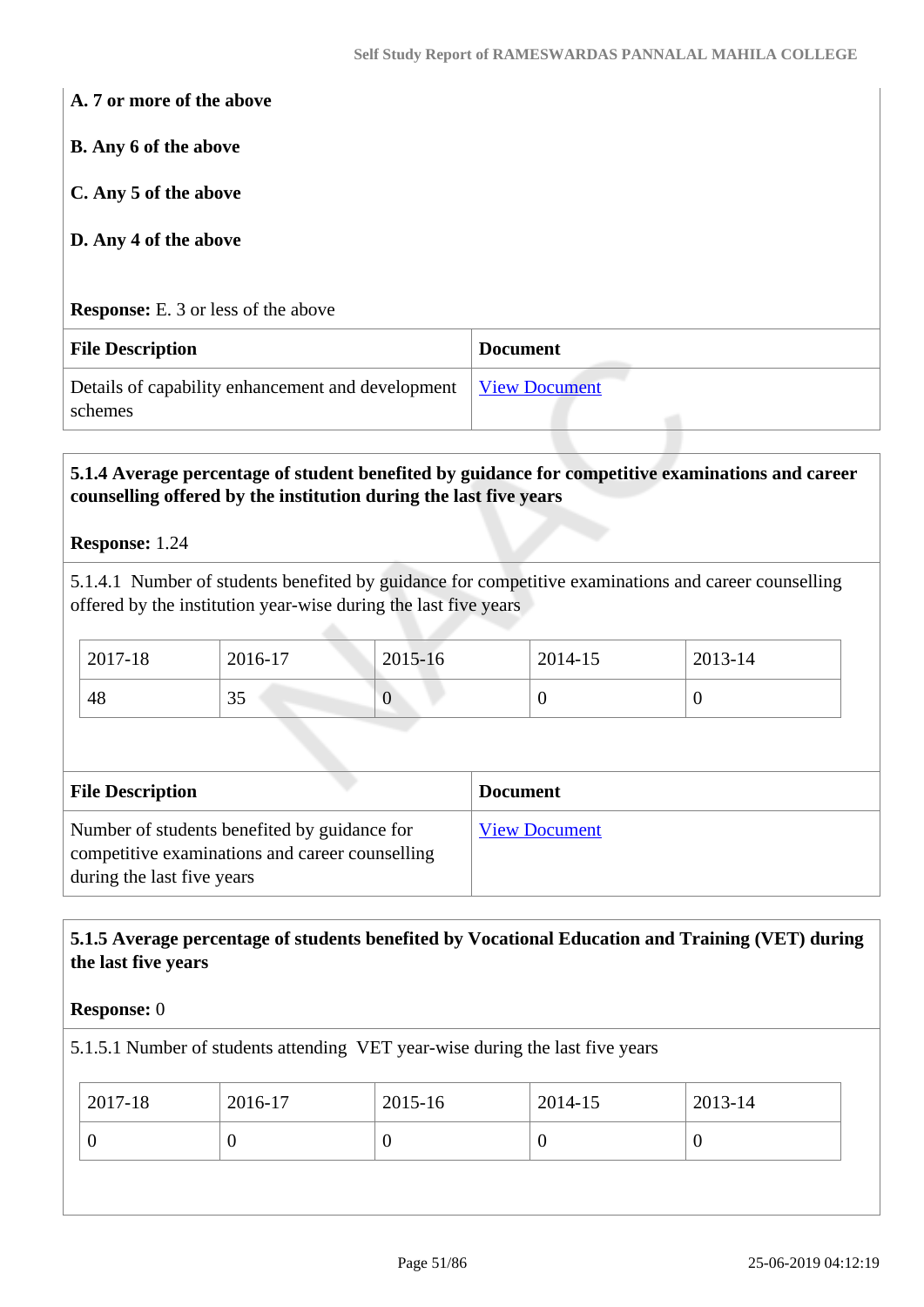**A. 7 or more of the above**

**B. Any 6 of the above**

**C. Any 5 of the above**

**D. Any 4 of the above**

**Response:** E. 3 or less of the above

| File Description | Document |
| --- | --- |
| Details of capability enhancement and development schemes | View Document |

**5.1.4 Average percentage of student benefited by guidance for competitive examinations and career counselling offered by the institution during the last five years**

**Response:** 1.24

5.1.4.1 Number of students benefited by guidance for competitive examinations and career counselling offered by the institution year-wise during the last five years

| 2017-18 | 2016-17 | 2015-16 | 2014-15 | 2013-14 |
| --- | --- | --- | --- | --- |
| 48 | 35 | 0 | 0 | 0 |

| File Description | Document |
| --- | --- |
| Number of students benefited by guidance for competitive examinations and career counselling during the last five years | View Document |

**5.1.5 Average percentage of students benefited by Vocational Education and Training (VET) during the last five years**

**Response:** 0

5.1.5.1 Number of students attending VET year-wise during the last five years

| 2017-18 | 2016-17 | 2015-16 | 2014-15 | 2013-14 |
| --- | --- | --- | --- | --- |
| 0 | 0 | 0 | 0 | 0 |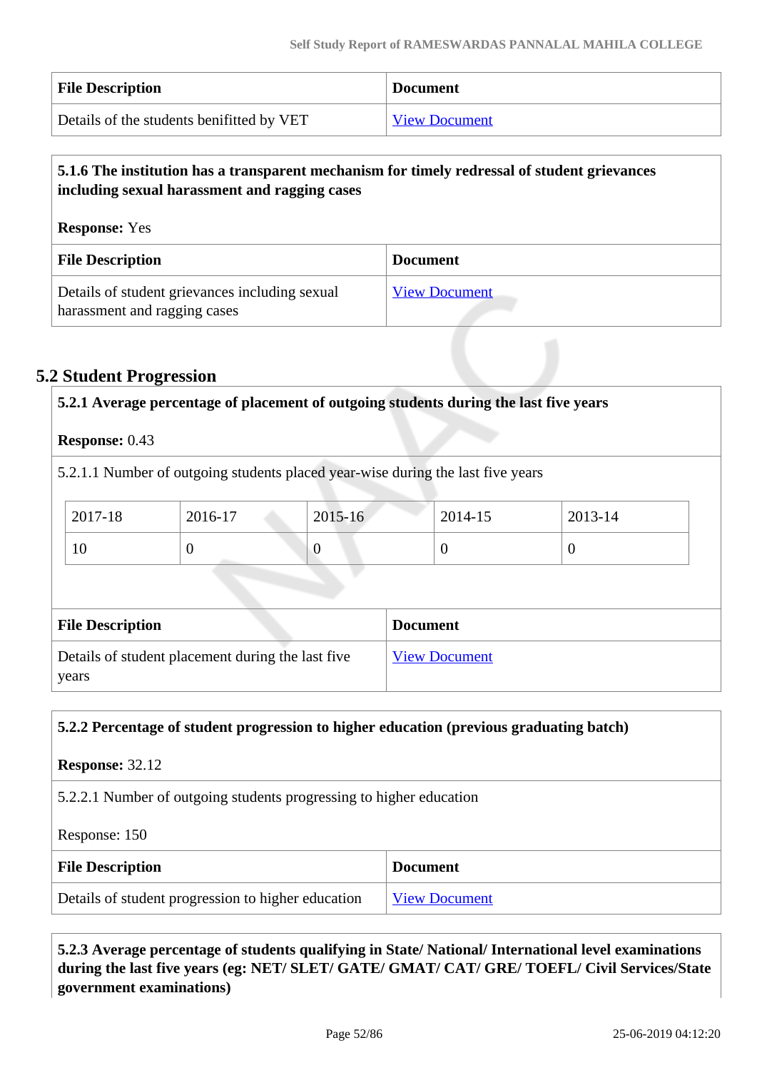| File Description | Document |
| --- | --- |
| Details of the students benifitted by VET | View Document |

**5.1.6 The institution has a transparent mechanism for timely redressal of student grievances including sexual harassment and ragging cases**

**Response:** Yes

| File Description | Document |
| --- | --- |
| Details of student grievances including sexual harassment and ragging cases | View Document |

## 5.2 Student Progression

**5.2.1 Average percentage of placement of outgoing students during the last five years**

**Response:** 0.43

5.2.1.1 Number of outgoing students placed year-wise during the last five years

| 2017-18 | 2016-17 | 2015-16 | 2014-15 | 2013-14 |
| --- | --- | --- | --- | --- |
| 10 | 0 | 0 | 0 | 0 |

| File Description | Document |
| --- | --- |
| Details of student placement during the last five years | View Document |

**5.2.2 Percentage of student progression to higher education (previous graduating batch)**

**Response:** 32.12

5.2.2.1 Number of outgoing students progressing to higher education

Response: 150

| File Description | Document |
| --- | --- |
| Details of student progression to higher education | View Document |

**5.2.3 Average percentage of students qualifying in State/ National/ International level examinations during the last five years (eg: NET/ SLET/ GATE/ GMAT/ CAT/ GRE/ TOEFL/ Civil Services/State government examinations)**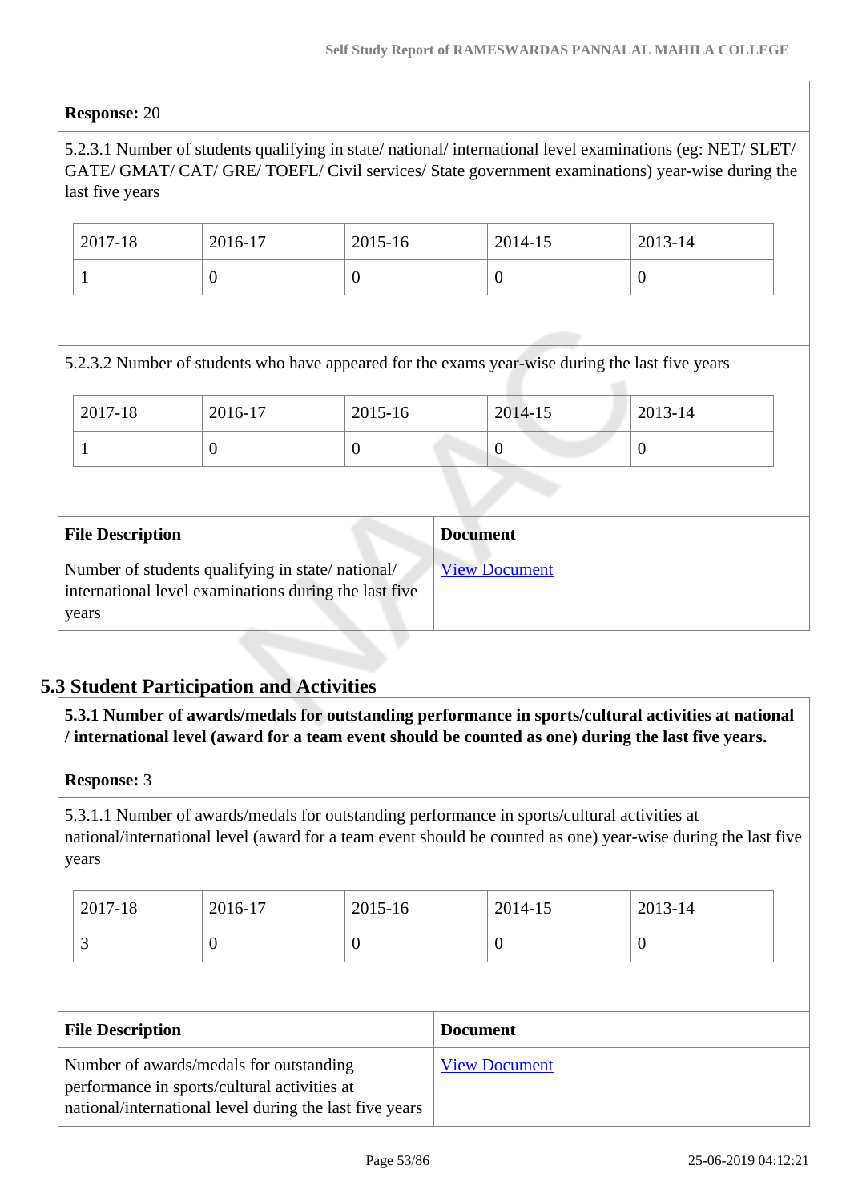**Response:** 20

5.2.3.1 Number of students qualifying in state/ national/ international level examinations (eg: NET/ SLET/ GATE/ GMAT/ CAT/ GRE/ TOEFL/ Civil services/ State government examinations) year-wise during the last five years

| 2017-18 | 2016-17 | 2015-16 | 2014-15 | 2013-14 |
|---|---|---|---|---|
| 1 | 0 | 0 | 0 | 0 |

5.2.3.2 Number of students who have appeared for the exams year-wise during the last five years

| 2017-18 | 2016-17 | 2015-16 | 2014-15 | 2013-14 |
|---|---|---|---|---|
| 1 | 0 | 0 | 0 | 0 |

| File Description | Document |
|---|---|
| Number of students qualifying in state/ national/ international level examinations during the last five years | View Document |

## 5.3 Student Participation and Activities

**5.3.1 Number of awards/medals for outstanding performance in sports/cultural activities at national / international level (award for a team event should be counted as one) during the last five years.**

**Response:** 3

5.3.1.1 Number of awards/medals for outstanding performance in sports/cultural activities at national/international level (award for a team event should be counted as one) year-wise during the last five years

| 2017-18 | 2016-17 | 2015-16 | 2014-15 | 2013-14 |
|---|---|---|---|---|
| 3 | 0 | 0 | 0 | 0 |

| File Description | Document |
|---|---|
| Number of awards/medals for outstanding performance in sports/cultural activities at national/international level during the last five years | View Document |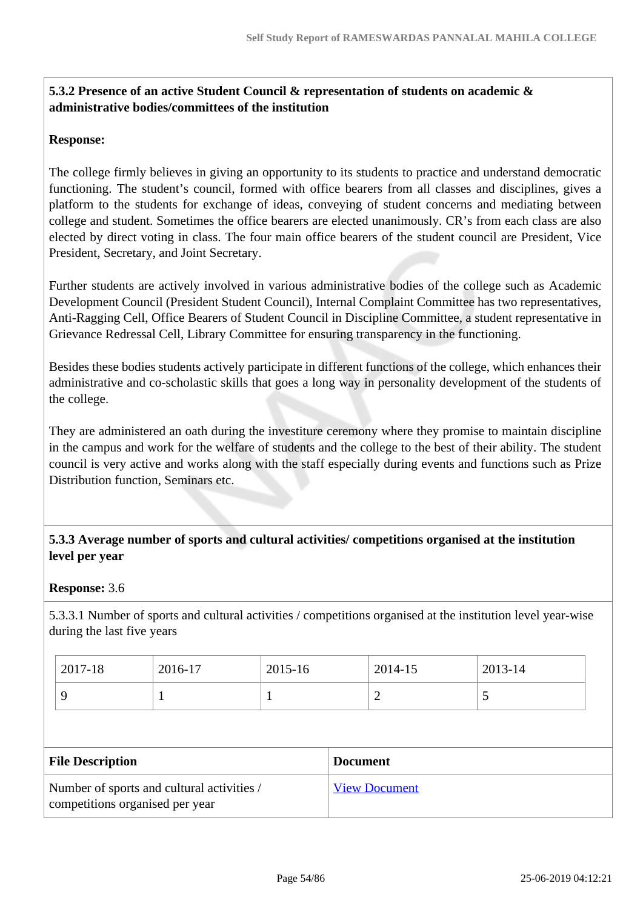**5.3.2 Presence of an active Student Council & representation of students on academic & administrative bodies/committees of the institution**

**Response:**

The college firmly believes in giving an opportunity to its students to practice and understand democratic functioning. The student's council, formed with office bearers from all classes and disciplines, gives a platform to the students for exchange of ideas, conveying of student concerns and mediating between college and student. Sometimes the office bearers are elected unanimously. CR's from each class are also elected by direct voting in class. The four main office bearers of the student council are President, Vice President, Secretary, and Joint Secretary.

Further students are actively involved in various administrative bodies of the college such as Academic Development Council (President Student Council), Internal Complaint Committee has two representatives, Anti-Ragging Cell, Office Bearers of Student Council in Discipline Committee, a student representative in Grievance Redressal Cell, Library Committee for ensuring transparency in the functioning.

Besides these bodies students actively participate in different functions of the college, which enhances their administrative and co-scholastic skills that goes a long way in personality development of the students of the college.

They are administered an oath during the investiture ceremony where they promise to maintain discipline in the campus and work for the welfare of students and the college to the best of their ability. The student council is very active and works along with the staff especially during events and functions such as Prize Distribution function, Seminars etc.

**5.3.3 Average number of sports and cultural activities/ competitions organised at the institution level per year**

**Response:** 3.6

5.3.3.1 Number of sports and cultural activities / competitions organised at the institution level year-wise during the last five years

| 2017-18 | 2016-17 | 2015-16 | 2014-15 | 2013-14 |
|---|---|---|---|---|
| 9 | 1 | 1 | 2 | 5 |

| File Description | Document |
|---|---|
| Number of sports and cultural activities / competitions organised per year | View Document |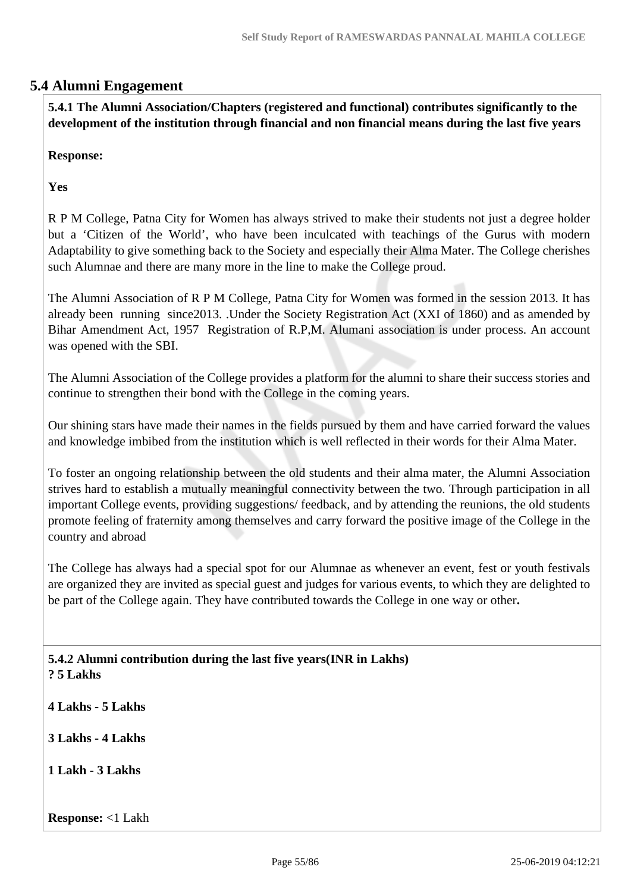## 5.4 Alumni Engagement

**5.4.1 The Alumni Association/Chapters (registered and functional) contributes significantly to the development of the institution through financial and non financial means during the last five years**

**Response:**

**Yes**

R P M College, Patna City for Women has always strived to make their students not just a degree holder but a 'Citizen of the World', who have been inculcated with teachings of the Gurus with modern Adaptability to give something back to the Society and especially their Alma Mater. The College cherishes such Alumnae and there are many more in the line to make the College proud.

The Alumni Association of R P M College, Patna City for Women was formed in the session 2013. It has already been running since2013. .Under the Society Registration Act (XXI of 1860) and as amended by Bihar Amendment Act, 1957 Registration of R.P,M. Alumani association is under process. An account was opened with the SBI.

The Alumni Association of the College provides a platform for the alumni to share their success stories and continue to strengthen their bond with the College in the coming years.

Our shining stars have made their names in the fields pursued by them and have carried forward the values and knowledge imbibed from the institution which is well reflected in their words for their Alma Mater.

To foster an ongoing relationship between the old students and their alma mater, the Alumni Association strives hard to establish a mutually meaningful connectivity between the two. Through participation in all important College events, providing suggestions/ feedback, and by attending the reunions, the old students promote feeling of fraternity among themselves and carry forward the positive image of the College in the country and abroad

The College has always had a special spot for our Alumnae as whenever an event, fest or youth festivals are organized they are invited as special guest and judges for various events, to which they are delighted to be part of the College again. They have contributed towards the College in one way or other**.**

**5.4.2 Alumni contribution during the last five years(INR in Lakhs)**
**? 5 Lakhs**

**4 Lakhs - 5 Lakhs**

**3 Lakhs - 4 Lakhs**

**1 Lakh - 3 Lakhs**

**Response:** <1 Lakh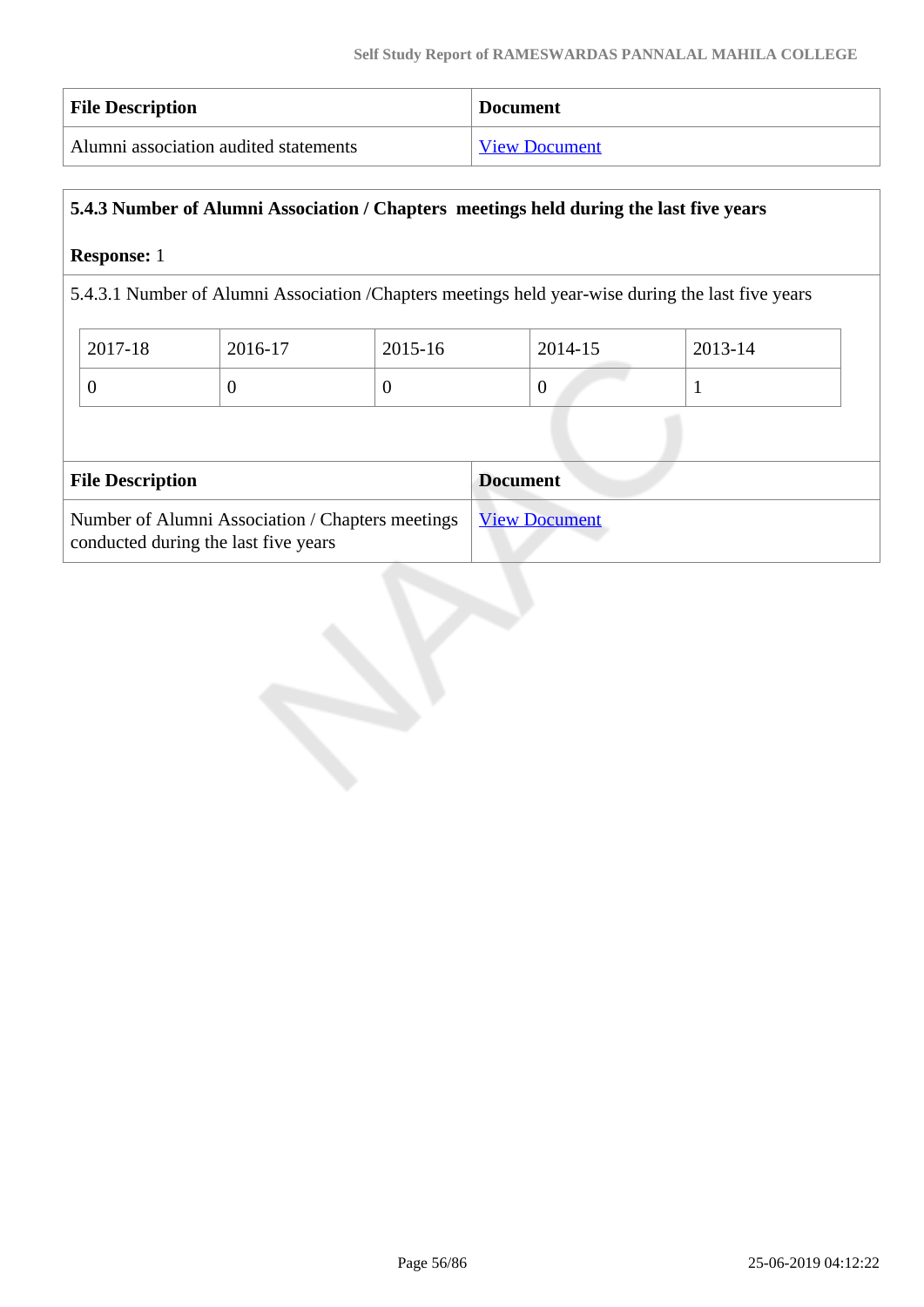| File Description | Document |
| --- | --- |
| Alumni association audited statements | View Document |

**5.4.3 Number of Alumni Association / Chapters meetings held during the last five years**

**Response:** 1

5.4.3.1 Number of Alumni Association /Chapters meetings held year-wise during the last five years

| 2017-18 | 2016-17 | 2015-16 | 2014-15 | 2013-14 |
| --- | --- | --- | --- | --- |
| 0 | 0 | 0 | 0 | 1 |

| File Description | Document |
| --- | --- |
| Number of Alumni Association / Chapters meetings conducted during the last five years | View Document |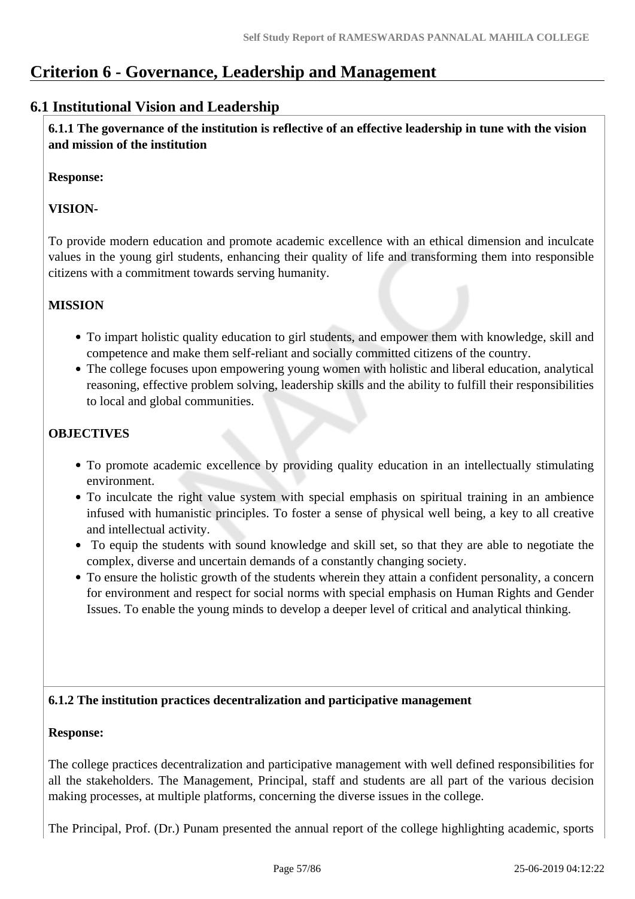# Criterion 6 - Governance, Leadership and Management

## 6.1 Institutional Vision and Leadership

**6.1.1 The governance of the institution is reflective of an effective leadership in tune with the vision and mission of the institution**

**Response:**

**VISION-**

To provide modern education and promote academic excellence with an ethical dimension and inculcate values in the young girl students, enhancing their quality of life and transforming them into responsible citizens with a commitment towards serving humanity.

**MISSION**

- To impart holistic quality education to girl students, and empower them with knowledge, skill and competence and make them self-reliant and socially committed citizens of the country.
- The college focuses upon empowering young women with holistic and liberal education, analytical reasoning, effective problem solving, leadership skills and the ability to fulfill their responsibilities to local and global communities.

**OBJECTIVES**

- To promote academic excellence by providing quality education in an intellectually stimulating environment.
- To inculcate the right value system with special emphasis on spiritual training in an ambience infused with humanistic principles. To foster a sense of physical well being, a key to all creative and intellectual activity.
- To equip the students with sound knowledge and skill set, so that they are able to negotiate the complex, diverse and uncertain demands of a constantly changing society.
- To ensure the holistic growth of the students wherein they attain a confident personality, a concern for environment and respect for social norms with special emphasis on Human Rights and Gender Issues. To enable the young minds to develop a deeper level of critical and analytical thinking.

**6.1.2 The institution practices decentralization and participative management**

**Response:**

The college practices decentralization and participative management with well defined responsibilities for all the stakeholders. The Management, Principal, staff and students are all part of the various decision making processes, at multiple platforms, concerning the diverse issues in the college.

The Principal, Prof. (Dr.) Punam presented the annual report of the college highlighting academic, sports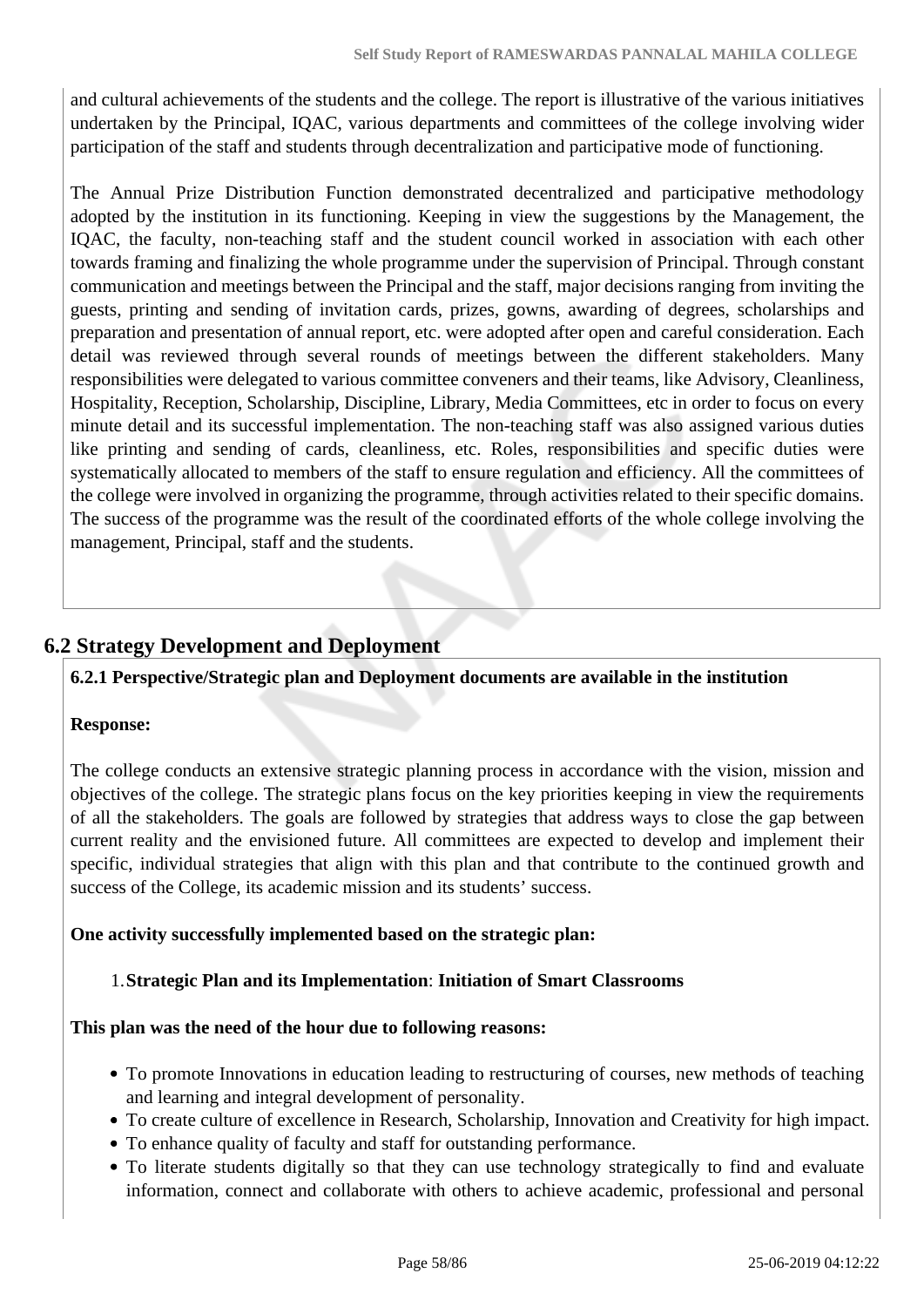and cultural achievements of the students and the college. The report is illustrative of the various initiatives undertaken by the Principal, IQAC, various departments and committees of the college involving wider participation of the staff and students through decentralization and participative mode of functioning.

The Annual Prize Distribution Function demonstrated decentralized and participative methodology adopted by the institution in its functioning. Keeping in view the suggestions by the Management, the IQAC, the faculty, non-teaching staff and the student council worked in association with each other towards framing and finalizing the whole programme under the supervision of Principal. Through constant communication and meetings between the Principal and the staff, major decisions ranging from inviting the guests, printing and sending of invitation cards, prizes, gowns, awarding of degrees, scholarships and preparation and presentation of annual report, etc. were adopted after open and careful consideration. Each detail was reviewed through several rounds of meetings between the different stakeholders. Many responsibilities were delegated to various committee conveners and their teams, like Advisory, Cleanliness, Hospitality, Reception, Scholarship, Discipline, Library, Media Committees, etc in order to focus on every minute detail and its successful implementation. The non-teaching staff was also assigned various duties like printing and sending of cards, cleanliness, etc. Roles, responsibilities and specific duties were systematically allocated to members of the staff to ensure regulation and efficiency. All the committees of the college were involved in organizing the programme, through activities related to their specific domains. The success of the programme was the result of the coordinated efforts of the whole college involving the management, Principal, staff and the students.

## 6.2 Strategy Development and Deployment

**6.2.1 Perspective/Strategic plan and Deployment documents are available in the institution**

**Response:**

The college conducts an extensive strategic planning process in accordance with the vision, mission and objectives of the college. The strategic plans focus on the key priorities keeping in view the requirements of all the stakeholders. The goals are followed by strategies that address ways to close the gap between current reality and the envisioned future. All committees are expected to develop and implement their specific, individual strategies that align with this plan and that contribute to the continued growth and success of the College, its academic mission and its students' success.

**One activity successfully implemented based on the strategic plan:**

1. **Strategic Plan and its Implementation**: **Initiation of Smart Classrooms**

**This plan was the need of the hour due to following reasons:**

- To promote Innovations in education leading to restructuring of courses, new methods of teaching and learning and integral development of personality.
- To create culture of excellence in Research, Scholarship, Innovation and Creativity for high impact.
- To enhance quality of faculty and staff for outstanding performance.
- To literate students digitally so that they can use technology strategically to find and evaluate information, connect and collaborate with others to achieve academic, professional and personal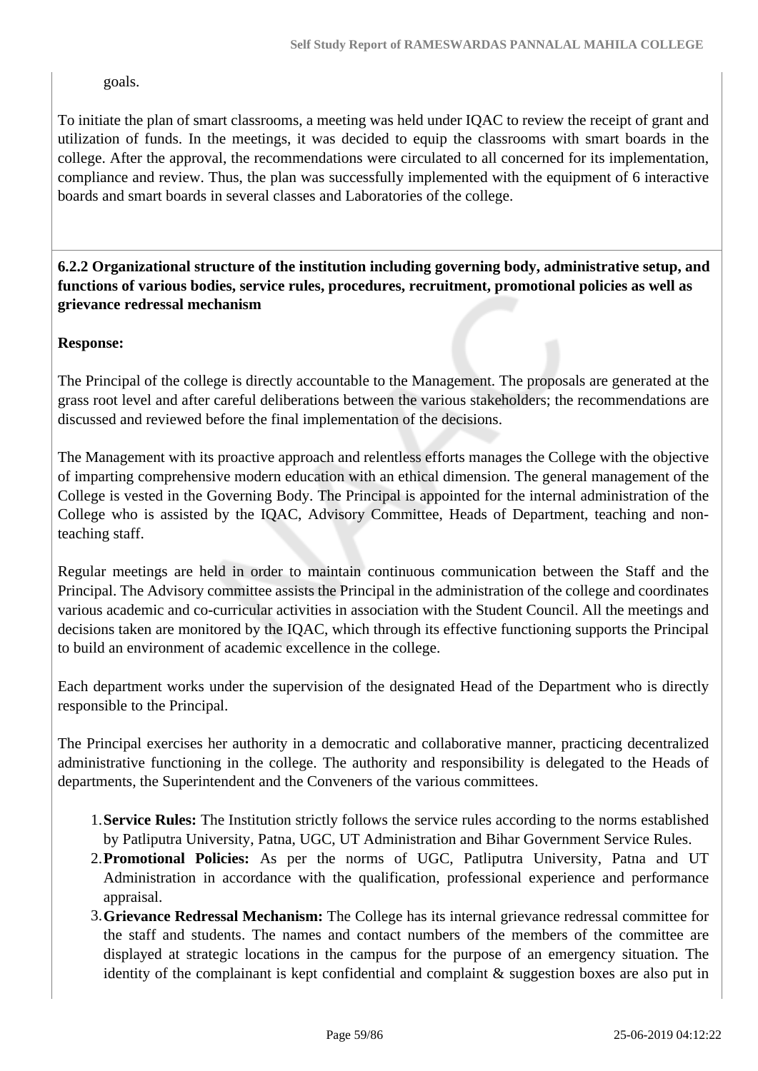goals.

To initiate the plan of smart classrooms, a meeting was held under IQAC to review the receipt of grant and utilization of funds. In the meetings, it was decided to equip the classrooms with smart boards in the college. After the approval, the recommendations were circulated to all concerned for its implementation, compliance and review. Thus, the plan was successfully implemented with the equipment of 6 interactive boards and smart boards in several classes and Laboratories of the college.

**6.2.2 Organizational structure of the institution including governing body, administrative setup, and functions of various bodies, service rules, procedures, recruitment, promotional policies as well as grievance redressal mechanism**

**Response:**

The Principal of the college is directly accountable to the Management. The proposals are generated at the grass root level and after careful deliberations between the various stakeholders; the recommendations are discussed and reviewed before the final implementation of the decisions.

The Management with its proactive approach and relentless efforts manages the College with the objective of imparting comprehensive modern education with an ethical dimension. The general management of the College is vested in the Governing Body. The Principal is appointed for the internal administration of the College who is assisted by the IQAC, Advisory Committee, Heads of Department, teaching and non-teaching staff.

Regular meetings are held in order to maintain continuous communication between the Staff and the Principal. The Advisory committee assists the Principal in the administration of the college and coordinates various academic and co-curricular activities in association with the Student Council. All the meetings and decisions taken are monitored by the IQAC, which through its effective functioning supports the Principal to build an environment of academic excellence in the college.

Each department works under the supervision of the designated Head of the Department who is directly responsible to the Principal.

The Principal exercises her authority in a democratic and collaborative manner, practicing decentralized administrative functioning in the college. The authority and responsibility is delegated to the Heads of departments, the Superintendent and the Conveners of the various committees.

1. **Service Rules:** The Institution strictly follows the service rules according to the norms established by Patliputra University, Patna, UGC, UT Administration and Bihar Government Service Rules.
2. **Promotional Policies:** As per the norms of UGC, Patliputra University, Patna and UT Administration in accordance with the qualification, professional experience and performance appraisal.
3. **Grievance Redressal Mechanism:** The College has its internal grievance redressal committee for the staff and students. The names and contact numbers of the members of the committee are displayed at strategic locations in the campus for the purpose of an emergency situation. The identity of the complainant is kept confidential and complaint & suggestion boxes are also put in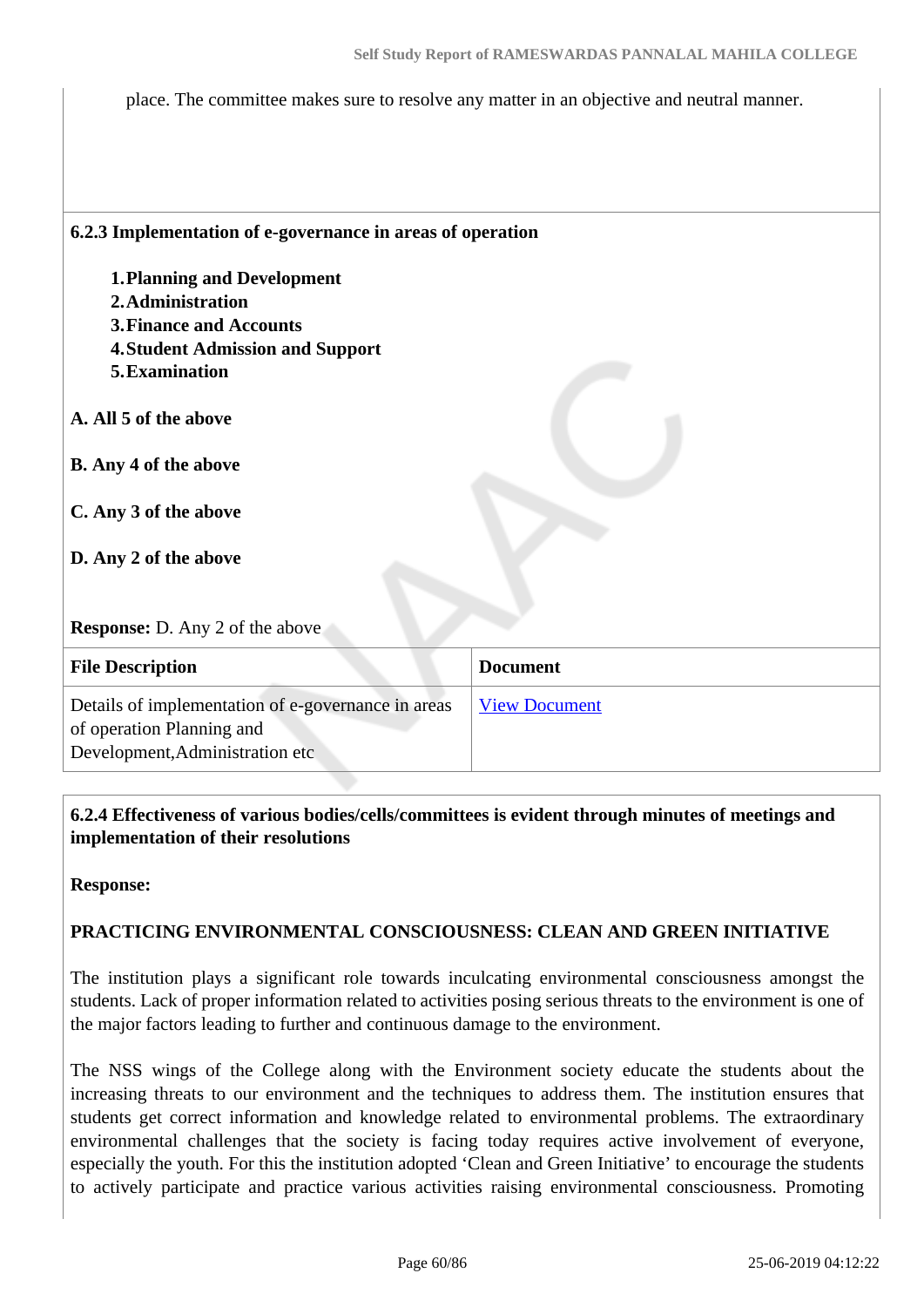place. The committee makes sure to resolve any matter in an objective and neutral manner.

**6.2.3 Implementation of e-governance in areas of operation**

1. **Planning and Development**
2. **Administration**
3. **Finance and Accounts**
4. **Student Admission and Support**
5. **Examination**

**A. All 5 of the above**

**B. Any 4 of the above**

**C. Any 3 of the above**

**D. Any 2 of the above**

**Response:** D. Any 2 of the above

| File Description | Document |
| --- | --- |
| Details of implementation of e-governance in areas of operation Planning and Development,Administration etc | View Document |

**6.2.4 Effectiveness of various bodies/cells/committees is evident through minutes of meetings and implementation of their resolutions**

**Response:**

**PRACTICING ENVIRONMENTAL CONSCIOUSNESS: CLEAN AND GREEN INITIATIVE**

The institution plays a significant role towards inculcating environmental consciousness amongst the students. Lack of proper information related to activities posing serious threats to the environment is one of the major factors leading to further and continuous damage to the environment.

The NSS wings of the College along with the Environment society educate the students about the increasing threats to our environment and the techniques to address them. The institution ensures that students get correct information and knowledge related to environmental problems. The extraordinary environmental challenges that the society is facing today requires active involvement of everyone, especially the youth. For this the institution adopted 'Clean and Green Initiative' to encourage the students to actively participate and practice various activities raising environmental consciousness. Promoting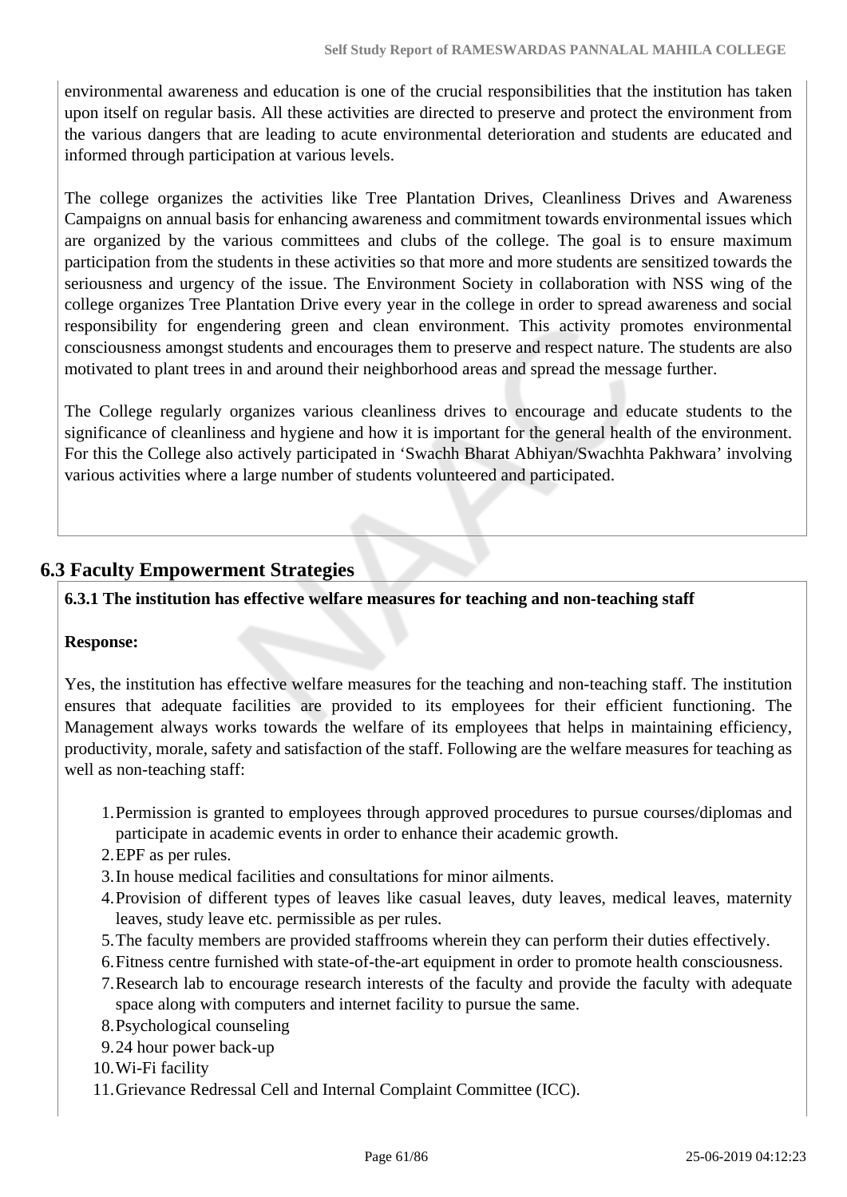environmental awareness and education is one of the crucial responsibilities that the institution has taken upon itself on regular basis. All these activities are directed to preserve and protect the environment from the various dangers that are leading to acute environmental deterioration and students are educated and informed through participation at various levels.

The college organizes the activities like Tree Plantation Drives, Cleanliness Drives and Awareness Campaigns on annual basis for enhancing awareness and commitment towards environmental issues which are organized by the various committees and clubs of the college. The goal is to ensure maximum participation from the students in these activities so that more and more students are sensitized towards the seriousness and urgency of the issue. The Environment Society in collaboration with NSS wing of the college organizes Tree Plantation Drive every year in the college in order to spread awareness and social responsibility for engendering green and clean environment. This activity promotes environmental consciousness amongst students and encourages them to preserve and respect nature. The students are also motivated to plant trees in and around their neighborhood areas and spread the message further.

The College regularly organizes various cleanliness drives to encourage and educate students to the significance of cleanliness and hygiene and how it is important for the general health of the environment. For this the College also actively participated in 'Swachh Bharat Abhiyan/Swachhta Pakhwara' involving various activities where a large number of students volunteered and participated.

## 6.3 Faculty Empowerment Strategies

**6.3.1 The institution has effective welfare measures for teaching and non-teaching staff**

**Response:**

Yes, the institution has effective welfare measures for the teaching and non-teaching staff. The institution ensures that adequate facilities are provided to its employees for their efficient functioning. The Management always works towards the welfare of its employees that helps in maintaining efficiency, productivity, morale, safety and satisfaction of the staff. Following are the welfare measures for teaching as well as non-teaching staff:

1. Permission is granted to employees through approved procedures to pursue courses/diplomas and participate in academic events in order to enhance their academic growth.
2. EPF as per rules.
3. In house medical facilities and consultations for minor ailments.
4. Provision of different types of leaves like casual leaves, duty leaves, medical leaves, maternity leaves, study leave etc. permissible as per rules.
5. The faculty members are provided staffrooms wherein they can perform their duties effectively.
6. Fitness centre furnished with state-of-the-art equipment in order to promote health consciousness.
7. Research lab to encourage research interests of the faculty and provide the faculty with adequate space along with computers and internet facility to pursue the same.
8. Psychological counseling
9. 24 hour power back-up
10. Wi-Fi facility
11. Grievance Redressal Cell and Internal Complaint Committee (ICC).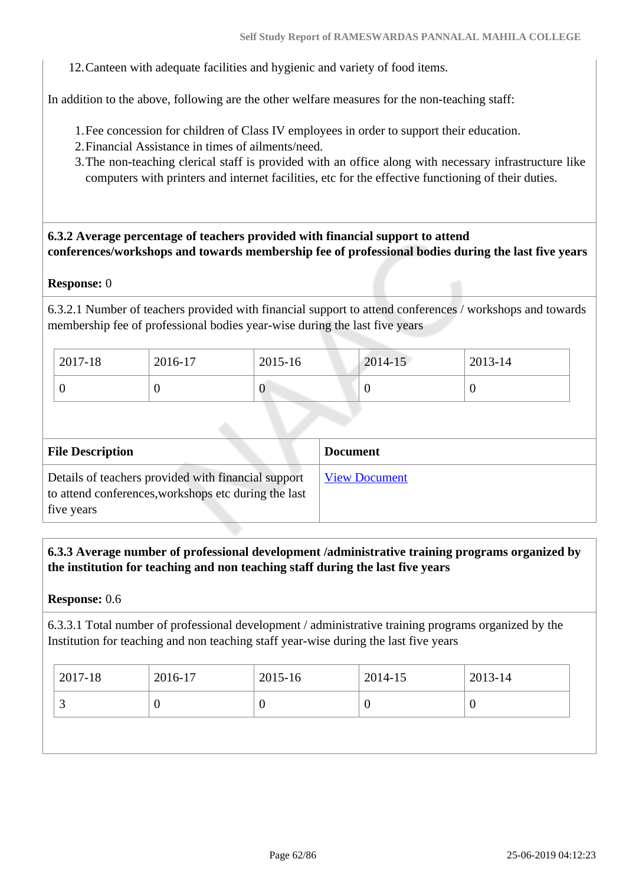12. Canteen with adequate facilities and hygienic and variety of food items.

In addition to the above, following are the other welfare measures for the non-teaching staff:

1. Fee concession for children of Class IV employees in order to support their education.
2. Financial Assistance in times of ailments/need.
3. The non-teaching clerical staff is provided with an office along with necessary infrastructure like computers with printers and internet facilities, etc for the effective functioning of their duties.

**6.3.2 Average percentage of teachers provided with financial support to attend conferences/workshops and towards membership fee of professional bodies during the last five years**

**Response:** 0

6.3.2.1 Number of teachers provided with financial support to attend conferences / workshops and towards membership fee of professional bodies year-wise during the last five years

| 2017-18 | 2016-17 | 2015-16 | 2014-15 | 2013-14 |
|---|---|---|---|---|
| 0 | 0 | 0 | 0 | 0 |

| File Description | Document |
|---|---|
| Details of teachers provided with financial support to attend conferences,workshops etc during the last five years | View Document |

**6.3.3 Average number of professional development /administrative training programs organized by the institution for teaching and non teaching staff during the last five years**

**Response:** 0.6

6.3.3.1 Total number of professional development / administrative training programs organized by the Institution for teaching and non teaching staff year-wise during the last five years

| 2017-18 | 2016-17 | 2015-16 | 2014-15 | 2013-14 |
|---|---|---|---|---|
| 3 | 0 | 0 | 0 | 0 |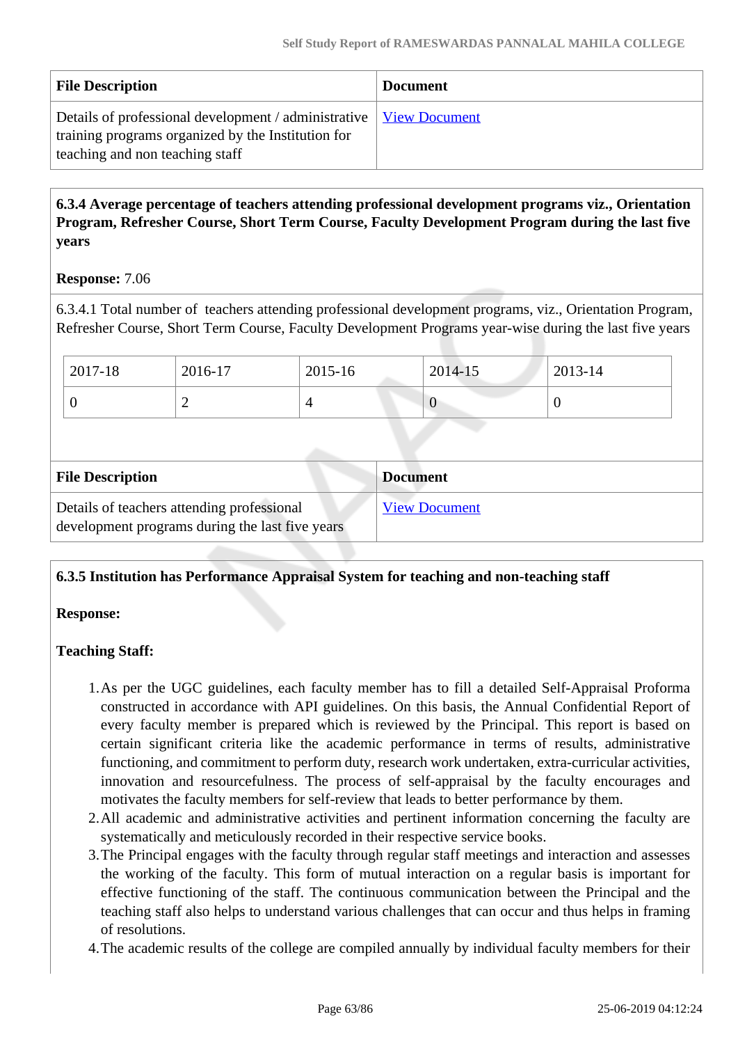| File Description | Document |
|---|---|
| Details of professional development / administrative training programs organized by the Institution for teaching and non teaching staff | View Document |

**6.3.4 Average percentage of teachers attending professional development programs viz., Orientation Program, Refresher Course, Short Term Course, Faculty Development Program during the last five years**

**Response:** 7.06

6.3.4.1 Total number of teachers attending professional development programs, viz., Orientation Program, Refresher Course, Short Term Course, Faculty Development Programs year-wise during the last five years

| 2017-18 | 2016-17 | 2015-16 | 2014-15 | 2013-14 |
|---|---|---|---|---|
| 0 | 2 | 4 | 0 | 0 |

| File Description | Document |
|---|---|
| Details of teachers attending professional development programs during the last five years | View Document |

**6.3.5 Institution has Performance Appraisal System for teaching and non-teaching staff**

**Response:**

**Teaching Staff:**

1. As per the UGC guidelines, each faculty member has to fill a detailed Self-Appraisal Proforma constructed in accordance with API guidelines. On this basis, the Annual Confidential Report of every faculty member is prepared which is reviewed by the Principal. This report is based on certain significant criteria like the academic performance in terms of results, administrative functioning, and commitment to perform duty, research work undertaken, extra-curricular activities, innovation and resourcefulness. The process of self-appraisal by the faculty encourages and motivates the faculty members for self-review that leads to better performance by them.
2. All academic and administrative activities and pertinent information concerning the faculty are systematically and meticulously recorded in their respective service books.
3. The Principal engages with the faculty through regular staff meetings and interaction and assesses the working of the faculty. This form of mutual interaction on a regular basis is important for effective functioning of the staff. The continuous communication between the Principal and the teaching staff also helps to understand various challenges that can occur and thus helps in framing of resolutions.
4. The academic results of the college are compiled annually by individual faculty members for their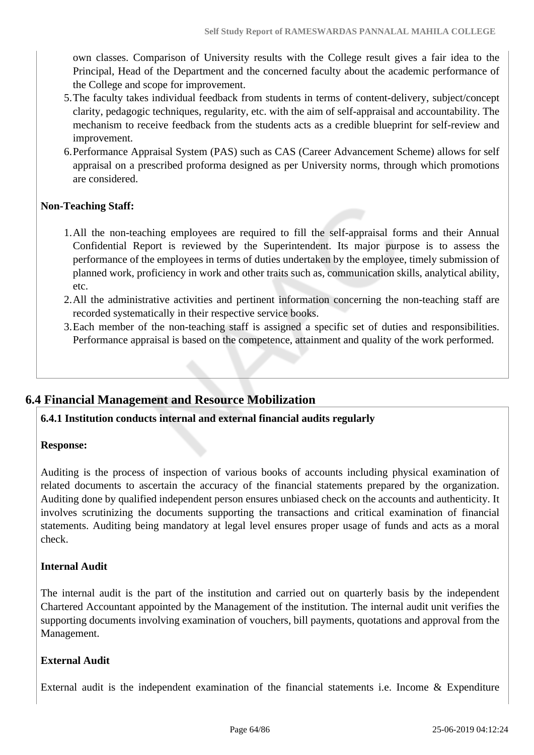own classes. Comparison of University results with the College result gives a fair idea to the Principal, Head of the Department and the concerned faculty about the academic performance of the College and scope for improvement.

5. The faculty takes individual feedback from students in terms of content-delivery, subject/concept clarity, pedagogic techniques, regularity, etc. with the aim of self-appraisal and accountability. The mechanism to receive feedback from the students acts as a credible blueprint for self-review and improvement.
6. Performance Appraisal System (PAS) such as CAS (Career Advancement Scheme) allows for self appraisal on a prescribed proforma designed as per University norms, through which promotions are considered.

**Non-Teaching Staff:**

1. All the non-teaching employees are required to fill the self-appraisal forms and their Annual Confidential Report is reviewed by the Superintendent. Its major purpose is to assess the performance of the employees in terms of duties undertaken by the employee, timely submission of planned work, proficiency in work and other traits such as, communication skills, analytical ability, etc.
2. All the administrative activities and pertinent information concerning the non-teaching staff are recorded systematically in their respective service books.
3. Each member of the non-teaching staff is assigned a specific set of duties and responsibilities. Performance appraisal is based on the competence, attainment and quality of the work performed.

## 6.4 Financial Management and Resource Mobilization

**6.4.1 Institution conducts internal and external financial audits regularly**

**Response:**

Auditing is the process of inspection of various books of accounts including physical examination of related documents to ascertain the accuracy of the financial statements prepared by the organization. Auditing done by qualified independent person ensures unbiased check on the accounts and authenticity. It involves scrutinizing the documents supporting the transactions and critical examination of financial statements. Auditing being mandatory at legal level ensures proper usage of funds and acts as a moral check.

**Internal Audit**

The internal audit is the part of the institution and carried out on quarterly basis by the independent Chartered Accountant appointed by the Management of the institution. The internal audit unit verifies the supporting documents involving examination of vouchers, bill payments, quotations and approval from the Management.

**External Audit**

External audit is the independent examination of the financial statements i.e. Income & Expenditure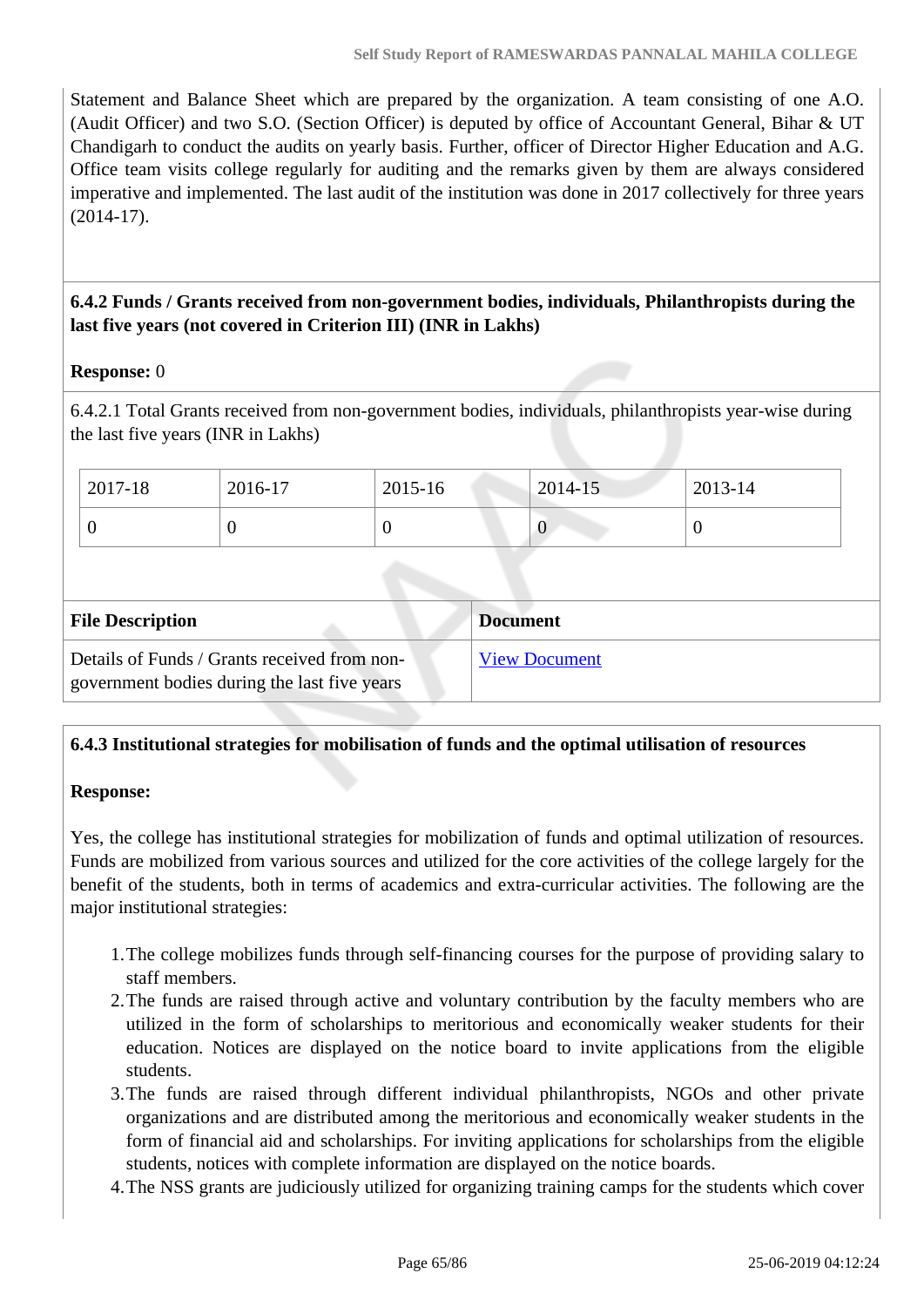Statement and Balance Sheet which are prepared by the organization. A team consisting of one A.O. (Audit Officer) and two S.O. (Section Officer) is deputed by office of Accountant General, Bihar & UT Chandigarh to conduct the audits on yearly basis. Further, officer of Director Higher Education and A.G. Office team visits college regularly for auditing and the remarks given by them are always considered imperative and implemented. The last audit of the institution was done in 2017 collectively for three years (2014-17).

**6.4.2 Funds / Grants received from non-government bodies, individuals, Philanthropists during the last five years (not covered in Criterion III) (INR in Lakhs)**

**Response:** 0

6.4.2.1 Total Grants received from non-government bodies, individuals, philanthropists year-wise during the last five years (INR in Lakhs)

| 2017-18 | 2016-17 | 2015-16 | 2014-15 | 2013-14 |
|---|---|---|---|---|
| 0 | 0 | 0 | 0 | 0 |

| File Description | Document |
|---|---|
| Details of Funds / Grants received from non-government bodies during the last five years | View Document |

**6.4.3 Institutional strategies for mobilisation of funds and the optimal utilisation of resources**

**Response:**

Yes, the college has institutional strategies for mobilization of funds and optimal utilization of resources. Funds are mobilized from various sources and utilized for the core activities of the college largely for the benefit of the students, both in terms of academics and extra-curricular activities. The following are the major institutional strategies:

1. The college mobilizes funds through self-financing courses for the purpose of providing salary to staff members.
2. The funds are raised through active and voluntary contribution by the faculty members who are utilized in the form of scholarships to meritorious and economically weaker students for their education. Notices are displayed on the notice board to invite applications from the eligible students.
3. The funds are raised through different individual philanthropists, NGOs and other private organizations and are distributed among the meritorious and economically weaker students in the form of financial aid and scholarships. For inviting applications for scholarships from the eligible students, notices with complete information are displayed on the notice boards.
4. The NSS grants are judiciously utilized for organizing training camps for the students which cover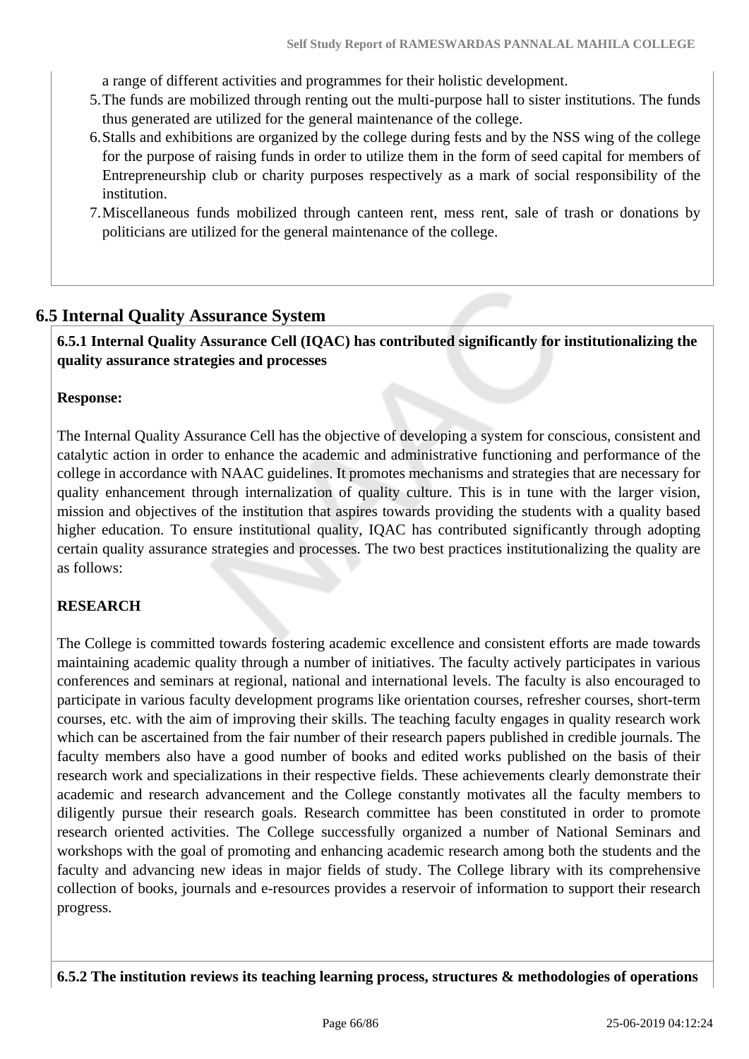a range of different activities and programmes for their holistic development.

5. The funds are mobilized through renting out the multi-purpose hall to sister institutions. The funds thus generated are utilized for the general maintenance of the college.
6. Stalls and exhibitions are organized by the college during fests and by the NSS wing of the college for the purpose of raising funds in order to utilize them in the form of seed capital for members of Entrepreneurship club or charity purposes respectively as a mark of social responsibility of the institution.
7. Miscellaneous funds mobilized through canteen rent, mess rent, sale of trash or donations by politicians are utilized for the general maintenance of the college.

## 6.5 Internal Quality Assurance System

**6.5.1 Internal Quality Assurance Cell (IQAC) has contributed significantly for institutionalizing the quality assurance strategies and processes**

**Response:**

The Internal Quality Assurance Cell has the objective of developing a system for conscious, consistent and catalytic action in order to enhance the academic and administrative functioning and performance of the college in accordance with NAAC guidelines. It promotes mechanisms and strategies that are necessary for quality enhancement through internalization of quality culture. This is in tune with the larger vision, mission and objectives of the institution that aspires towards providing the students with a quality based higher education. To ensure institutional quality, IQAC has contributed significantly through adopting certain quality assurance strategies and processes. The two best practices institutionalizing the quality are as follows:

**RESEARCH**

The College is committed towards fostering academic excellence and consistent efforts are made towards maintaining academic quality through a number of initiatives. The faculty actively participates in various conferences and seminars at regional, national and international levels. The faculty is also encouraged to participate in various faculty development programs like orientation courses, refresher courses, short-term courses, etc. with the aim of improving their skills. The teaching faculty engages in quality research work which can be ascertained from the fair number of their research papers published in credible journals. The faculty members also have a good number of books and edited works published on the basis of their research work and specializations in their respective fields. These achievements clearly demonstrate their academic and research advancement and the College constantly motivates all the faculty members to diligently pursue their research goals. Research committee has been constituted in order to promote research oriented activities. The College successfully organized a number of National Seminars and workshops with the goal of promoting and enhancing academic research among both the students and the faculty and advancing new ideas in major fields of study. The College library with its comprehensive collection of books, journals and e-resources provides a reservoir of information to support their research progress.

**6.5.2 The institution reviews its teaching learning process, structures & methodologies of operations**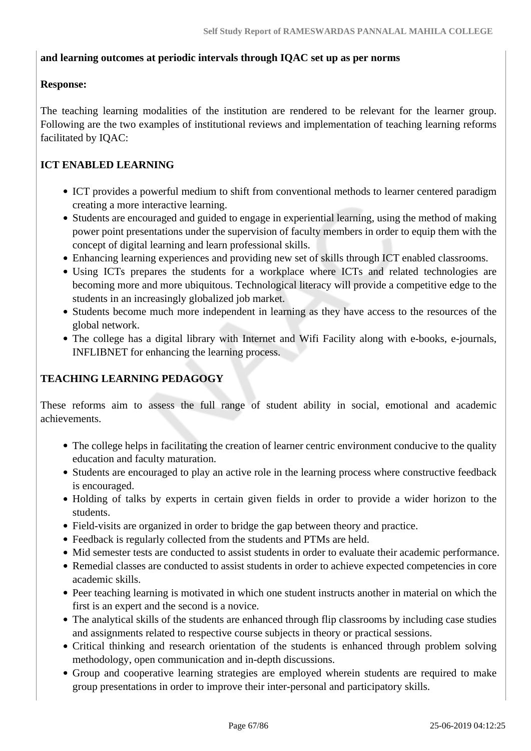**and learning outcomes at periodic intervals through IQAC set up as per norms**

**Response:**

The teaching learning modalities of the institution are rendered to be relevant for the learner group. Following are the two examples of institutional reviews and implementation of teaching learning reforms facilitated by IQAC:

**ICT ENABLED LEARNING**

- ICT provides a powerful medium to shift from conventional methods to learner centered paradigm creating a more interactive learning.
- Students are encouraged and guided to engage in experiential learning, using the method of making power point presentations under the supervision of faculty members in order to equip them with the concept of digital learning and learn professional skills.
- Enhancing learning experiences and providing new set of skills through ICT enabled classrooms.
- Using ICTs prepares the students for a workplace where ICTs and related technologies are becoming more and more ubiquitous. Technological literacy will provide a competitive edge to the students in an increasingly globalized job market.
- Students become much more independent in learning as they have access to the resources of the global network.
- The college has a digital library with Internet and Wifi Facility along with e-books, e-journals, INFLIBNET for enhancing the learning process.

**TEACHING LEARNING PEDAGOGY**

These reforms aim to assess the full range of student ability in social, emotional and academic achievements.

- The college helps in facilitating the creation of learner centric environment conducive to the quality education and faculty maturation.
- Students are encouraged to play an active role in the learning process where constructive feedback is encouraged.
- Holding of talks by experts in certain given fields in order to provide a wider horizon to the students.
- Field-visits are organized in order to bridge the gap between theory and practice.
- Feedback is regularly collected from the students and PTMs are held.
- Mid semester tests are conducted to assist students in order to evaluate their academic performance.
- Remedial classes are conducted to assist students in order to achieve expected competencies in core academic skills.
- Peer teaching learning is motivated in which one student instructs another in material on which the first is an expert and the second is a novice.
- The analytical skills of the students are enhanced through flip classrooms by including case studies and assignments related to respective course subjects in theory or practical sessions.
- Critical thinking and research orientation of the students is enhanced through problem solving methodology, open communication and in-depth discussions.
- Group and cooperative learning strategies are employed wherein students are required to make group presentations in order to improve their inter-personal and participatory skills.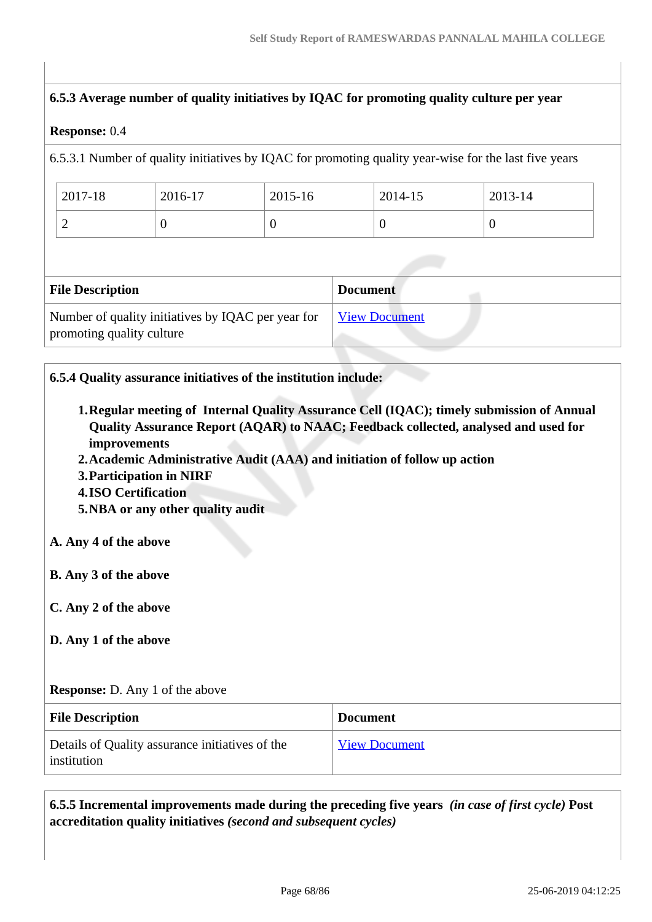**6.5.3 Average number of quality initiatives by IQAC for promoting quality culture per year**

**Response:** 0.4

6.5.3.1 Number of quality initiatives by IQAC for promoting quality year-wise for the last five years

| 2017-18 | 2016-17 | 2015-16 | 2014-15 | 2013-14 |
|---|---|---|---|---|
| 2 | 0 | 0 | 0 | 0 |

| File Description | Document |
|---|---|
| Number of quality initiatives by IQAC per year for promoting quality culture | View Document |

**6.5.4 Quality assurance initiatives of the institution include:**

1. **Regular meeting of Internal Quality Assurance Cell (IQAC); timely submission of Annual Quality Assurance Report (AQAR) to NAAC; Feedback collected, analysed and used for improvements**
2. **Academic Administrative Audit (AAA) and initiation of follow up action**
3. **Participation in NIRF**
4. **ISO Certification**
5. **NBA or any other quality audit**

**A. Any 4 of the above**

**B. Any 3 of the above**

**C. Any 2 of the above**

**D. Any 1 of the above**

**Response:** D. Any 1 of the above

| File Description | Document |
|---|---|
| Details of Quality assurance initiatives of the institution | View Document |

**6.5.5 Incremental improvements made during the preceding five years** ***(in case of first cycle)*** **Post accreditation quality initiatives** ***(second and subsequent cycles)***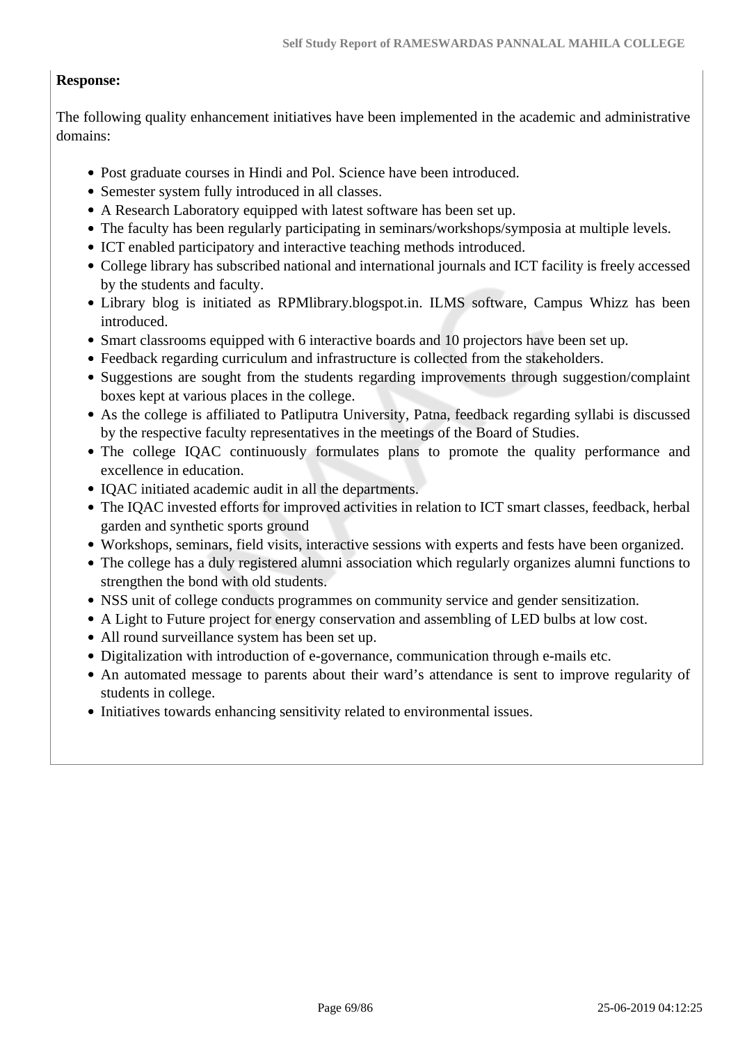**Response:**

The following quality enhancement initiatives have been implemented in the academic and administrative domains:

- Post graduate courses in Hindi and Pol. Science have been introduced.
- Semester system fully introduced in all classes.
- A Research Laboratory equipped with latest software has been set up.
- The faculty has been regularly participating in seminars/workshops/symposia at multiple levels.
- ICT enabled participatory and interactive teaching methods introduced.
- College library has subscribed national and international journals and ICT facility is freely accessed by the students and faculty.
- Library blog is initiated as RPMlibrary.blogspot.in. ILMS software, Campus Whizz has been introduced.
- Smart classrooms equipped with 6 interactive boards and 10 projectors have been set up.
- Feedback regarding curriculum and infrastructure is collected from the stakeholders.
- Suggestions are sought from the students regarding improvements through suggestion/complaint boxes kept at various places in the college.
- As the college is affiliated to Patliputra University, Patna, feedback regarding syllabi is discussed by the respective faculty representatives in the meetings of the Board of Studies.
- The college IQAC continuously formulates plans to promote the quality performance and excellence in education.
- IQAC initiated academic audit in all the departments.
- The IQAC invested efforts for improved activities in relation to ICT smart classes, feedback, herbal garden and synthetic sports ground
- Workshops, seminars, field visits, interactive sessions with experts and fests have been organized.
- The college has a duly registered alumni association which regularly organizes alumni functions to strengthen the bond with old students.
- NSS unit of college conducts programmes on community service and gender sensitization.
- A Light to Future project for energy conservation and assembling of LED bulbs at low cost.
- All round surveillance system has been set up.
- Digitalization with introduction of e-governance, communication through e-mails etc.
- An automated message to parents about their ward's attendance is sent to improve regularity of students in college.
- Initiatives towards enhancing sensitivity related to environmental issues.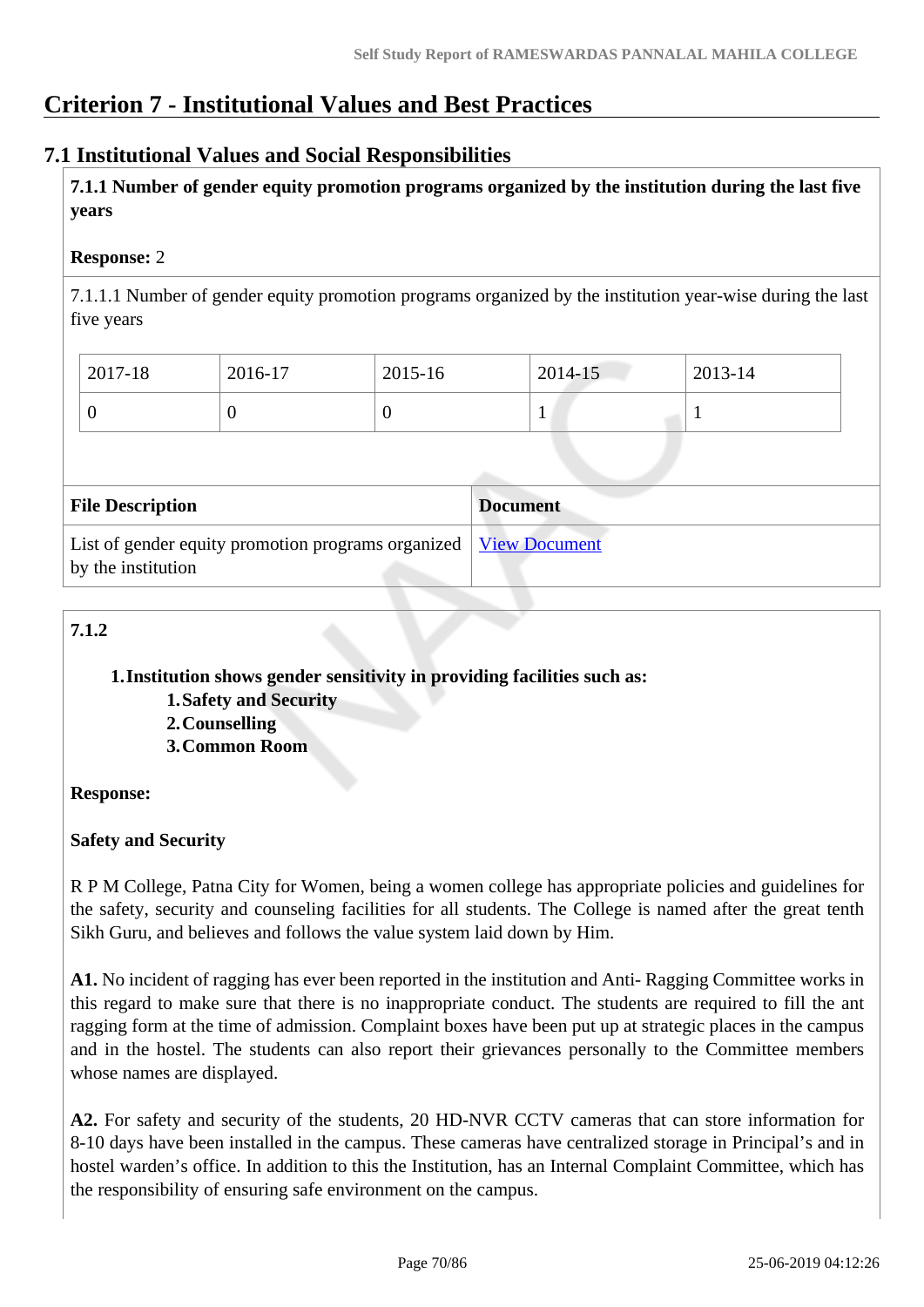# Criterion 7 - Institutional Values and Best Practices

## 7.1 Institutional Values and Social Responsibilities

**7.1.1 Number of gender equity promotion programs organized by the institution during the last five years**

**Response:** 2

7.1.1.1 Number of gender equity promotion programs organized by the institution year-wise during the last five years

| 2017-18 | 2016-17 | 2015-16 | 2014-15 | 2013-14 |
|---|---|---|---|---|
| 0 | 0 | 0 | 1 | 1 |

| File Description | Document |
|---|---|
| List of gender equity promotion programs organized by the institution | View Document |

**7.1.2**

1. **Institution shows gender sensitivity in providing facilities such as:**
    1. **Safety and Security**
    2. **Counselling**
    3. **Common Room**

**Response:**

**Safety and Security**

R P M College, Patna City for Women, being a women college has appropriate policies and guidelines for the safety, security and counseling facilities for all students. The College is named after the great tenth Sikh Guru, and believes and follows the value system laid down by Him.

**A1.** No incident of ragging has ever been reported in the institution and Anti- Ragging Committee works in this regard to make sure that there is no inappropriate conduct. The students are required to fill the ant ragging form at the time of admission. Complaint boxes have been put up at strategic places in the campus and in the hostel. The students can also report their grievances personally to the Committee members whose names are displayed.

**A2.** For safety and security of the students, 20 HD-NVR CCTV cameras that can store information for 8-10 days have been installed in the campus. These cameras have centralized storage in Principal's and in hostel warden's office. In addition to this the Institution, has an Internal Complaint Committee, which has the responsibility of ensuring safe environment on the campus.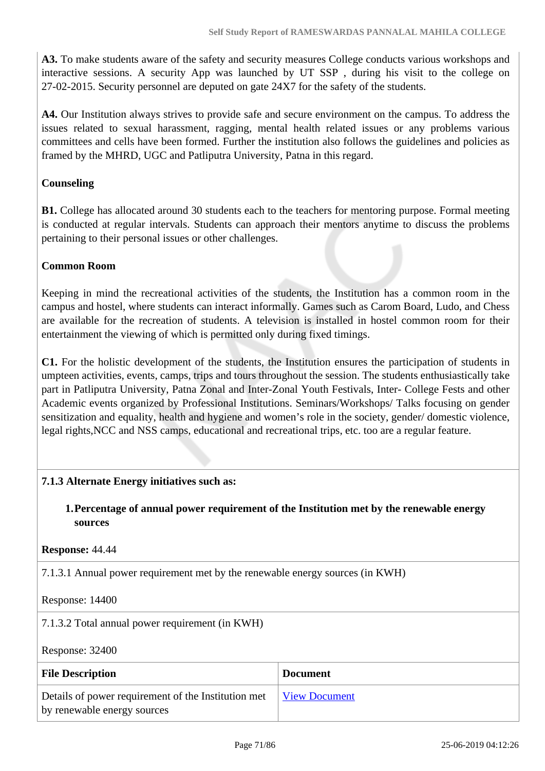**A3.** To make students aware of the safety and security measures College conducts various workshops and interactive sessions. A security App was launched by UT SSP , during his visit to the college on 27-02-2015. Security personnel are deputed on gate 24X7 for the safety of the students.

**A4.** Our Institution always strives to provide safe and secure environment on the campus. To address the issues related to sexual harassment, ragging, mental health related issues or any problems various committees and cells have been formed. Further the institution also follows the guidelines and policies as framed by the MHRD, UGC and Patliputra University, Patna in this regard.

**Counseling**

**B1.** College has allocated around 30 students each to the teachers for mentoring purpose. Formal meeting is conducted at regular intervals. Students can approach their mentors anytime to discuss the problems pertaining to their personal issues or other challenges.

**Common Room**

Keeping in mind the recreational activities of the students, the Institution has a common room in the campus and hostel, where students can interact informally. Games such as Carom Board, Ludo, and Chess are available for the recreation of students. A television is installed in hostel common room for their entertainment the viewing of which is permitted only during fixed timings.

**C1.** For the holistic development of the students, the Institution ensures the participation of students in umpteen activities, events, camps, trips and tours throughout the session. The students enthusiastically take part in Patliputra University, Patna Zonal and Inter-Zonal Youth Festivals, Inter- College Fests and other Academic events organized by Professional Institutions. Seminars/Workshops/ Talks focusing on gender sensitization and equality, health and hygiene and women's role in the society, gender/ domestic violence, legal rights,NCC and NSS camps, educational and recreational trips, etc. too are a regular feature.

**7.1.3 Alternate Energy initiatives such as:**

1. **Percentage of annual power requirement of the Institution met by the renewable energy sources**

**Response:** 44.44

7.1.3.1 Annual power requirement met by the renewable energy sources (in KWH)

Response: 14400

7.1.3.2 Total annual power requirement (in KWH)

Response: 32400

| File Description | Document |
|---|---|
| Details of power requirement of the Institution met by renewable energy sources | View Document |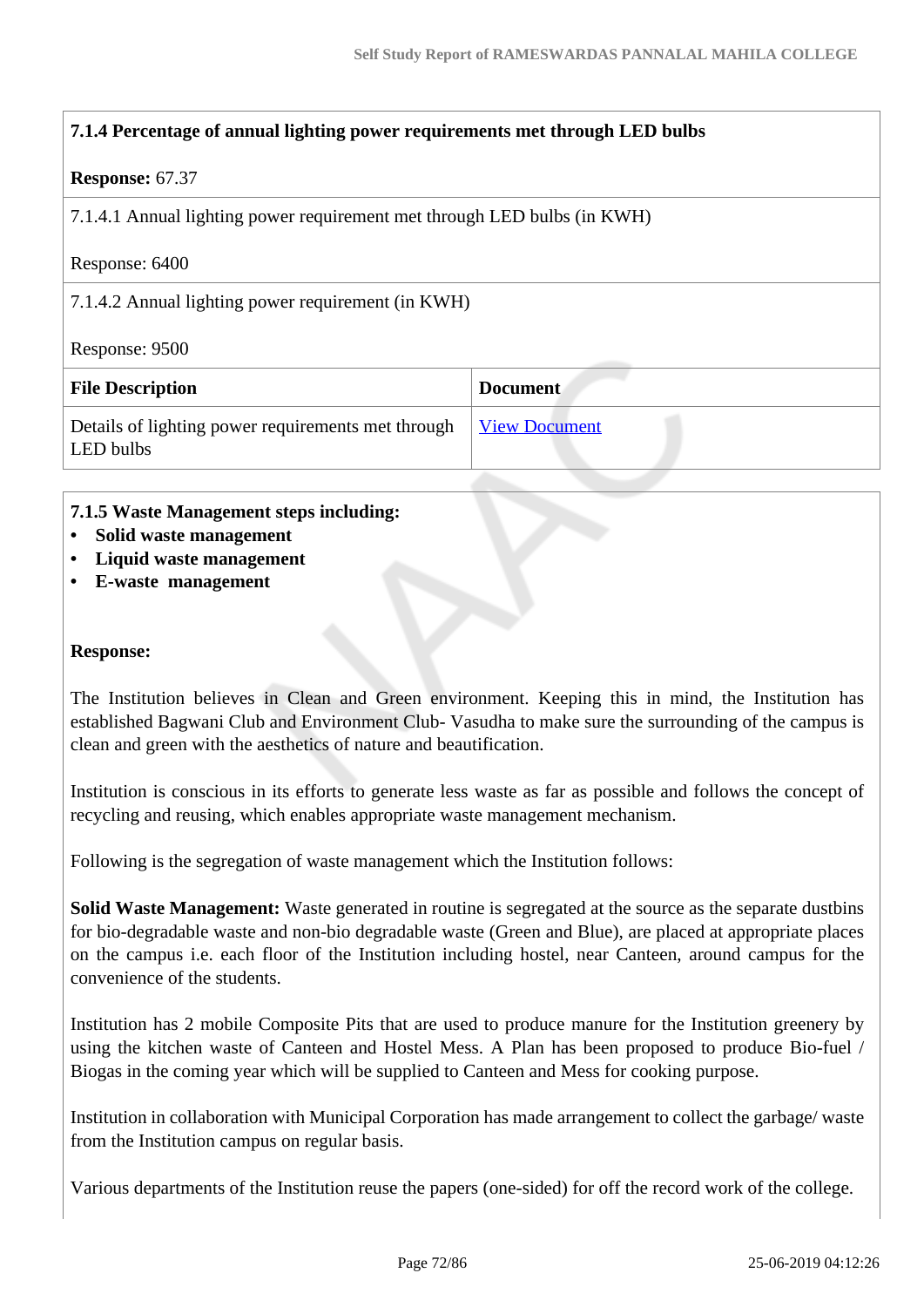**7.1.4 Percentage of annual lighting power requirements met through LED bulbs**

**Response:** 67.37

7.1.4.1 Annual lighting power requirement met through LED bulbs (in KWH)

Response: 6400

7.1.4.2 Annual lighting power requirement (in KWH)

Response: 9500

| File Description | Document |
| --- | --- |
| Details of lighting power requirements met through LED bulbs | View Document |

**7.1.5 Waste Management steps including:**

- **Solid waste management**
- **Liquid waste management**
- **E-waste management**

**Response:**

The Institution believes in Clean and Green environment. Keeping this in mind, the Institution has established Bagwani Club and Environment Club- Vasudha to make sure the surrounding of the campus is clean and green with the aesthetics of nature and beautification.

Institution is conscious in its efforts to generate less waste as far as possible and follows the concept of recycling and reusing, which enables appropriate waste management mechanism.

Following is the segregation of waste management which the Institution follows:

**Solid Waste Management:** Waste generated in routine is segregated at the source as the separate dustbins for bio-degradable waste and non-bio degradable waste (Green and Blue), are placed at appropriate places on the campus i.e. each floor of the Institution including hostel, near Canteen, around campus for the convenience of the students.

Institution has 2 mobile Composite Pits that are used to produce manure for the Institution greenery by using the kitchen waste of Canteen and Hostel Mess. A Plan has been proposed to produce Bio-fuel / Biogas in the coming year which will be supplied to Canteen and Mess for cooking purpose.

Institution in collaboration with Municipal Corporation has made arrangement to collect the garbage/ waste from the Institution campus on regular basis.

Various departments of the Institution reuse the papers (one-sided) for off the record work of the college.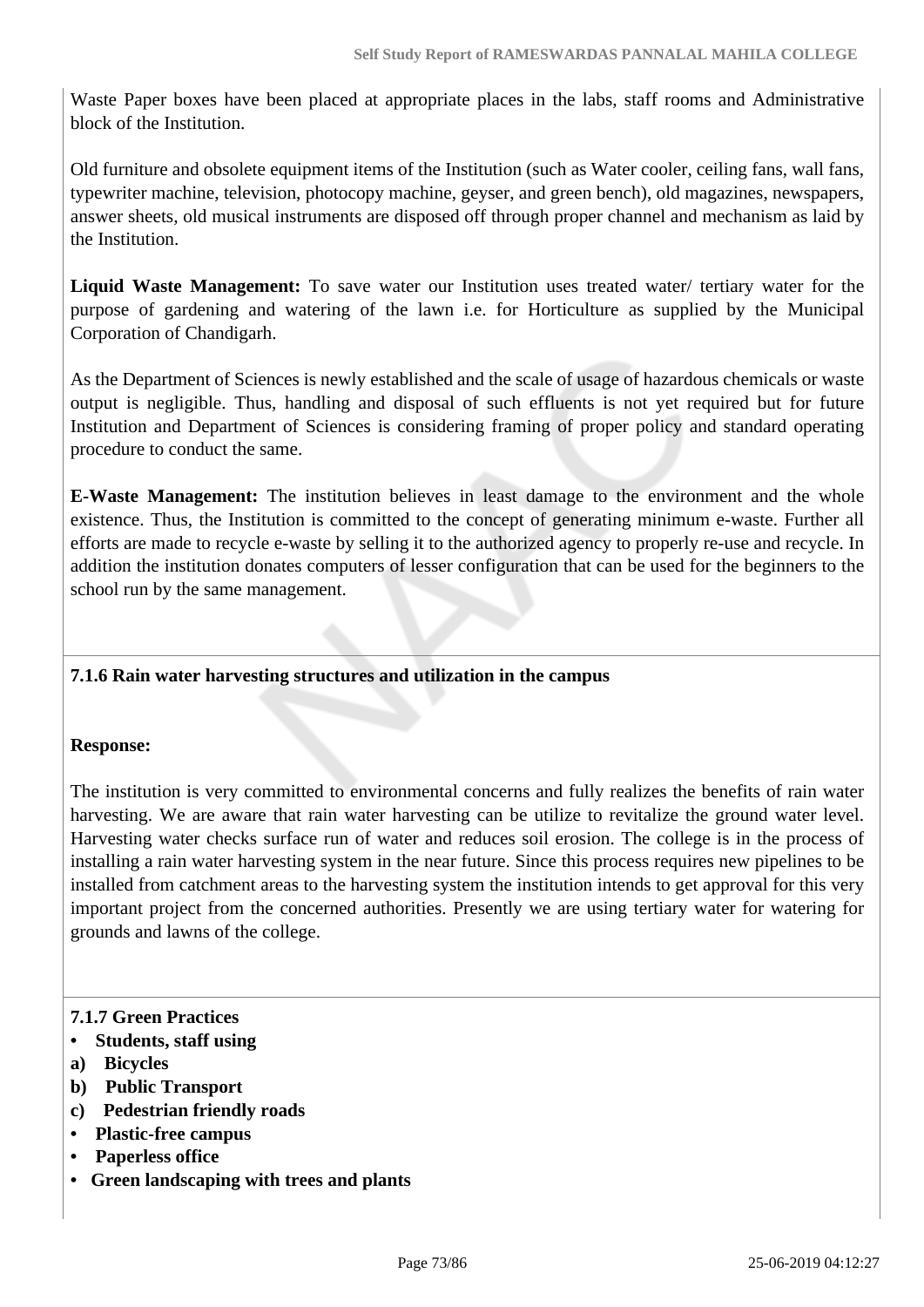Waste Paper boxes have been placed at appropriate places in the labs, staff rooms and Administrative block of the Institution.

Old furniture and obsolete equipment items of the Institution (such as Water cooler, ceiling fans, wall fans, typewriter machine, television, photocopy machine, geyser, and green bench), old magazines, newspapers, answer sheets, old musical instruments are disposed off through proper channel and mechanism as laid by the Institution.

**Liquid Waste Management:** To save water our Institution uses treated water/ tertiary water for the purpose of gardening and watering of the lawn i.e. for Horticulture as supplied by the Municipal Corporation of Chandigarh.

As the Department of Sciences is newly established and the scale of usage of hazardous chemicals or waste output is negligible. Thus, handling and disposal of such effluents is not yet required but for future Institution and Department of Sciences is considering framing of proper policy and standard operating procedure to conduct the same.

**E-Waste Management:** The institution believes in least damage to the environment and the whole existence. Thus, the Institution is committed to the concept of generating minimum e-waste. Further all efforts are made to recycle e-waste by selling it to the authorized agency to properly re-use and recycle. In addition the institution donates computers of lesser configuration that can be used for the beginners to the school run by the same management.

**7.1.6 Rain water harvesting structures and utilization in the campus**

**Response:**

The institution is very committed to environmental concerns and fully realizes the benefits of rain water harvesting. We are aware that rain water harvesting can be utilize to revitalize the ground water level. Harvesting water checks surface run of water and reduces soil erosion. The college is in the process of installing a rain water harvesting system in the near future. Since this process requires new pipelines to be installed from catchment areas to the harvesting system the institution intends to get approval for this very important project from the concerned authorities. Presently we are using tertiary water for watering for grounds and lawns of the college.

**7.1.7 Green Practices**

- **Students, staff using**

**a) Bicycles**

**b) Public Transport**

**c) Pedestrian friendly roads**

- **Plastic-free campus**
- **Paperless office**
- **Green landscaping with trees and plants**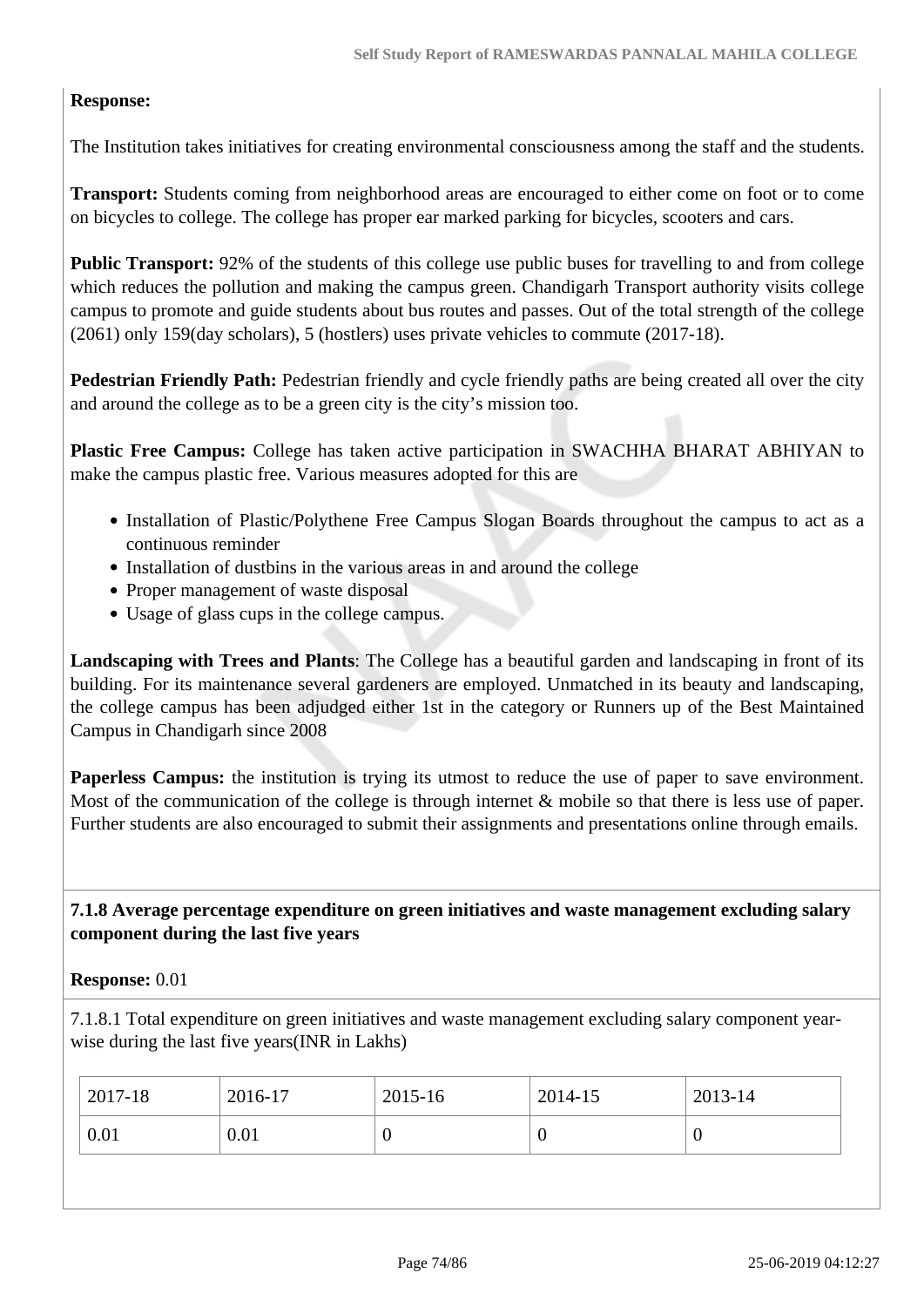**Response:**

The Institution takes initiatives for creating environmental consciousness among the staff and the students.

**Transport:** Students coming from neighborhood areas are encouraged to either come on foot or to come on bicycles to college. The college has proper ear marked parking for bicycles, scooters and cars.

**Public Transport:** 92% of the students of this college use public buses for travelling to and from college which reduces the pollution and making the campus green. Chandigarh Transport authority visits college campus to promote and guide students about bus routes and passes. Out of the total strength of the college (2061) only 159(day scholars), 5 (hostlers) uses private vehicles to commute (2017-18).

**Pedestrian Friendly Path:** Pedestrian friendly and cycle friendly paths are being created all over the city and around the college as to be a green city is the city's mission too.

**Plastic Free Campus:** College has taken active participation in SWACHHA BHARAT ABHIYAN to make the campus plastic free. Various measures adopted for this are

- Installation of Plastic/Polythene Free Campus Slogan Boards throughout the campus to act as a continuous reminder
- Installation of dustbins in the various areas in and around the college
- Proper management of waste disposal
- Usage of glass cups in the college campus.

**Landscaping with Trees and Plants**: The College has a beautiful garden and landscaping in front of its building. For its maintenance several gardeners are employed. Unmatched in its beauty and landscaping, the college campus has been adjudged either 1st in the category or Runners up of the Best Maintained Campus in Chandigarh since 2008

**Paperless Campus:** the institution is trying its utmost to reduce the use of paper to save environment. Most of the communication of the college is through internet & mobile so that there is less use of paper. Further students are also encouraged to submit their assignments and presentations online through emails.

**7.1.8 Average percentage expenditure on green initiatives and waste management excluding salary component during the last five years**

**Response:** 0.01

7.1.8.1 Total expenditure on green initiatives and waste management excluding salary component year-wise during the last five years(INR in Lakhs)

| 2017-18 | 2016-17 | 2015-16 | 2014-15 | 2013-14 |
|---|---|---|---|---|
| 0.01 | 0.01 | 0 | 0 | 0 |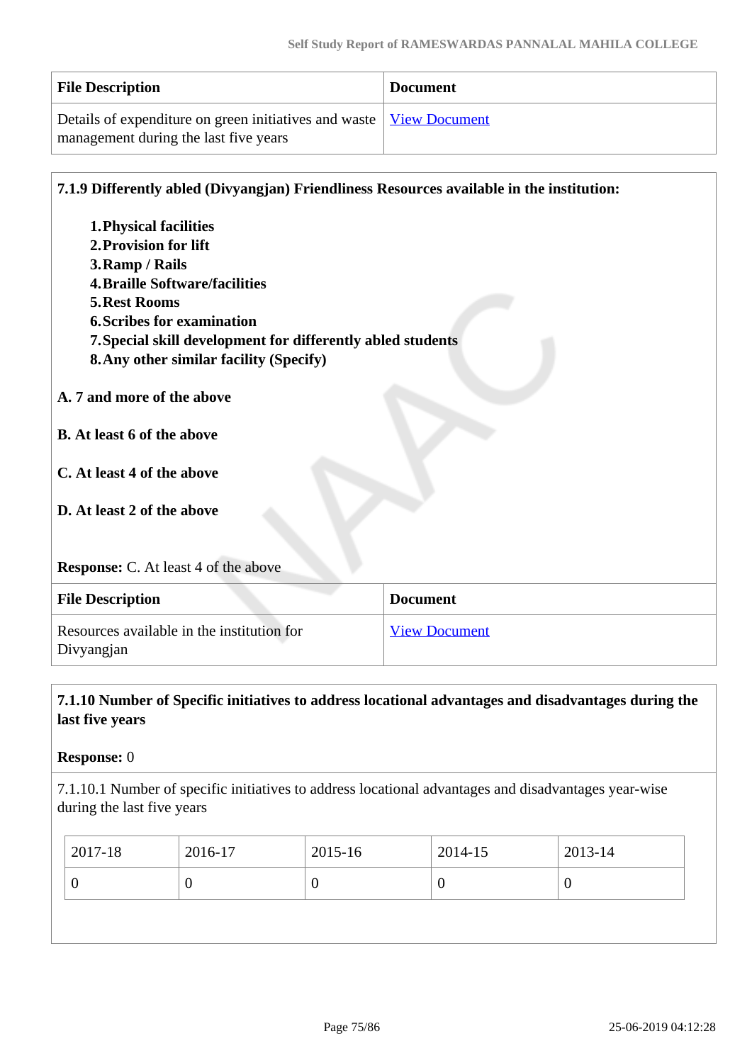| File Description | Document |
| --- | --- |
| Details of expenditure on green initiatives and waste management during the last five years | View Document |

**7.1.9 Differently abled (Divyangjan) Friendliness Resources available in the institution:**

1. **Physical facilities**
2. **Provision for lift**
3. **Ramp / Rails**
4. **Braille Software/facilities**
5. **Rest Rooms**
6. **Scribes for examination**
7. **Special skill development for differently abled students**
8. **Any other similar facility (Specify)**

**A. 7 and more of the above**

**B. At least 6 of the above**

**C. At least 4 of the above**

**D. At least 2 of the above**

**Response:** C. At least 4 of the above

| File Description | Document |
| --- | --- |
| Resources available in the institution for Divyangjan | View Document |

**7.1.10 Number of Specific initiatives to address locational advantages and disadvantages during the last five years**

**Response:** 0

7.1.10.1 Number of specific initiatives to address locational advantages and disadvantages year-wise during the last five years

| 2017-18 | 2016-17 | 2015-16 | 2014-15 | 2013-14 |
| --- | --- | --- | --- | --- |
| 0 | 0 | 0 | 0 | 0 |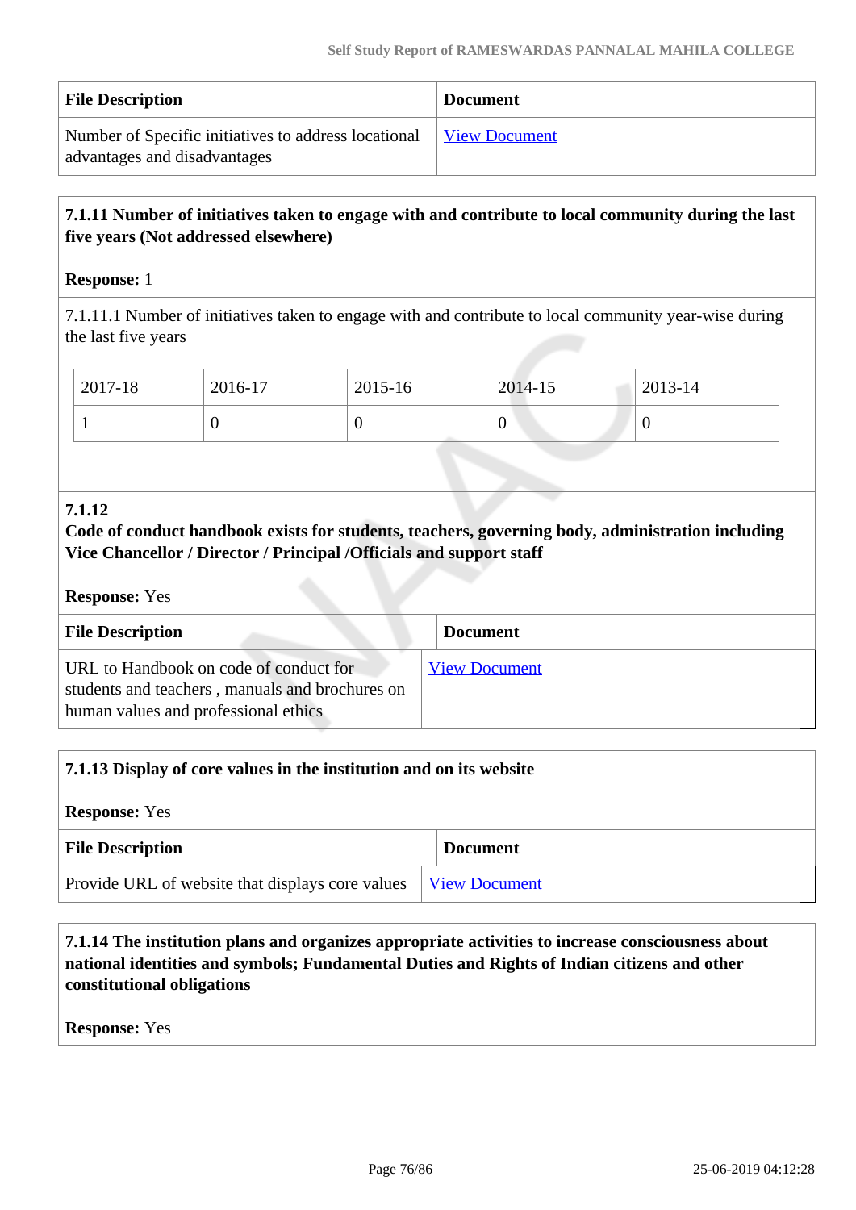| File Description | Document |
|---|---|
| Number of Specific initiatives to address locational advantages and disadvantages | View Document |

**7.1.11 Number of initiatives taken to engage with and contribute to local community during the last five years (Not addressed elsewhere)**

**Response:** 1

7.1.11.1 Number of initiatives taken to engage with and contribute to local community year-wise during the last five years

| 2017-18 | 2016-17 | 2015-16 | 2014-15 | 2013-14 |
|---|---|---|---|---|
| 1 | 0 | 0 | 0 | 0 |

**7.1.12**
**Code of conduct handbook exists for students, teachers, governing body, administration including Vice Chancellor / Director / Principal /Officials and support staff**

**Response:** Yes

| File Description | Document |
|---|---|
| URL to Handbook on code of conduct for students and teachers , manuals and brochures on human values and professional ethics | View Document |

**7.1.13 Display of core values in the institution and on its website**

**Response:** Yes

| File Description | Document |
|---|---|
| Provide URL of website that displays core values | View Document |

**7.1.14 The institution plans and organizes appropriate activities to increase consciousness about national identities and symbols; Fundamental Duties and Rights of Indian citizens and other constitutional obligations**

**Response:** Yes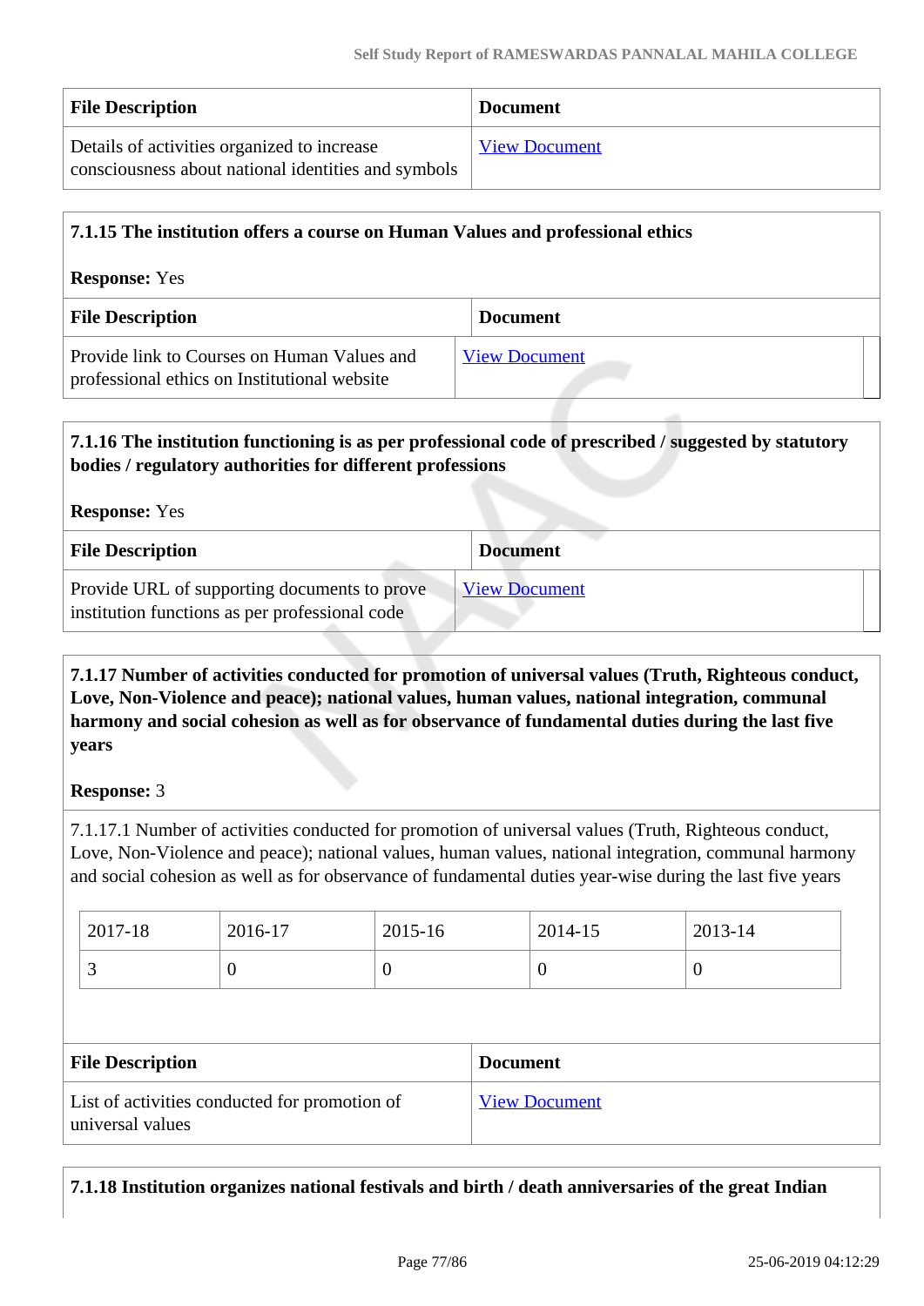| File Description | Document |
| --- | --- |
| Details of activities organized to increase consciousness about national identities and symbols | View Document |

**7.1.15 The institution offers a course on Human Values and professional ethics**

**Response:** Yes

| File Description | Document |
| --- | --- |
| Provide link to Courses on Human Values and professional ethics on Institutional website | View Document |

**7.1.16 The institution functioning is as per professional code of prescribed / suggested by statutory bodies / regulatory authorities for different professions**

**Response:** Yes

| File Description | Document |
| --- | --- |
| Provide URL of supporting documents to prove institution functions as per professional code | View Document |

**7.1.17 Number of activities conducted for promotion of universal values (Truth, Righteous conduct, Love, Non-Violence and peace); national values, human values, national integration, communal harmony and social cohesion as well as for observance of fundamental duties during the last five years**

**Response:** 3

7.1.17.1 Number of activities conducted for promotion of universal values (Truth, Righteous conduct, Love, Non-Violence and peace); national values, human values, national integration, communal harmony and social cohesion as well as for observance of fundamental duties year-wise during the last five years

| 2017-18 | 2016-17 | 2015-16 | 2014-15 | 2013-14 |
| --- | --- | --- | --- | --- |
| 3 | 0 | 0 | 0 | 0 |

| File Description | Document |
| --- | --- |
| List of activities conducted for promotion of universal values | View Document |

**7.1.18 Institution organizes national festivals and birth / death anniversaries of the great Indian**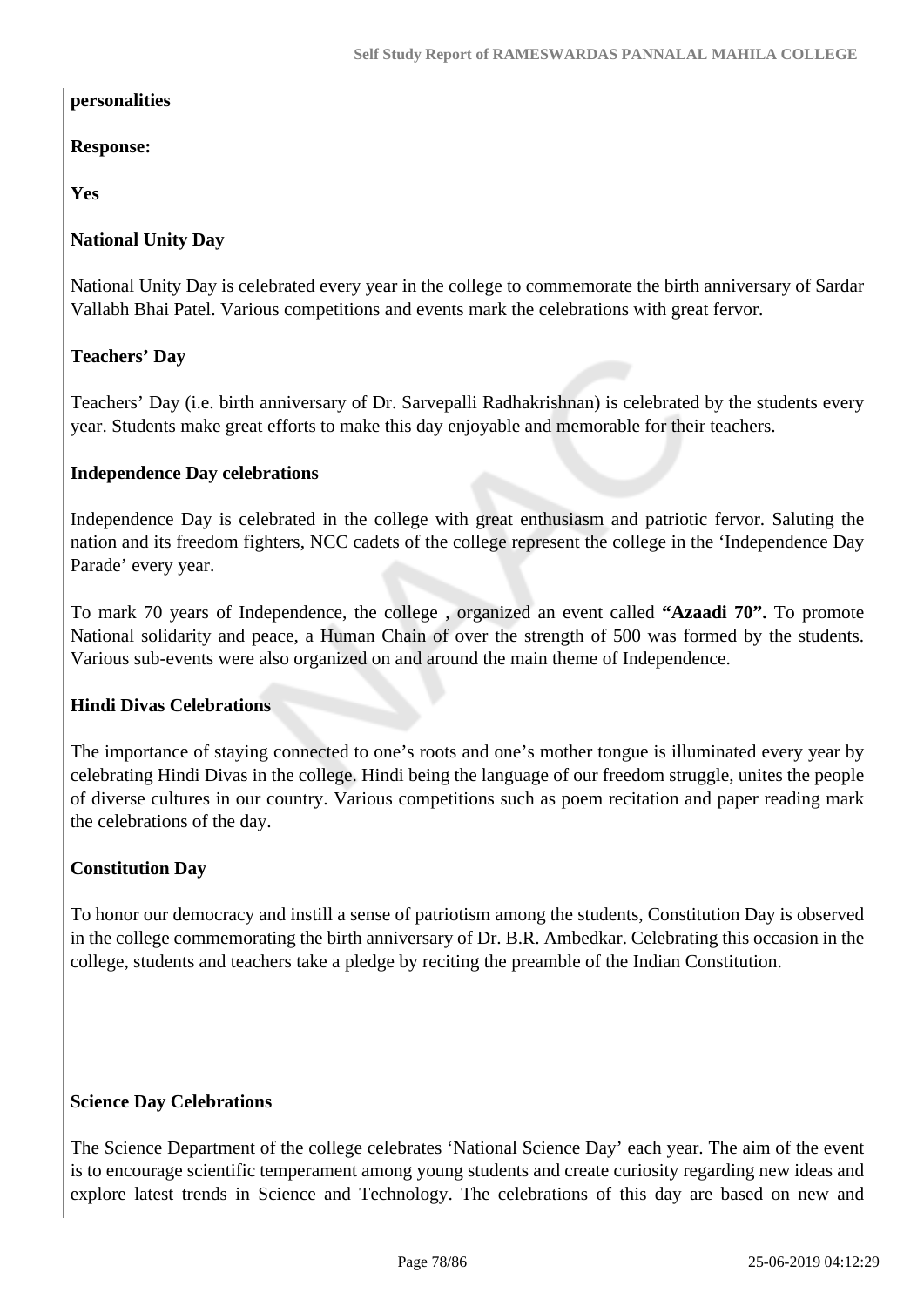**personalities**

**Response:**

**Yes**

**National Unity Day**

National Unity Day is celebrated every year in the college to commemorate the birth anniversary of Sardar Vallabh Bhai Patel. Various competitions and events mark the celebrations with great fervor.

**Teachers' Day**

Teachers' Day (i.e. birth anniversary of Dr. Sarvepalli Radhakrishnan) is celebrated by the students every year. Students make great efforts to make this day enjoyable and memorable for their teachers.

**Independence Day celebrations**

Independence Day is celebrated in the college with great enthusiasm and patriotic fervor. Saluting the nation and its freedom fighters, NCC cadets of the college represent the college in the 'Independence Day Parade' every year.

To mark 70 years of Independence, the college , organized an event called **"Azaadi 70".** To promote National solidarity and peace, a Human Chain of over the strength of 500 was formed by the students. Various sub-events were also organized on and around the main theme of Independence.

**Hindi Divas Celebrations**

The importance of staying connected to one's roots and one's mother tongue is illuminated every year by celebrating Hindi Divas in the college. Hindi being the language of our freedom struggle, unites the people of diverse cultures in our country. Various competitions such as poem recitation and paper reading mark the celebrations of the day.

**Constitution Day**

To honor our democracy and instill a sense of patriotism among the students, Constitution Day is observed in the college commemorating the birth anniversary of Dr. B.R. Ambedkar. Celebrating this occasion in the college, students and teachers take a pledge by reciting the preamble of the Indian Constitution.

**Science Day Celebrations**

The Science Department of the college celebrates 'National Science Day' each year. The aim of the event is to encourage scientific temperament among young students and create curiosity regarding new ideas and explore latest trends in Science and Technology. The celebrations of this day are based on new and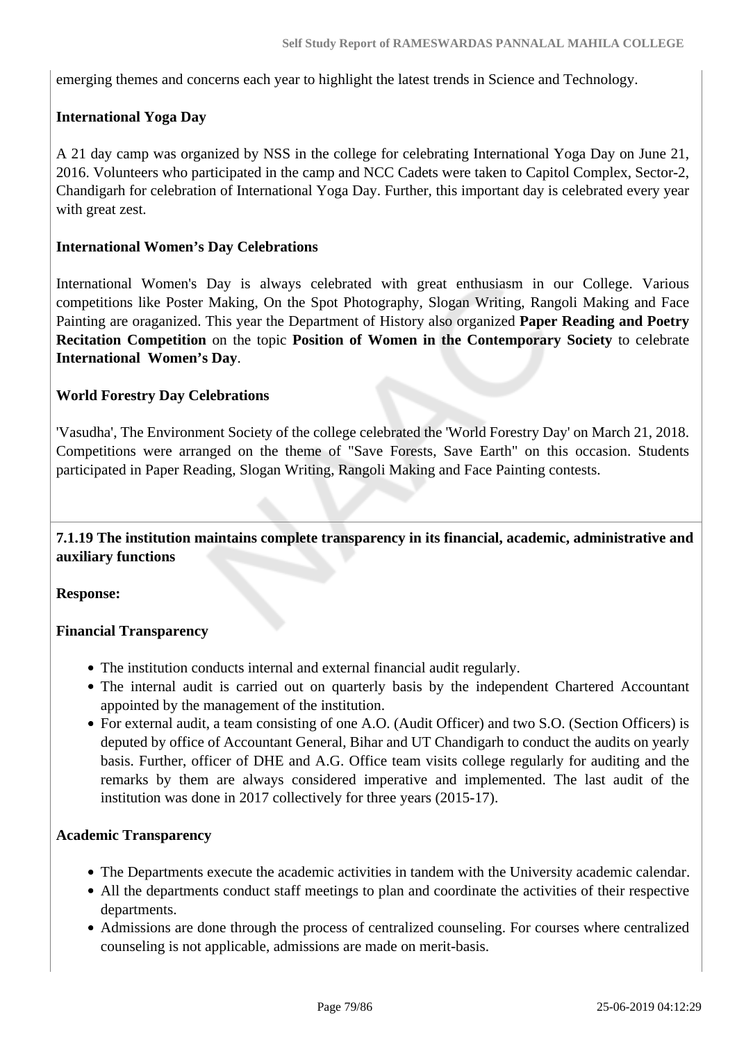emerging themes and concerns each year to highlight the latest trends in Science and Technology.

**International Yoga Day**

A 21 day camp was organized by NSS in the college for celebrating International Yoga Day on June 21, 2016. Volunteers who participated in the camp and NCC Cadets were taken to Capitol Complex, Sector-2, Chandigarh for celebration of International Yoga Day. Further, this important day is celebrated every year with great zest.

**International Women's Day Celebrations**

International Women's Day is always celebrated with great enthusiasm in our College. Various competitions like Poster Making, On the Spot Photography, Slogan Writing, Rangoli Making and Face Painting are oraganized. This year the Department of History also organized **Paper Reading and Poetry Recitation Competition** on the topic **Position of Women in the Contemporary Society** to celebrate **International Women's Day**.

**World Forestry Day Celebrations**

'Vasudha', The Environment Society of the college celebrated the 'World Forestry Day' on March 21, 2018. Competitions were arranged on the theme of "Save Forests, Save Earth" on this occasion. Students participated in Paper Reading, Slogan Writing, Rangoli Making and Face Painting contests.

**7.1.19 The institution maintains complete transparency in its financial, academic, administrative and auxiliary functions**

**Response:**

**Financial Transparency**

- The institution conducts internal and external financial audit regularly.
- The internal audit is carried out on quarterly basis by the independent Chartered Accountant appointed by the management of the institution.
- For external audit, a team consisting of one A.O. (Audit Officer) and two S.O. (Section Officers) is deputed by office of Accountant General, Bihar and UT Chandigarh to conduct the audits on yearly basis. Further, officer of DHE and A.G. Office team visits college regularly for auditing and the remarks by them are always considered imperative and implemented. The last audit of the institution was done in 2017 collectively for three years (2015-17).

**Academic Transparency**

- The Departments execute the academic activities in tandem with the University academic calendar.
- All the departments conduct staff meetings to plan and coordinate the activities of their respective departments.
- Admissions are done through the process of centralized counseling. For courses where centralized counseling is not applicable, admissions are made on merit-basis.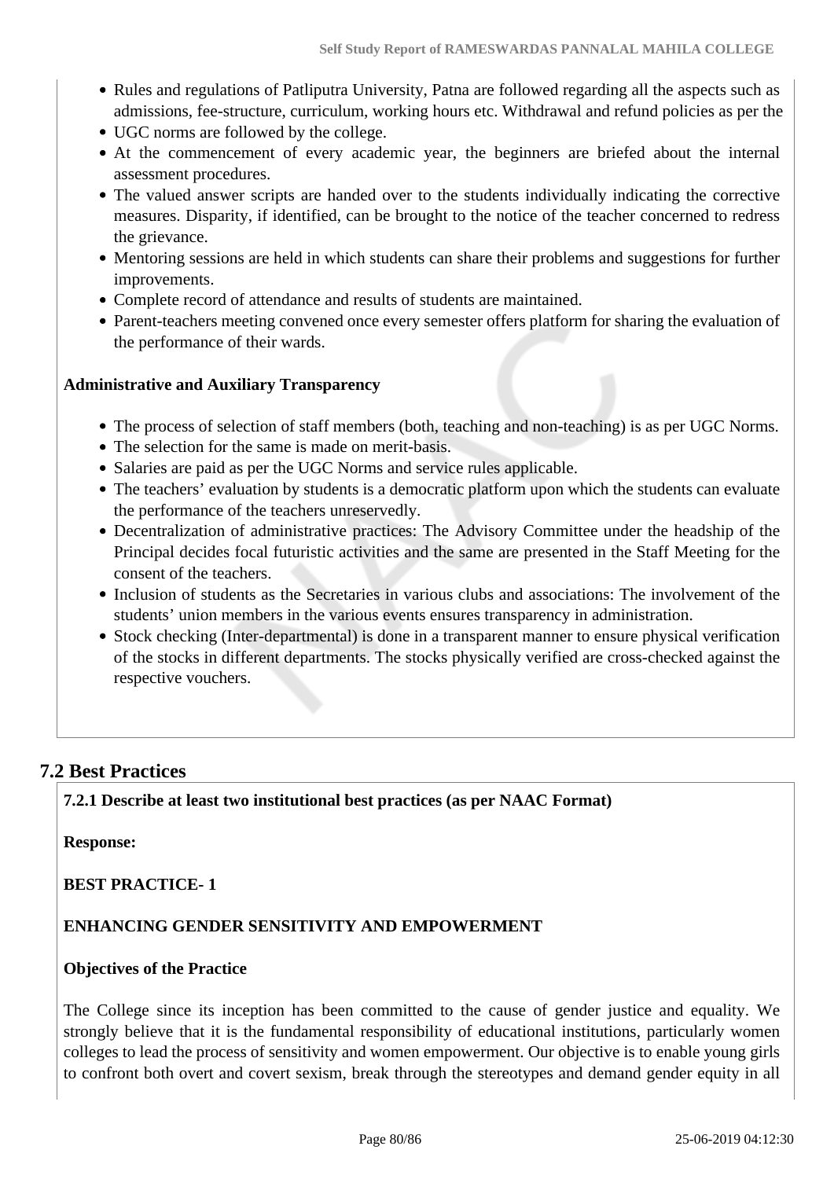- Rules and regulations of Patliputra University, Patna are followed regarding all the aspects such as admissions, fee-structure, curriculum, working hours etc. Withdrawal and refund policies as per the
- UGC norms are followed by the college.
- At the commencement of every academic year, the beginners are briefed about the internal assessment procedures.
- The valued answer scripts are handed over to the students individually indicating the corrective measures. Disparity, if identified, can be brought to the notice of the teacher concerned to redress the grievance.
- Mentoring sessions are held in which students can share their problems and suggestions for further improvements.
- Complete record of attendance and results of students are maintained.
- Parent-teachers meeting convened once every semester offers platform for sharing the evaluation of the performance of their wards.

**Administrative and Auxiliary Transparency**

- The process of selection of staff members (both, teaching and non-teaching) is as per UGC Norms.
- The selection for the same is made on merit-basis.
- Salaries are paid as per the UGC Norms and service rules applicable.
- The teachers' evaluation by students is a democratic platform upon which the students can evaluate the performance of the teachers unreservedly.
- Decentralization of administrative practices: The Advisory Committee under the headship of the Principal decides focal futuristic activities and the same are presented in the Staff Meeting for the consent of the teachers.
- Inclusion of students as the Secretaries in various clubs and associations: The involvement of the students' union members in the various events ensures transparency in administration.
- Stock checking (Inter-departmental) is done in a transparent manner to ensure physical verification of the stocks in different departments. The stocks physically verified are cross-checked against the respective vouchers.

## 7.2 Best Practices

**7.2.1 Describe at least two institutional best practices (as per NAAC Format)**

**Response:**

**BEST PRACTICE- 1**

**ENHANCING GENDER SENSITIVITY AND EMPOWERMENT**

**Objectives of the Practice**

The College since its inception has been committed to the cause of gender justice and equality. We strongly believe that it is the fundamental responsibility of educational institutions, particularly women colleges to lead the process of sensitivity and women empowerment. Our objective is to enable young girls to confront both overt and covert sexism, break through the stereotypes and demand gender equity in all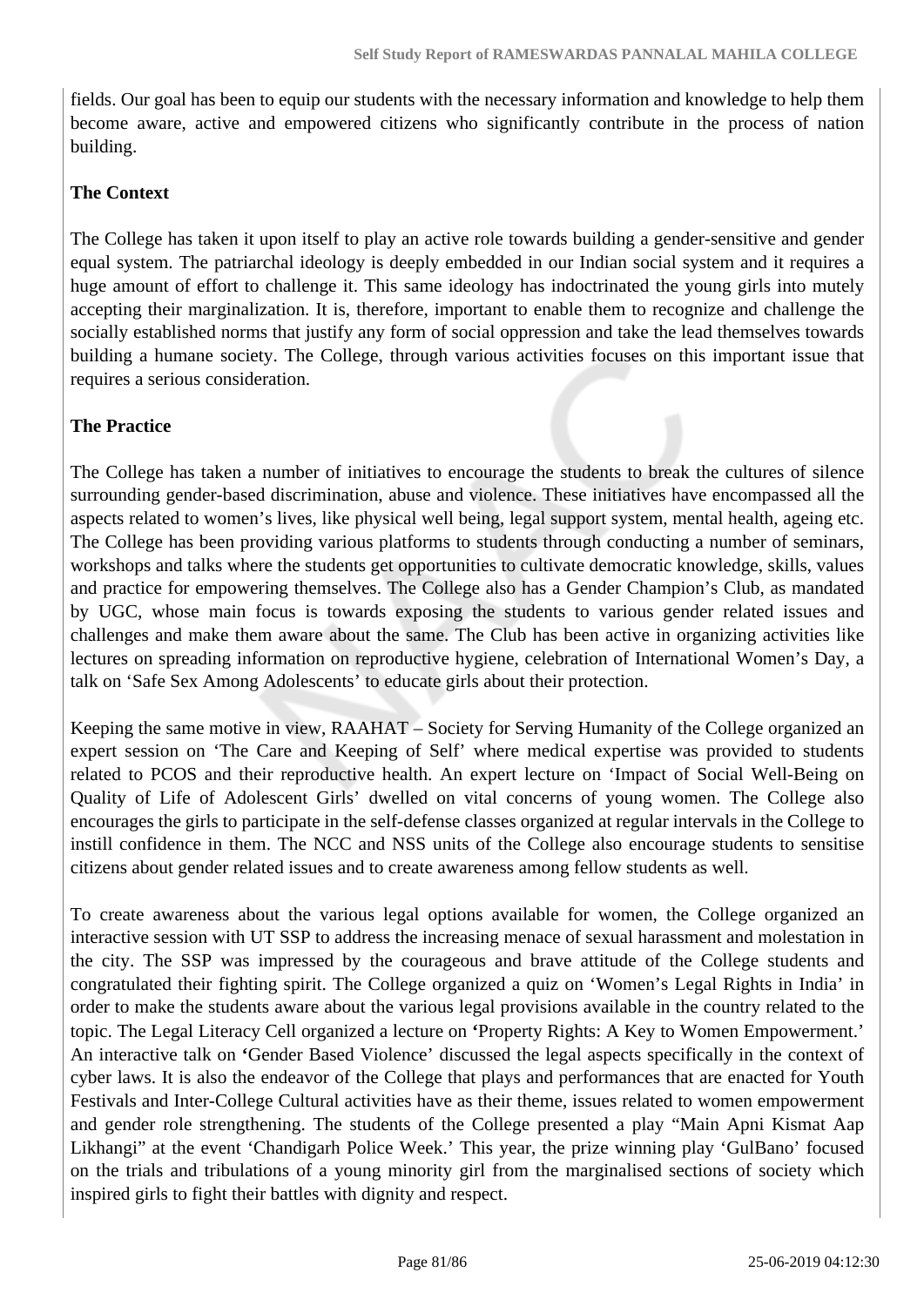fields. Our goal has been to equip our students with the necessary information and knowledge to help them become aware, active and empowered citizens who significantly contribute in the process of nation building.

**The Context**

The College has taken it upon itself to play an active role towards building a gender-sensitive and gender equal system. The patriarchal ideology is deeply embedded in our Indian social system and it requires a huge amount of effort to challenge it. This same ideology has indoctrinated the young girls into mutely accepting their marginalization. It is, therefore, important to enable them to recognize and challenge the socially established norms that justify any form of social oppression and take the lead themselves towards building a humane society. The College, through various activities focuses on this important issue that requires a serious consideration.

**The Practice**

The College has taken a number of initiatives to encourage the students to break the cultures of silence surrounding gender-based discrimination, abuse and violence. These initiatives have encompassed all the aspects related to women's lives, like physical well being, legal support system, mental health, ageing etc. The College has been providing various platforms to students through conducting a number of seminars, workshops and talks where the students get opportunities to cultivate democratic knowledge, skills, values and practice for empowering themselves. The College also has a Gender Champion's Club, as mandated by UGC, whose main focus is towards exposing the students to various gender related issues and challenges and make them aware about the same. The Club has been active in organizing activities like lectures on spreading information on reproductive hygiene, celebration of International Women's Day, a talk on 'Safe Sex Among Adolescents' to educate girls about their protection.

Keeping the same motive in view, RAAHAT – Society for Serving Humanity of the College organized an expert session on 'The Care and Keeping of Self' where medical expertise was provided to students related to PCOS and their reproductive health. An expert lecture on 'Impact of Social Well-Being on Quality of Life of Adolescent Girls' dwelled on vital concerns of young women. The College also encourages the girls to participate in the self-defense classes organized at regular intervals in the College to instill confidence in them. The NCC and NSS units of the College also encourage students to sensitise citizens about gender related issues and to create awareness among fellow students as well.

To create awareness about the various legal options available for women, the College organized an interactive session with UT SSP to address the increasing menace of sexual harassment and molestation in the city. The SSP was impressed by the courageous and brave attitude of the College students and congratulated their fighting spirit. The College organized a quiz on 'Women's Legal Rights in India' in order to make the students aware about the various legal provisions available in the country related to the topic. The Legal Literacy Cell organized a lecture on 'Property Rights: A Key to Women Empowerment.' An interactive talk on 'Gender Based Violence' discussed the legal aspects specifically in the context of cyber laws. It is also the endeavor of the College that plays and performances that are enacted for Youth Festivals and Inter-College Cultural activities have as their theme, issues related to women empowerment and gender role strengthening. The students of the College presented a play "Main Apni Kismat Aap Likhangi" at the event 'Chandigarh Police Week.' This year, the prize winning play 'GulBano' focused on the trials and tribulations of a young minority girl from the marginalised sections of society which inspired girls to fight their battles with dignity and respect.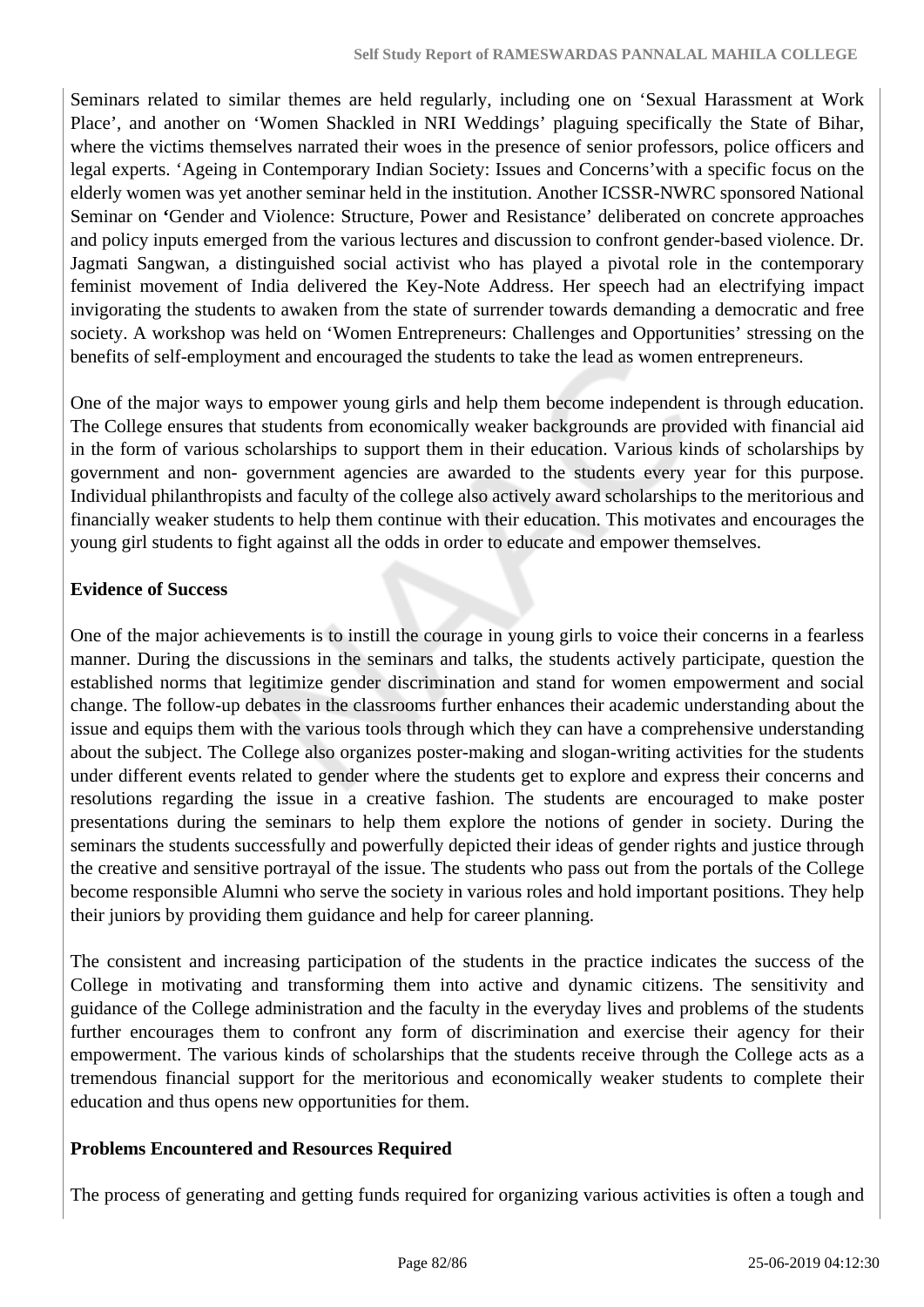Seminars related to similar themes are held regularly, including one on 'Sexual Harassment at Work Place', and another on 'Women Shackled in NRI Weddings' plaguing specifically the State of Bihar, where the victims themselves narrated their woes in the presence of senior professors, police officers and legal experts. 'Ageing in Contemporary Indian Society: Issues and Concerns'with a specific focus on the elderly women was yet another seminar held in the institution. Another ICSSR-NWRC sponsored National Seminar on **'**Gender and Violence: Structure, Power and Resistance' deliberated on concrete approaches and policy inputs emerged from the various lectures and discussion to confront gender-based violence. Dr. Jagmati Sangwan, a distinguished social activist who has played a pivotal role in the contemporary feminist movement of India delivered the Key-Note Address. Her speech had an electrifying impact invigorating the students to awaken from the state of surrender towards demanding a democratic and free society. A workshop was held on 'Women Entrepreneurs: Challenges and Opportunities' stressing on the benefits of self-employment and encouraged the students to take the lead as women entrepreneurs.

One of the major ways to empower young girls and help them become independent is through education. The College ensures that students from economically weaker backgrounds are provided with financial aid in the form of various scholarships to support them in their education. Various kinds of scholarships by government and non- government agencies are awarded to the students every year for this purpose. Individual philanthropists and faculty of the college also actively award scholarships to the meritorious and financially weaker students to help them continue with their education. This motivates and encourages the young girl students to fight against all the odds in order to educate and empower themselves.

**Evidence of Success**

One of the major achievements is to instill the courage in young girls to voice their concerns in a fearless manner. During the discussions in the seminars and talks, the students actively participate, question the established norms that legitimize gender discrimination and stand for women empowerment and social change. The follow-up debates in the classrooms further enhances their academic understanding about the issue and equips them with the various tools through which they can have a comprehensive understanding about the subject. The College also organizes poster-making and slogan-writing activities for the students under different events related to gender where the students get to explore and express their concerns and resolutions regarding the issue in a creative fashion. The students are encouraged to make poster presentations during the seminars to help them explore the notions of gender in society. During the seminars the students successfully and powerfully depicted their ideas of gender rights and justice through the creative and sensitive portrayal of the issue. The students who pass out from the portals of the College become responsible Alumni who serve the society in various roles and hold important positions. They help their juniors by providing them guidance and help for career planning.

The consistent and increasing participation of the students in the practice indicates the success of the College in motivating and transforming them into active and dynamic citizens. The sensitivity and guidance of the College administration and the faculty in the everyday lives and problems of the students further encourages them to confront any form of discrimination and exercise their agency for their empowerment. The various kinds of scholarships that the students receive through the College acts as a tremendous financial support for the meritorious and economically weaker students to complete their education and thus opens new opportunities for them.

**Problems Encountered and Resources Required**

The process of generating and getting funds required for organizing various activities is often a tough and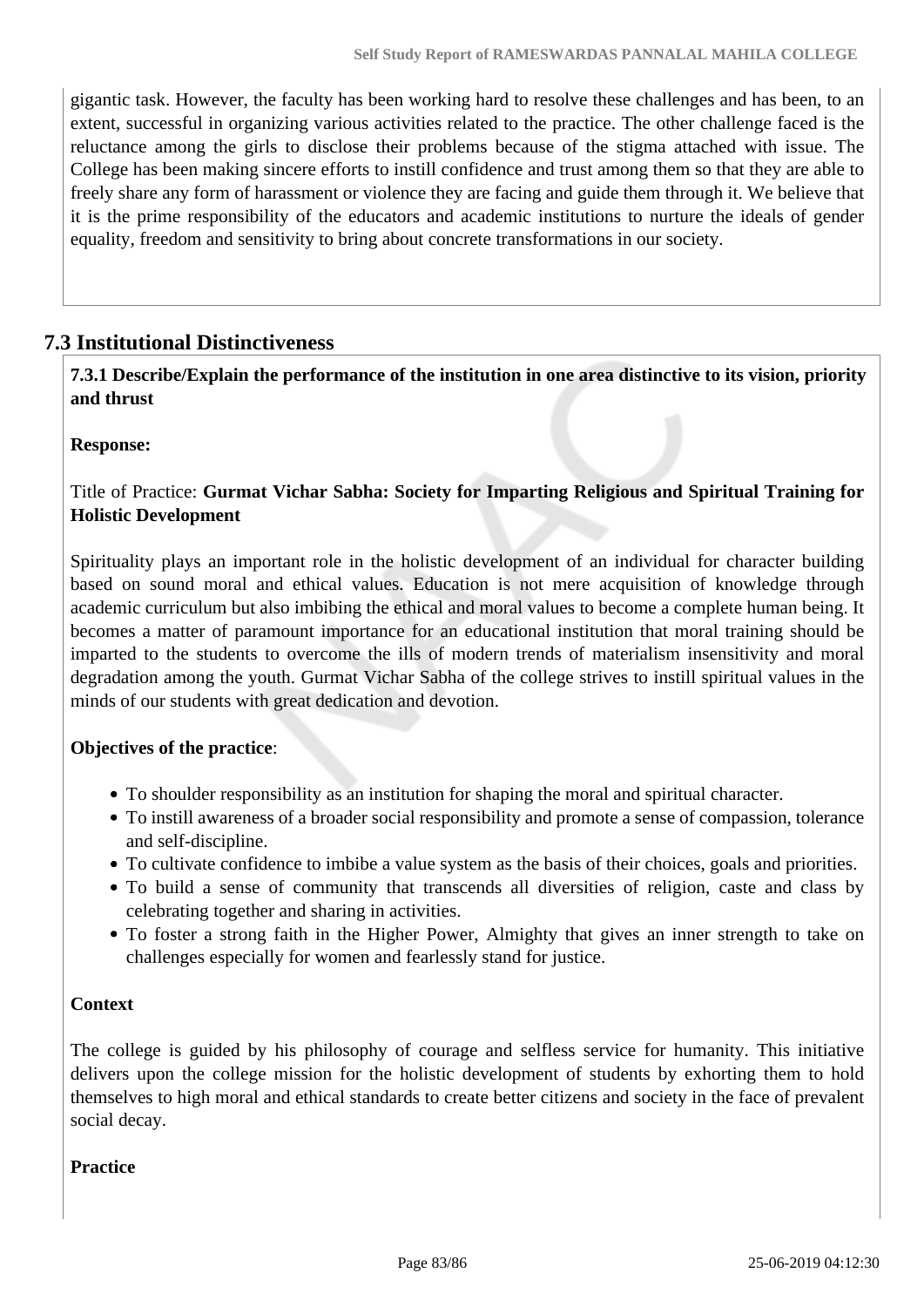gigantic task. However, the faculty has been working hard to resolve these challenges and has been, to an extent, successful in organizing various activities related to the practice. The other challenge faced is the reluctance among the girls to disclose their problems because of the stigma attached with issue. The College has been making sincere efforts to instill confidence and trust among them so that they are able to freely share any form of harassment or violence they are facing and guide them through it. We believe that it is the prime responsibility of the educators and academic institutions to nurture the ideals of gender equality, freedom and sensitivity to bring about concrete transformations in our society.

## 7.3 Institutional Distinctiveness

**7.3.1 Describe/Explain the performance of the institution in one area distinctive to its vision, priority and thrust**

**Response:**

Title of Practice: **Gurmat Vichar Sabha: Society for Imparting Religious and Spiritual Training for Holistic Development**

Spirituality plays an important role in the holistic development of an individual for character building based on sound moral and ethical values. Education is not mere acquisition of knowledge through academic curriculum but also imbibing the ethical and moral values to become a complete human being. It becomes a matter of paramount importance for an educational institution that moral training should be imparted to the students to overcome the ills of modern trends of materialism insensitivity and moral degradation among the youth. Gurmat Vichar Sabha of the college strives to instill spiritual values in the minds of our students with great dedication and devotion.

**Objectives of the practice**:

- To shoulder responsibility as an institution for shaping the moral and spiritual character.
- To instill awareness of a broader social responsibility and promote a sense of compassion, tolerance and self-discipline.
- To cultivate confidence to imbibe a value system as the basis of their choices, goals and priorities.
- To build a sense of community that transcends all diversities of religion, caste and class by celebrating together and sharing in activities.
- To foster a strong faith in the Higher Power, Almighty that gives an inner strength to take on challenges especially for women and fearlessly stand for justice.

**Context**

The college is guided by his philosophy of courage and selfless service for humanity. This initiative delivers upon the college mission for the holistic development of students by exhorting them to hold themselves to high moral and ethical standards to create better citizens and society in the face of prevalent social decay.

**Practice**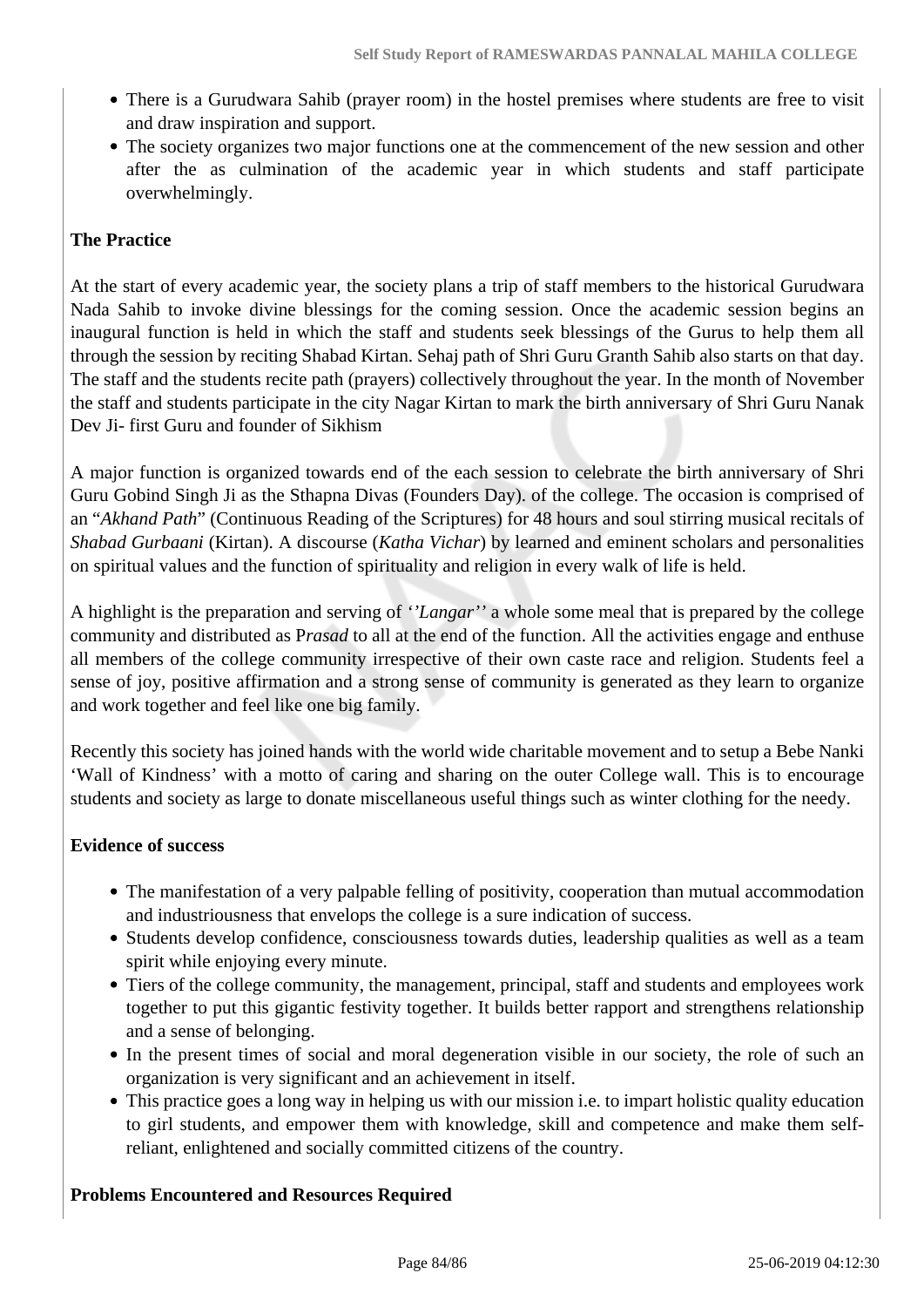- There is a Gurudwara Sahib (prayer room) in the hostel premises where students are free to visit and draw inspiration and support.
- The society organizes two major functions one at the commencement of the new session and other after the as culmination of the academic year in which students and staff participate overwhelmingly.

**The Practice**

At the start of every academic year, the society plans a trip of staff members to the historical Gurudwara Nada Sahib to invoke divine blessings for the coming session. Once the academic session begins an inaugural function is held in which the staff and students seek blessings of the Gurus to help them all through the session by reciting Shabad Kirtan. Sehaj path of Shri Guru Granth Sahib also starts on that day. The staff and the students recite path (prayers) collectively throughout the year. In the month of November the staff and students participate in the city Nagar Kirtan to mark the birth anniversary of Shri Guru Nanak Dev Ji- first Guru and founder of Sikhism

A major function is organized towards end of the each session to celebrate the birth anniversary of Shri Guru Gobind Singh Ji as the Sthapna Divas (Founders Day). of the college. The occasion is comprised of an "*Akhand Path*" (Continuous Reading of the Scriptures) for 48 hours and soul stirring musical recitals of *Shabad Gurbaani* (Kirtan). A discourse (*Katha Vichar*) by learned and eminent scholars and personalities on spiritual values and the function of spirituality and religion in every walk of life is held.

A highlight is the preparation and serving of *''Langar''* a whole some meal that is prepared by the college community and distributed as P*rasad* to all at the end of the function. All the activities engage and enthuse all members of the college community irrespective of their own caste race and religion. Students feel a sense of joy, positive affirmation and a strong sense of community is generated as they learn to organize and work together and feel like one big family.

Recently this society has joined hands with the world wide charitable movement and to setup a Bebe Nanki 'Wall of Kindness' with a motto of caring and sharing on the outer College wall. This is to encourage students and society as large to donate miscellaneous useful things such as winter clothing for the needy.

**Evidence of success**

- The manifestation of a very palpable felling of positivity, cooperation than mutual accommodation and industriousness that envelops the college is a sure indication of success.
- Students develop confidence, consciousness towards duties, leadership qualities as well as a team spirit while enjoying every minute.
- Tiers of the college community, the management, principal, staff and students and employees work together to put this gigantic festivity together. It builds better rapport and strengthens relationship and a sense of belonging.
- In the present times of social and moral degeneration visible in our society, the role of such an organization is very significant and an achievement in itself.
- This practice goes a long way in helping us with our mission i.e. to impart holistic quality education to girl students, and empower them with knowledge, skill and competence and make them self-reliant, enlightened and socially committed citizens of the country.

**Problems Encountered and Resources Required**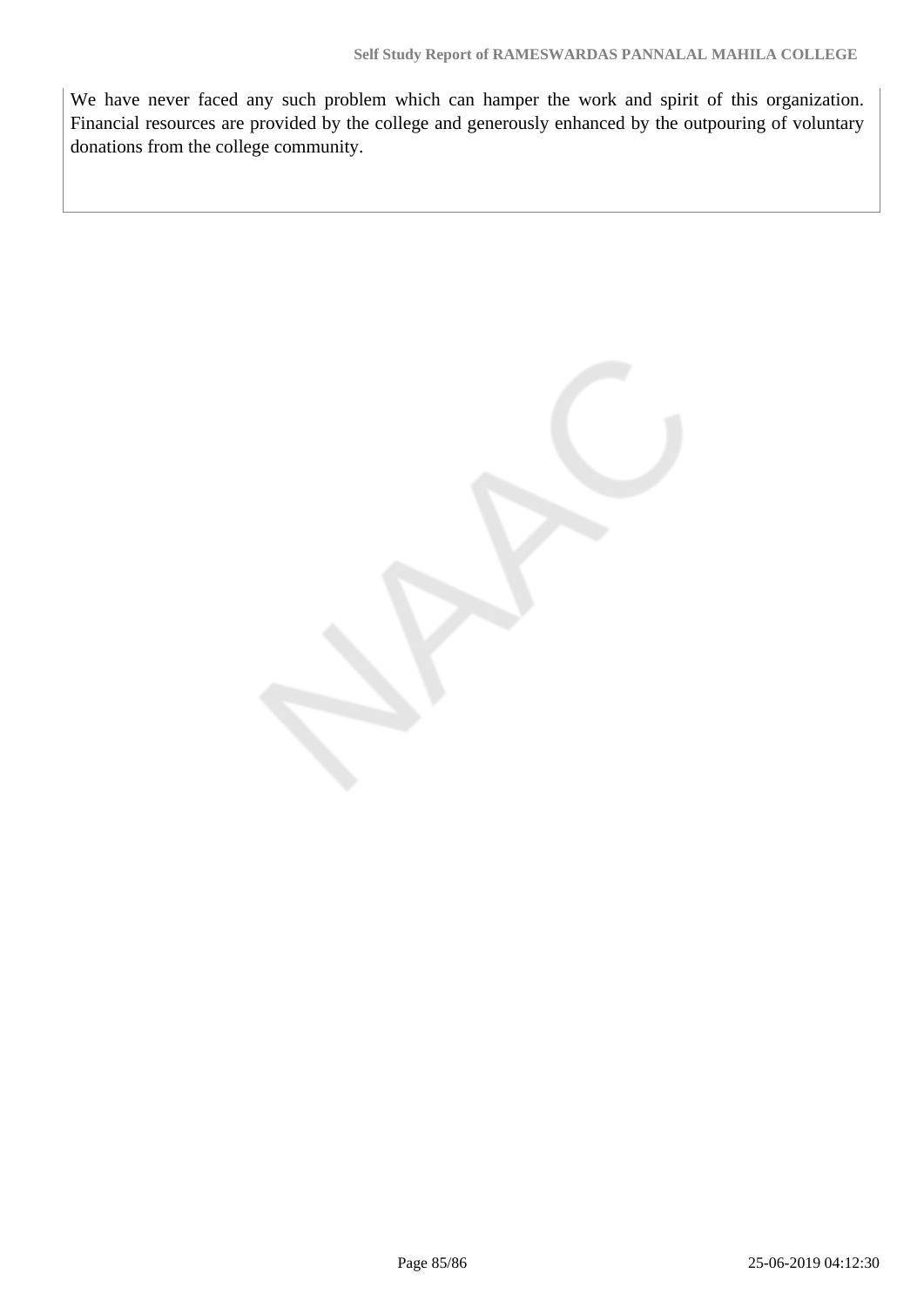We have never faced any such problem which can hamper the work and spirit of this organization. Financial resources are provided by the college and generously enhanced by the outpouring of voluntary donations from the college community.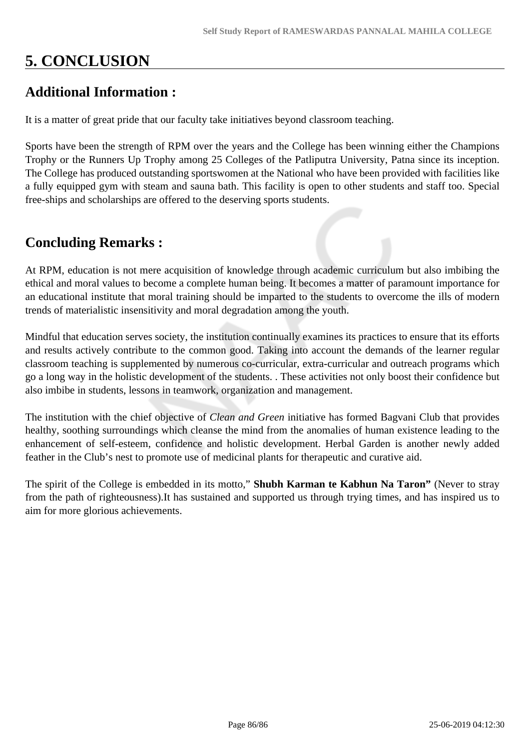# 5. CONCLUSION

## Additional Information :

It is a matter of great pride that our faculty take initiatives beyond classroom teaching.

Sports have been the strength of RPM over the years and the College has been winning either the Champions Trophy or the Runners Up Trophy among 25 Colleges of the Patliputra University, Patna since its inception. The College has produced outstanding sportswomen at the National who have been provided with facilities like a fully equipped gym with steam and sauna bath. This facility is open to other students and staff too. Special free-ships and scholarships are offered to the deserving sports students.

## Concluding Remarks :

At RPM, education is not mere acquisition of knowledge through academic curriculum but also imbibing the ethical and moral values to become a complete human being. It becomes a matter of paramount importance for an educational institute that moral training should be imparted to the students to overcome the ills of modern trends of materialistic insensitivity and moral degradation among the youth.

Mindful that education serves society, the institution continually examines its practices to ensure that its efforts and results actively contribute to the common good. Taking into account the demands of the learner regular classroom teaching is supplemented by numerous co-curricular, extra-curricular and outreach programs which go a long way in the holistic development of the students. . These activities not only boost their confidence but also imbibe in students, lessons in teamwork, organization and management.

The institution with the chief objective of *Clean and Green* initiative has formed Bagvani Club that provides healthy, soothing surroundings which cleanse the mind from the anomalies of human existence leading to the enhancement of self-esteem, confidence and holistic development. Herbal Garden is another newly added feather in the Club's nest to promote use of medicinal plants for therapeutic and curative aid.

The spirit of the College is embedded in its motto," **Shubh Karman te Kabhun Na Taron"** (Never to stray from the path of righteousness).It has sustained and supported us through trying times, and has inspired us to aim for more glorious achievements.